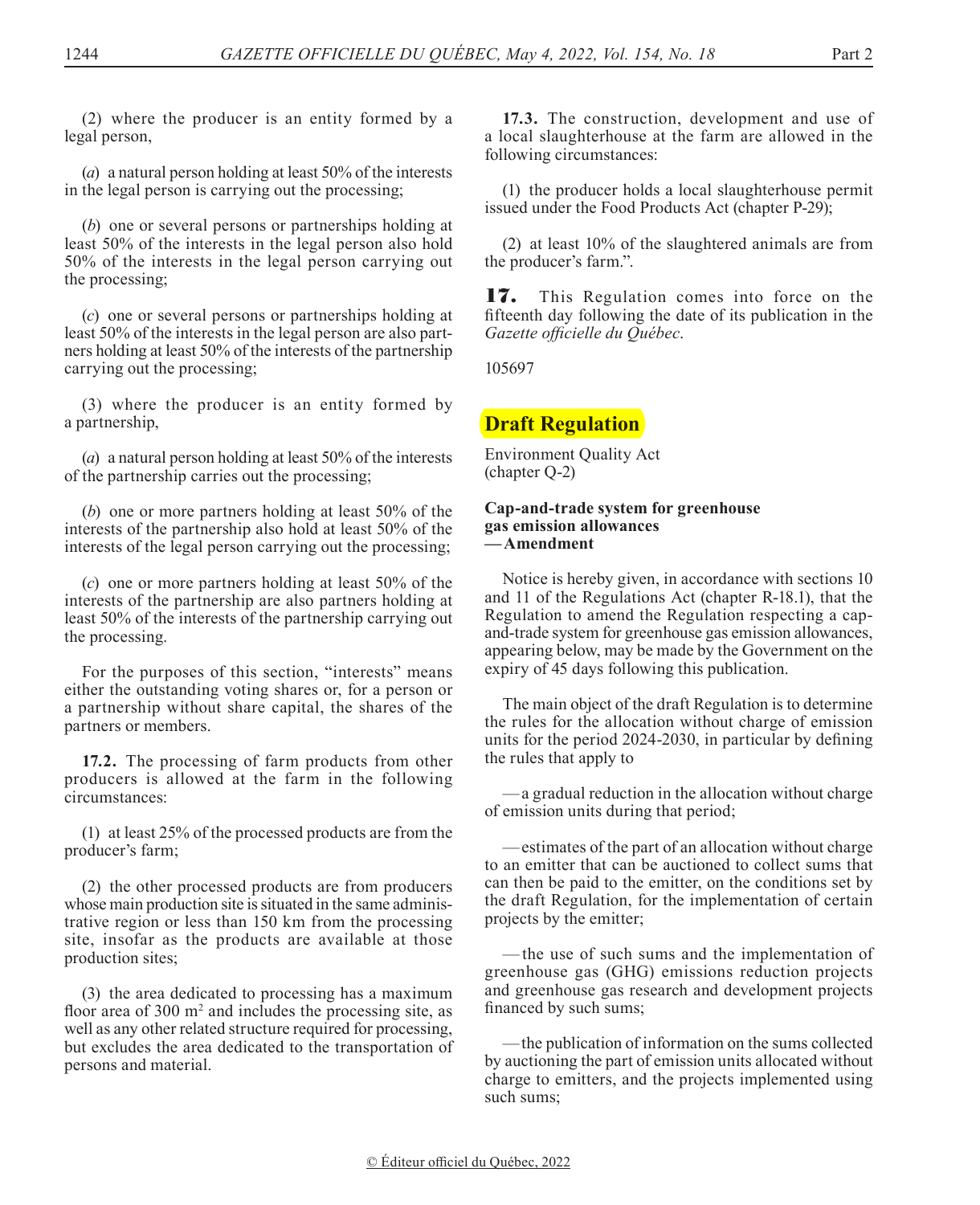(2) where the producer is an entity formed by a legal person,

(*a*) a natural person holding at least 50% of the interests in the legal person is carrying out the processing;

(*b*) one or several persons or partnerships holding at least 50% of the interests in the legal person also hold 50% of the interests in the legal person carrying out the processing;

(*c*) one or several persons or partnerships holding at least 50% of the interests in the legal person are also partners holding at least 50% of the interests of the partnership carrying out the processing;

(3) where the producer is an entity formed by a partnership,

(*a*) a natural person holding at least 50% of the interests of the partnership carries out the processing;

(*b*) one or more partners holding at least 50% of the interests of the partnership also hold at least 50% of the interests of the legal person carrying out the processing;

(*c*) one or more partners holding at least 50% of the interests of the partnership are also partners holding at least 50% of the interests of the partnership carrying out the processing.

For the purposes of this section, "interests" means either the outstanding voting shares or, for a person or a partnership without share capital, the shares of the partners or members.

**17.2.** The processing of farm products from other producers is allowed at the farm in the following circumstances:

(1) at least 25% of the processed products are from the producer's farm;

(2) the other processed products are from producers whose main production site is situated in the same administrative region or less than 150 km from the processing site, insofar as the products are available at those production sites;

(3) the area dedicated to processing has a maximum floor area of 300 $m^2$ and includes the processing site, as well as any other related structure required for processing, but excludes the area dedicated to the transportation of persons and material.

**17.3.** The construction, development and use of a local slaughterhouse at the farm are allowed in the following circumstances:

(1) the producer holds a local slaughterhouse permit issued under the Food Products Act (chapter P-29);

(2) at least 10% of the slaughtered animals are from the producer's farm.".

**17.** This Regulation comes into force on the fifteenth day following the date of its publication in the *Gazette officielle du Québec*.

105697

## Draft Regulation

Environment Quality Act
(chapter Q-2)

**Cap-and-trade system for greenhouse gas emission allowances — Amendment**

Notice is hereby given, in accordance with sections 10 and 11 of the Regulations Act (chapter R-18.1), that the Regulation to amend the Regulation respecting a cap-and-trade system for greenhouse gas emission allowances, appearing below, may be made by the Government on the expiry of 45 days following this publication.

The main object of the draft Regulation is to determine the rules for the allocation without charge of emission units for the period 2024-2030, in particular by defining the rules that apply to

— a gradual reduction in the allocation without charge of emission units during that period;

— estimates of the part of an allocation without charge to an emitter that can be auctioned to collect sums that can then be paid to the emitter, on the conditions set by the draft Regulation, for the implementation of certain projects by the emitter;

— the use of such sums and the implementation of greenhouse gas (GHG) emissions reduction projects and greenhouse gas research and development projects financed by such sums;

— the publication of information on the sums collected by auctioning the part of emission units allocated without charge to emitters, and the projects implemented using such sums;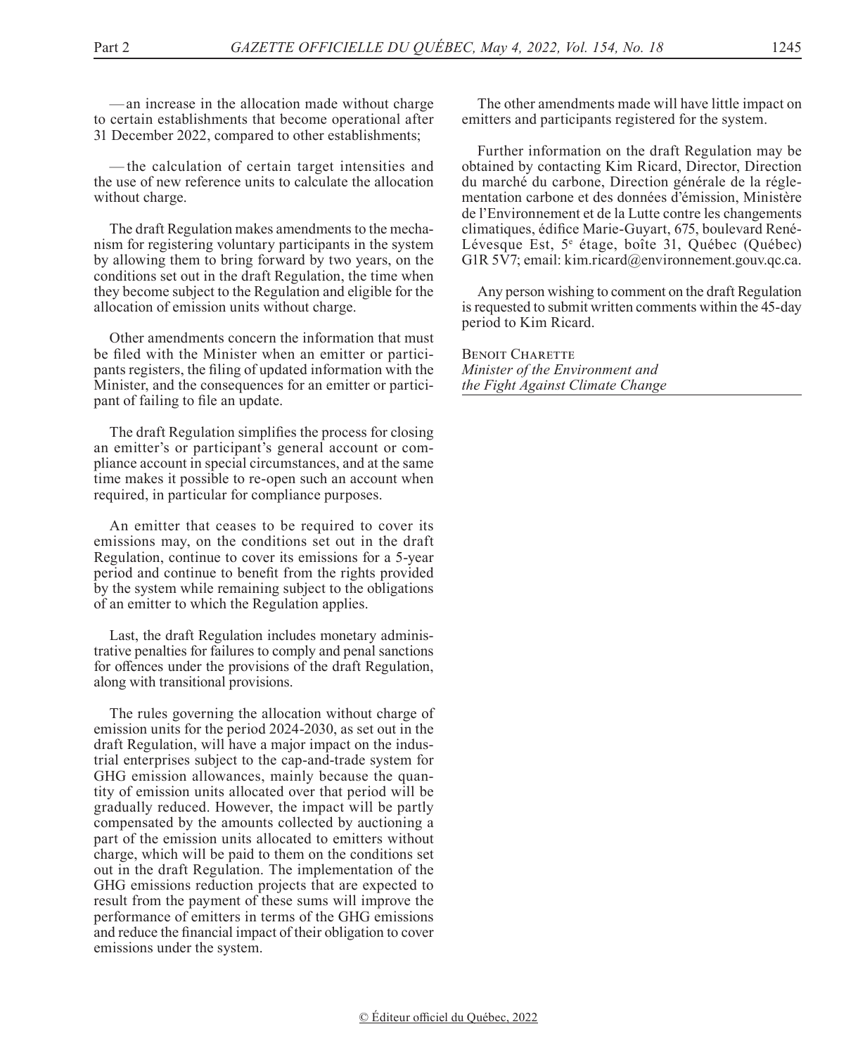— an increase in the allocation made without charge to certain establishments that become operational after 31 December 2022, compared to other establishments;

— the calculation of certain target intensities and the use of new reference units to calculate the allocation without charge.

The draft Regulation makes amendments to the mechanism for registering voluntary participants in the system by allowing them to bring forward by two years, on the conditions set out in the draft Regulation, the time when they become subject to the Regulation and eligible for the allocation of emission units without charge.

Other amendments concern the information that must be filed with the Minister when an emitter or participants registers, the filing of updated information with the Minister, and the consequences for an emitter or participant of failing to file an update.

The draft Regulation simplifies the process for closing an emitter's or participant's general account or compliance account in special circumstances, and at the same time makes it possible to re-open such an account when required, in particular for compliance purposes.

An emitter that ceases to be required to cover its emissions may, on the conditions set out in the draft Regulation, continue to cover its emissions for a 5-year period and continue to benefit from the rights provided by the system while remaining subject to the obligations of an emitter to which the Regulation applies.

Last, the draft Regulation includes monetary administrative penalties for failures to comply and penal sanctions for offences under the provisions of the draft Regulation, along with transitional provisions.

The rules governing the allocation without charge of emission units for the period 2024-2030, as set out in the draft Regulation, will have a major impact on the industrial enterprises subject to the cap-and-trade system for GHG emission allowances, mainly because the quantity of emission units allocated over that period will be gradually reduced. However, the impact will be partly compensated by the amounts collected by auctioning a part of the emission units allocated to emitters without charge, which will be paid to them on the conditions set out in the draft Regulation. The implementation of the GHG emissions reduction projects that are expected to result from the payment of these sums will improve the performance of emitters in terms of the GHG emissions and reduce the financial impact of their obligation to cover emissions under the system.

The other amendments made will have little impact on emitters and participants registered for the system.

Further information on the draft Regulation may be obtained by contacting Kim Ricard, Director, Direction du marché du carbone, Direction générale de la réglementation carbone et des données d'émission, Ministère de l'Environnement et de la Lutte contre les changements climatiques, édifice Marie-Guyart, 675, boulevard René-Lévesque Est, 5e étage, boîte 31, Québec (Québec) G1R 5V7; email: kim.ricard@environnement.gouv.qc.ca.

Any person wishing to comment on the draft Regulation is requested to submit written comments within the 45-day period to Kim Ricard.

Benoit Charette
*Minister of the Environment and the Fight Against Climate Change*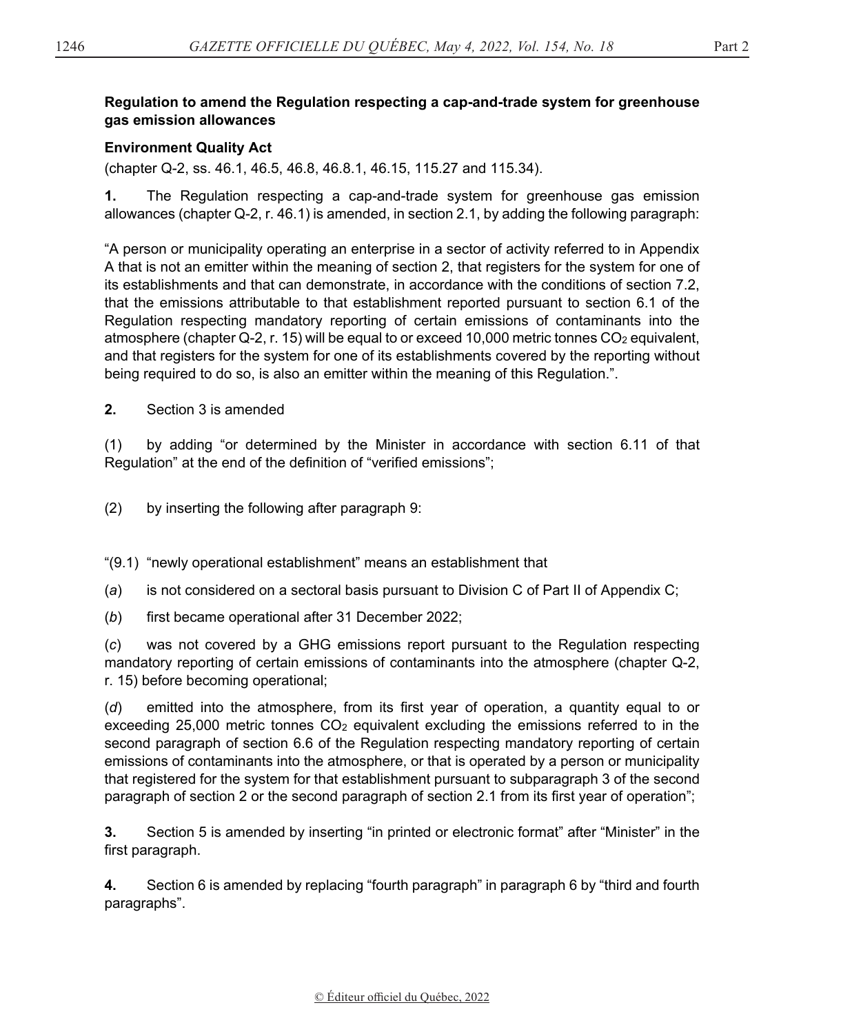**Regulation to amend the Regulation respecting a cap-and-trade system for greenhouse gas emission allowances**

**Environment Quality Act**

(chapter Q-2, ss. 46.1, 46.5, 46.8, 46.8.1, 46.15, 115.27 and 115.34).

**1.** The Regulation respecting a cap-and-trade system for greenhouse gas emission allowances (chapter Q-2, r. 46.1) is amended, in section 2.1, by adding the following paragraph:

"A person or municipality operating an enterprise in a sector of activity referred to in Appendix A that is not an emitter within the meaning of section 2, that registers for the system for one of its establishments and that can demonstrate, in accordance with the conditions of section 7.2, that the emissions attributable to that establishment reported pursuant to section 6.1 of the Regulation respecting mandatory reporting of certain emissions of contaminants into the atmosphere (chapter Q-2, r. 15) will be equal to or exceed 10,000 metric tonnes $CO_2$ equivalent, and that registers for the system for one of its establishments covered by the reporting without being required to do so, is also an emitter within the meaning of this Regulation.".

**2.** Section 3 is amended

(1) by adding "or determined by the Minister in accordance with section 6.11 of that Regulation" at the end of the definition of "verified emissions";

(2) by inserting the following after paragraph 9:

"(9.1) "newly operational establishment" means an establishment that

(*a*) is not considered on a sectoral basis pursuant to Division C of Part II of Appendix C;

(*b*) first became operational after 31 December 2022;

(*c*) was not covered by a GHG emissions report pursuant to the Regulation respecting mandatory reporting of certain emissions of contaminants into the atmosphere (chapter Q-2, r. 15) before becoming operational;

(*d*) emitted into the atmosphere, from its first year of operation, a quantity equal to or exceeding 25,000 metric tonnes $CO_2$ equivalent excluding the emissions referred to in the second paragraph of section 6.6 of the Regulation respecting mandatory reporting of certain emissions of contaminants into the atmosphere, or that is operated by a person or municipality that registered for the system for that establishment pursuant to subparagraph 3 of the second paragraph of section 2 or the second paragraph of section 2.1 from its first year of operation";

**3.** Section 5 is amended by inserting "in printed or electronic format" after "Minister" in the first paragraph.

**4.** Section 6 is amended by replacing "fourth paragraph" in paragraph 6 by "third and fourth paragraphs".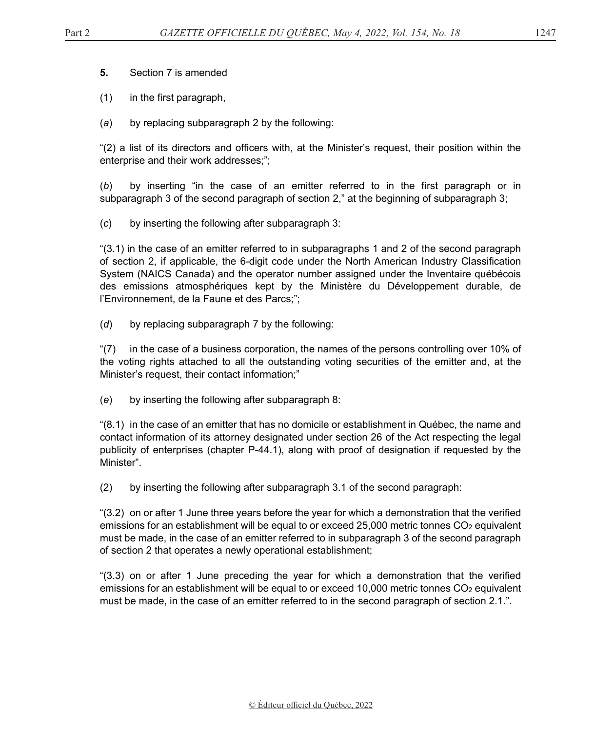**5.** Section 7 is amended

(1) in the first paragraph,

(*a*) by replacing subparagraph 2 by the following:

"(2) a list of its directors and officers with, at the Minister's request, their position within the enterprise and their work addresses;";

(*b*) by inserting "in the case of an emitter referred to in the first paragraph or in subparagraph 3 of the second paragraph of section 2," at the beginning of subparagraph 3;

(*c*) by inserting the following after subparagraph 3:

"(3.1) in the case of an emitter referred to in subparagraphs 1 and 2 of the second paragraph of section 2, if applicable, the 6-digit code under the North American Industry Classification System (NAICS Canada) and the operator number assigned under the Inventaire québécois des emissions atmosphériques kept by the Ministère du Développement durable, de l'Environnement, de la Faune et des Parcs;";

(*d*) by replacing subparagraph 7 by the following:

"(7) in the case of a business corporation, the names of the persons controlling over 10% of the voting rights attached to all the outstanding voting securities of the emitter and, at the Minister's request, their contact information;"

(*e*) by inserting the following after subparagraph 8:

"(8.1) in the case of an emitter that has no domicile or establishment in Québec, the name and contact information of its attorney designated under section 26 of the Act respecting the legal publicity of enterprises (chapter P-44.1), along with proof of designation if requested by the Minister".

(2) by inserting the following after subparagraph 3.1 of the second paragraph:

"(3.2) on or after 1 June three years before the year for which a demonstration that the verified emissions for an establishment will be equal to or exceed 25,000 metric tonnes $CO_2$ equivalent must be made, in the case of an emitter referred to in subparagraph 3 of the second paragraph of section 2 that operates a newly operational establishment;

"(3.3) on or after 1 June preceding the year for which a demonstration that the verified emissions for an establishment will be equal to or exceed 10,000 metric tonnes $CO_2$ equivalent must be made, in the case of an emitter referred to in the second paragraph of section 2.1.".

© Éditeur officiel du Québec, 2022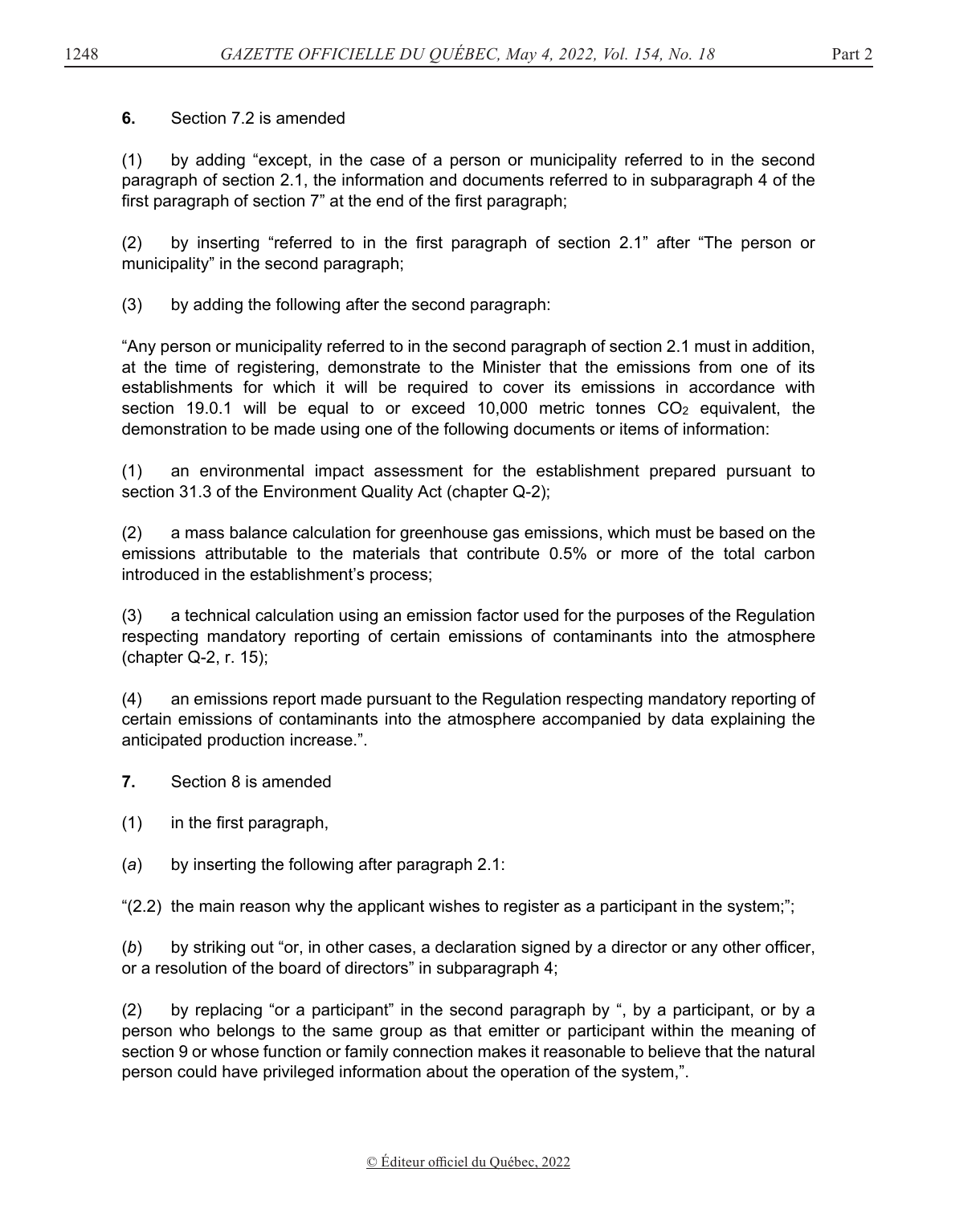**6.** Section 7.2 is amended

(1) by adding "except, in the case of a person or municipality referred to in the second paragraph of section 2.1, the information and documents referred to in subparagraph 4 of the first paragraph of section 7" at the end of the first paragraph;

(2) by inserting "referred to in the first paragraph of section 2.1" after "The person or municipality" in the second paragraph;

(3) by adding the following after the second paragraph:

"Any person or municipality referred to in the second paragraph of section 2.1 must in addition, at the time of registering, demonstrate to the Minister that the emissions from one of its establishments for which it will be required to cover its emissions in accordance with section 19.0.1 will be equal to or exceed 10,000 metric tonnes $CO_2$ equivalent, the demonstration to be made using one of the following documents or items of information:

(1) an environmental impact assessment for the establishment prepared pursuant to section 31.3 of the Environment Quality Act (chapter Q-2);

(2) a mass balance calculation for greenhouse gas emissions, which must be based on the emissions attributable to the materials that contribute 0.5% or more of the total carbon introduced in the establishment's process;

(3) a technical calculation using an emission factor used for the purposes of the Regulation respecting mandatory reporting of certain emissions of contaminants into the atmosphere (chapter Q-2, r. 15);

(4) an emissions report made pursuant to the Regulation respecting mandatory reporting of certain emissions of contaminants into the atmosphere accompanied by data explaining the anticipated production increase.".

**7.** Section 8 is amended

(1) in the first paragraph,

(*a*) by inserting the following after paragraph 2.1:

"(2.2) the main reason why the applicant wishes to register as a participant in the system;";

(*b*) by striking out "or, in other cases, a declaration signed by a director or any other officer, or a resolution of the board of directors" in subparagraph 4;

(2) by replacing "or a participant" in the second paragraph by ", by a participant, or by a person who belongs to the same group as that emitter or participant within the meaning of section 9 or whose function or family connection makes it reasonable to believe that the natural person could have privileged information about the operation of the system,".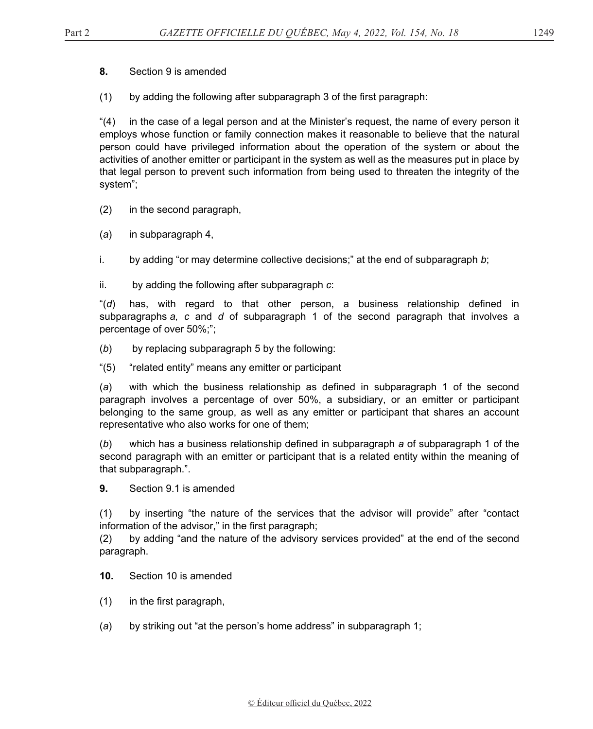**8.** Section 9 is amended

(1) by adding the following after subparagraph 3 of the first paragraph:

"(4) in the case of a legal person and at the Minister's request, the name of every person it employs whose function or family connection makes it reasonable to believe that the natural person could have privileged information about the operation of the system or about the activities of another emitter or participant in the system as well as the measures put in place by that legal person to prevent such information from being used to threaten the integrity of the system";

(2) in the second paragraph,

(*a*) in subparagraph 4,

i. by adding "or may determine collective decisions;" at the end of subparagraph *b*;

ii. by adding the following after subparagraph *c*:

"(*d*) has, with regard to that other person, a business relationship defined in subparagraphs *a, c* and *d* of subparagraph 1 of the second paragraph that involves a percentage of over 50%;";

(*b*) by replacing subparagraph 5 by the following:

"(5) "related entity" means any emitter or participant

(*a*) with which the business relationship as defined in subparagraph 1 of the second paragraph involves a percentage of over 50%, a subsidiary, or an emitter or participant belonging to the same group, as well as any emitter or participant that shares an account representative who also works for one of them;

(*b*) which has a business relationship defined in subparagraph *a* of subparagraph 1 of the second paragraph with an emitter or participant that is a related entity within the meaning of that subparagraph.".

**9.** Section 9.1 is amended

(1) by inserting "the nature of the services that the advisor will provide" after "contact information of the advisor," in the first paragraph;

(2) by adding "and the nature of the advisory services provided" at the end of the second paragraph.

**10.** Section 10 is amended

(1) in the first paragraph,

(*a*) by striking out "at the person's home address" in subparagraph 1;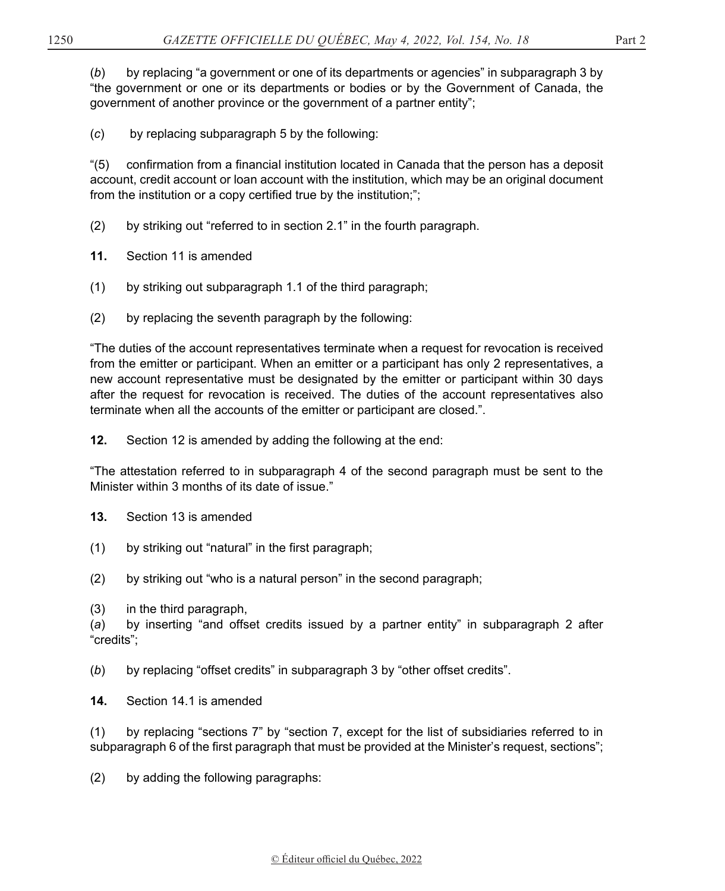(*b*) by replacing "a government or one of its departments or agencies" in subparagraph 3 by "the government or one or its departments or bodies or by the Government of Canada, the government of another province or the government of a partner entity";

(*c*) by replacing subparagraph 5 by the following:

"(5) confirmation from a financial institution located in Canada that the person has a deposit account, credit account or loan account with the institution, which may be an original document from the institution or a copy certified true by the institution;";

(2) by striking out "referred to in section 2.1" in the fourth paragraph.

**11.** Section 11 is amended

(1) by striking out subparagraph 1.1 of the third paragraph;

(2) by replacing the seventh paragraph by the following:

"The duties of the account representatives terminate when a request for revocation is received from the emitter or participant. When an emitter or a participant has only 2 representatives, a new account representative must be designated by the emitter or participant within 30 days after the request for revocation is received. The duties of the account representatives also terminate when all the accounts of the emitter or participant are closed.".

**12.** Section 12 is amended by adding the following at the end:

"The attestation referred to in subparagraph 4 of the second paragraph must be sent to the Minister within 3 months of its date of issue."

**13.** Section 13 is amended

(1) by striking out "natural" in the first paragraph;

(2) by striking out "who is a natural person" in the second paragraph;

(3) in the third paragraph,
(*a*) by inserting "and offset credits issued by a partner entity" in subparagraph 2 after "credits";

(*b*) by replacing "offset credits" in subparagraph 3 by "other offset credits".

**14.** Section 14.1 is amended

(1) by replacing "sections 7" by "section 7, except for the list of subsidiaries referred to in subparagraph 6 of the first paragraph that must be provided at the Minister's request, sections";

(2) by adding the following paragraphs: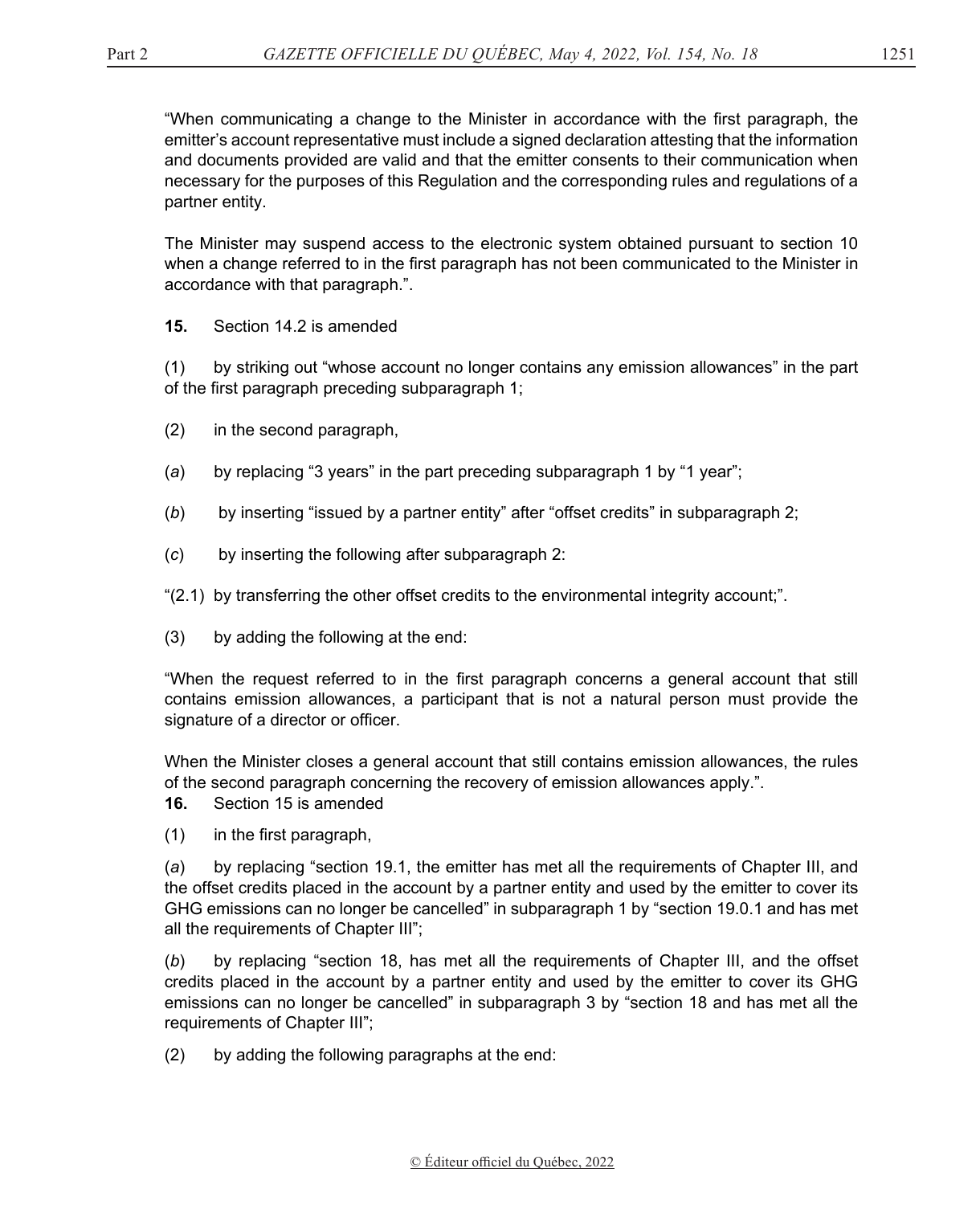"When communicating a change to the Minister in accordance with the first paragraph, the emitter's account representative must include a signed declaration attesting that the information and documents provided are valid and that the emitter consents to their communication when necessary for the purposes of this Regulation and the corresponding rules and regulations of a partner entity.

The Minister may suspend access to the electronic system obtained pursuant to section 10 when a change referred to in the first paragraph has not been communicated to the Minister in accordance with that paragraph.".

**15.** Section 14.2 is amended

(1) by striking out "whose account no longer contains any emission allowances" in the part of the first paragraph preceding subparagraph 1;

(2) in the second paragraph,

(*a*) by replacing "3 years" in the part preceding subparagraph 1 by "1 year";

(*b*) by inserting "issued by a partner entity" after "offset credits" in subparagraph 2;

(*c*) by inserting the following after subparagraph 2:

"(2.1) by transferring the other offset credits to the environmental integrity account;".

(3) by adding the following at the end:

"When the request referred to in the first paragraph concerns a general account that still contains emission allowances, a participant that is not a natural person must provide the signature of a director or officer.

When the Minister closes a general account that still contains emission allowances, the rules of the second paragraph concerning the recovery of emission allowances apply.".

**16.** Section 15 is amended

(1) in the first paragraph,

(*a*) by replacing "section 19.1, the emitter has met all the requirements of Chapter III, and the offset credits placed in the account by a partner entity and used by the emitter to cover its GHG emissions can no longer be cancelled" in subparagraph 1 by "section 19.0.1 and has met all the requirements of Chapter III";

(*b*) by replacing "section 18, has met all the requirements of Chapter III, and the offset credits placed in the account by a partner entity and used by the emitter to cover its GHG emissions can no longer be cancelled" in subparagraph 3 by "section 18 and has met all the requirements of Chapter III";

(2) by adding the following paragraphs at the end: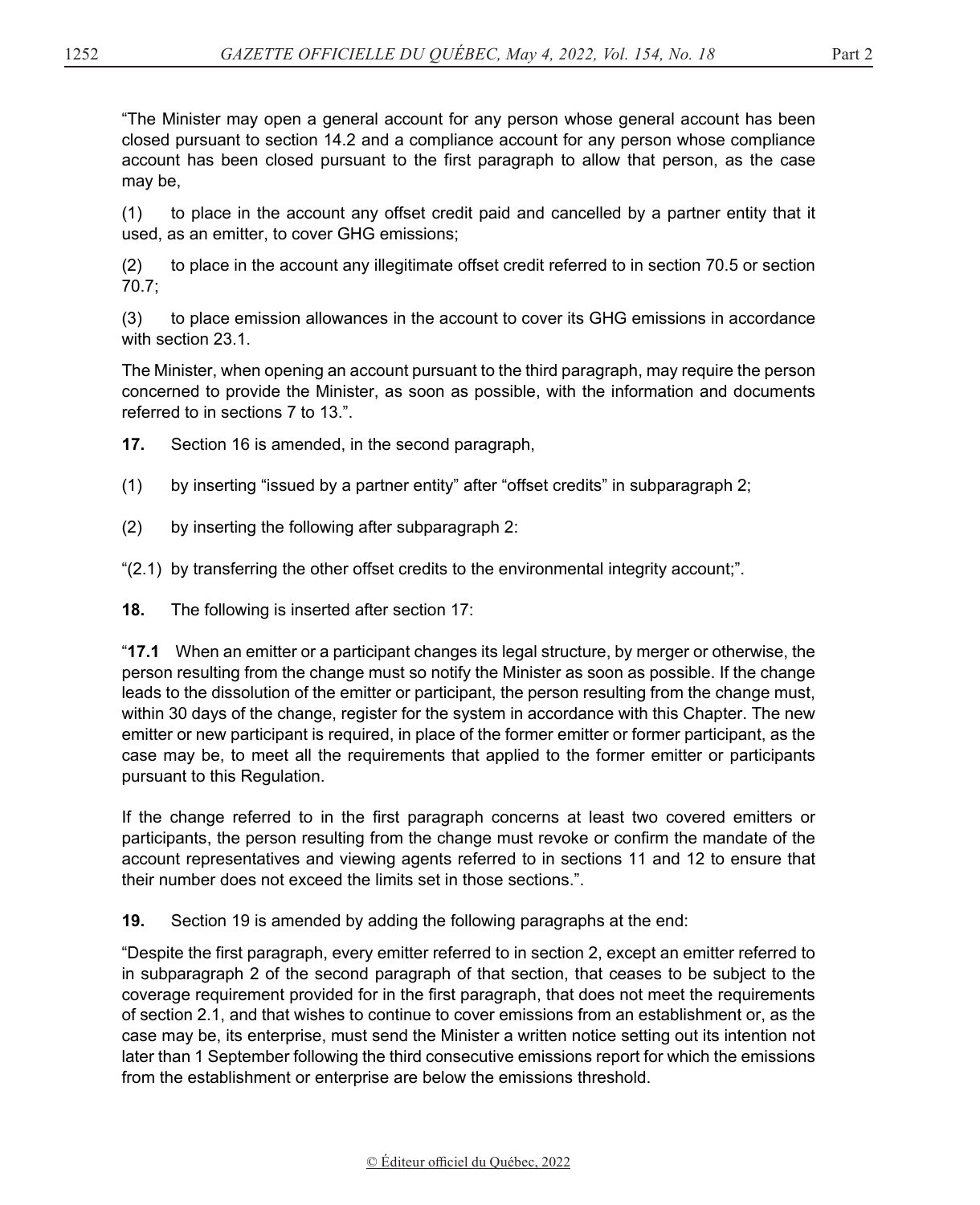"The Minister may open a general account for any person whose general account has been closed pursuant to section 14.2 and a compliance account for any person whose compliance account has been closed pursuant to the first paragraph to allow that person, as the case may be,

(1) to place in the account any offset credit paid and cancelled by a partner entity that it used, as an emitter, to cover GHG emissions;

(2) to place in the account any illegitimate offset credit referred to in section 70.5 or section 70.7;

(3) to place emission allowances in the account to cover its GHG emissions in accordance with section 23.1.

The Minister, when opening an account pursuant to the third paragraph, may require the person concerned to provide the Minister, as soon as possible, with the information and documents referred to in sections 7 to 13.".

**17.** Section 16 is amended, in the second paragraph,

(1) by inserting "issued by a partner entity" after "offset credits" in subparagraph 2;

(2) by inserting the following after subparagraph 2:

"(2.1) by transferring the other offset credits to the environmental integrity account;".

**18.** The following is inserted after section 17:

"**17.1** When an emitter or a participant changes its legal structure, by merger or otherwise, the person resulting from the change must so notify the Minister as soon as possible. If the change leads to the dissolution of the emitter or participant, the person resulting from the change must, within 30 days of the change, register for the system in accordance with this Chapter. The new emitter or new participant is required, in place of the former emitter or former participant, as the case may be, to meet all the requirements that applied to the former emitter or participants pursuant to this Regulation.

If the change referred to in the first paragraph concerns at least two covered emitters or participants, the person resulting from the change must revoke or confirm the mandate of the account representatives and viewing agents referred to in sections 11 and 12 to ensure that their number does not exceed the limits set in those sections.".

**19.** Section 19 is amended by adding the following paragraphs at the end:

"Despite the first paragraph, every emitter referred to in section 2, except an emitter referred to in subparagraph 2 of the second paragraph of that section, that ceases to be subject to the coverage requirement provided for in the first paragraph, that does not meet the requirements of section 2.1, and that wishes to continue to cover emissions from an establishment or, as the case may be, its enterprise, must send the Minister a written notice setting out its intention not later than 1 September following the third consecutive emissions report for which the emissions from the establishment or enterprise are below the emissions threshold.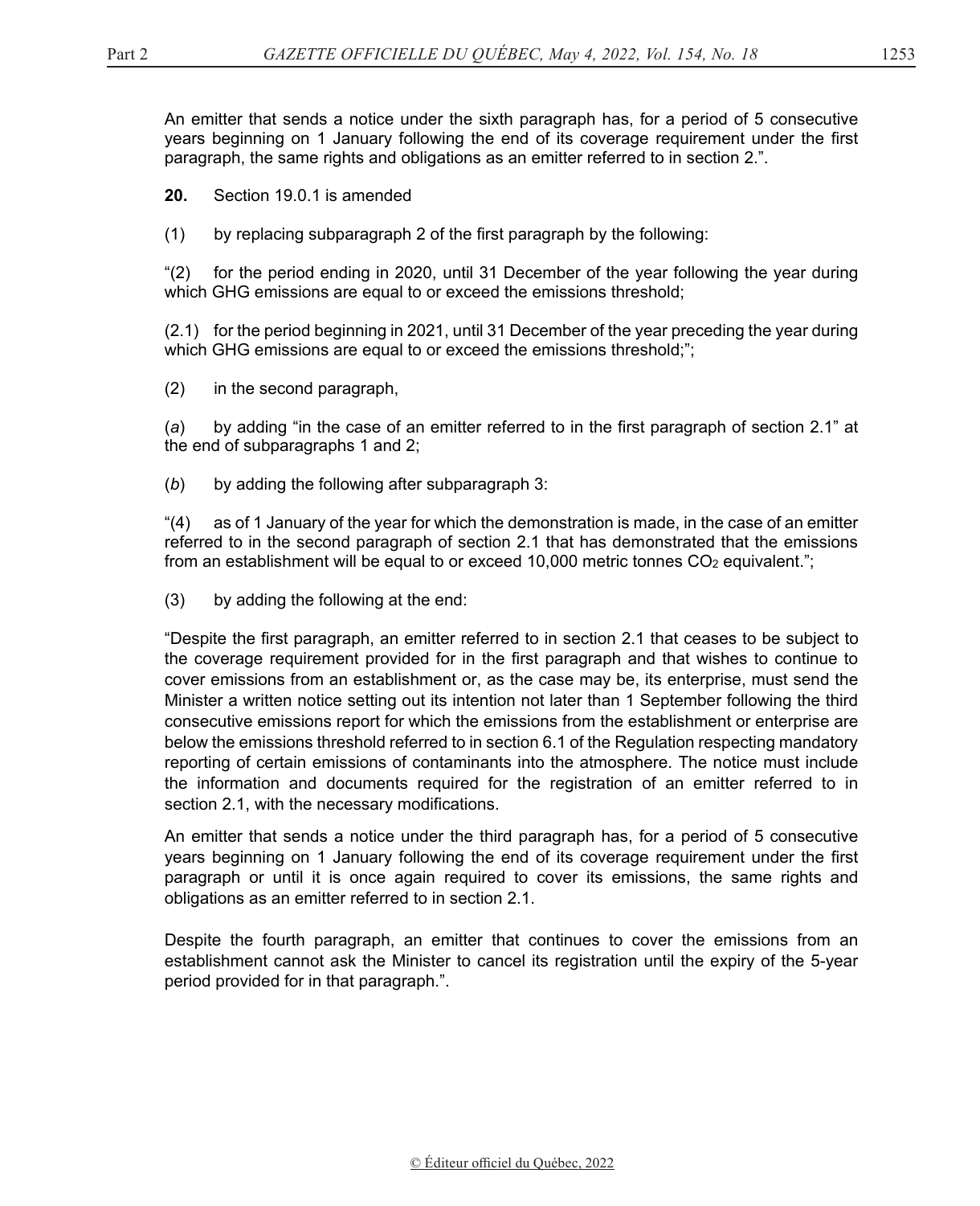An emitter that sends a notice under the sixth paragraph has, for a period of 5 consecutive years beginning on 1 January following the end of its coverage requirement under the first paragraph, the same rights and obligations as an emitter referred to in section 2.".

**20.** Section 19.0.1 is amended

(1) by replacing subparagraph 2 of the first paragraph by the following:

"(2) for the period ending in 2020, until 31 December of the year following the year during which GHG emissions are equal to or exceed the emissions threshold;

(2.1) for the period beginning in 2021, until 31 December of the year preceding the year during which GHG emissions are equal to or exceed the emissions threshold;";

(2) in the second paragraph,

(*a*) by adding "in the case of an emitter referred to in the first paragraph of section 2.1" at the end of subparagraphs 1 and 2;

(*b*) by adding the following after subparagraph 3:

"(4) as of 1 January of the year for which the demonstration is made, in the case of an emitter referred to in the second paragraph of section 2.1 that has demonstrated that the emissions from an establishment will be equal to or exceed 10,000 metric tonnes $CO_2$ equivalent.";

(3) by adding the following at the end:

"Despite the first paragraph, an emitter referred to in section 2.1 that ceases to be subject to the coverage requirement provided for in the first paragraph and that wishes to continue to cover emissions from an establishment or, as the case may be, its enterprise, must send the Minister a written notice setting out its intention not later than 1 September following the third consecutive emissions report for which the emissions from the establishment or enterprise are below the emissions threshold referred to in section 6.1 of the Regulation respecting mandatory reporting of certain emissions of contaminants into the atmosphere. The notice must include the information and documents required for the registration of an emitter referred to in section 2.1, with the necessary modifications.

An emitter that sends a notice under the third paragraph has, for a period of 5 consecutive years beginning on 1 January following the end of its coverage requirement under the first paragraph or until it is once again required to cover its emissions, the same rights and obligations as an emitter referred to in section 2.1.

Despite the fourth paragraph, an emitter that continues to cover the emissions from an establishment cannot ask the Minister to cancel its registration until the expiry of the 5-year period provided for in that paragraph.".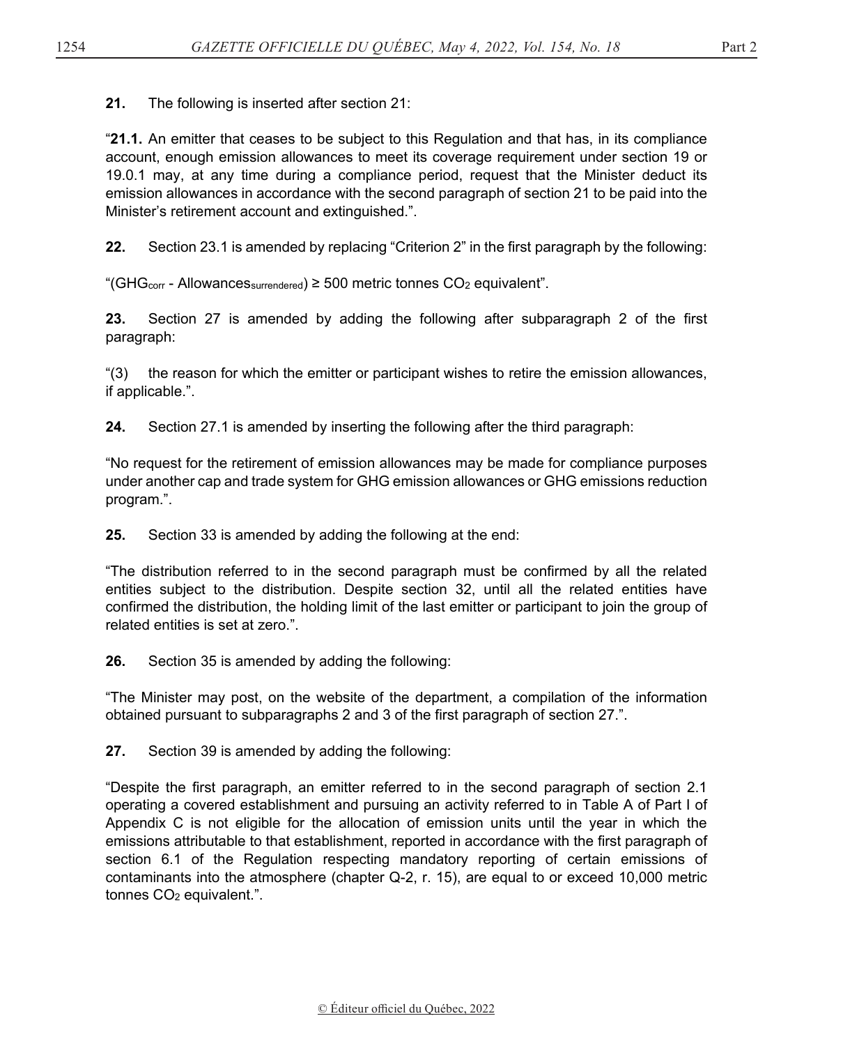**21.** The following is inserted after section 21:

“**21.1.** An emitter that ceases to be subject to this Regulation and that has, in its compliance account, enough emission allowances to meet its coverage requirement under section 19 or 19.0.1 may, at any time during a compliance period, request that the Minister deduct its emission allowances in accordance with the second paragraph of section 21 to be paid into the Minister’s retirement account and extinguished.”.

**22.** Section 23.1 is amended by replacing “Criterion 2” in the first paragraph by the following:

“$(GHG_{corr} - Allowances_{surrendered}) \geq 500$ metric tonnes $CO_2$ equivalent”.

**23.** Section 27 is amended by adding the following after subparagraph 2 of the first paragraph:

“(3) the reason for which the emitter or participant wishes to retire the emission allowances, if applicable.”.

**24.** Section 27.1 is amended by inserting the following after the third paragraph:

“No request for the retirement of emission allowances may be made for compliance purposes under another cap and trade system for GHG emission allowances or GHG emissions reduction program.”.

**25.** Section 33 is amended by adding the following at the end:

“The distribution referred to in the second paragraph must be confirmed by all the related entities subject to the distribution. Despite section 32, until all the related entities have confirmed the distribution, the holding limit of the last emitter or participant to join the group of related entities is set at zero.”.

**26.** Section 35 is amended by adding the following:

“The Minister may post, on the website of the department, a compilation of the information obtained pursuant to subparagraphs 2 and 3 of the first paragraph of section 27.”.

**27.** Section 39 is amended by adding the following:

“Despite the first paragraph, an emitter referred to in the second paragraph of section 2.1 operating a covered establishment and pursuing an activity referred to in Table A of Part I of Appendix C is not eligible for the allocation of emission units until the year in which the emissions attributable to that establishment, reported in accordance with the first paragraph of section 6.1 of the Regulation respecting mandatory reporting of certain emissions of contaminants into the atmosphere (chapter Q-2, r. 15), are equal to or exceed 10,000 metric tonnes $CO_2$ equivalent.”.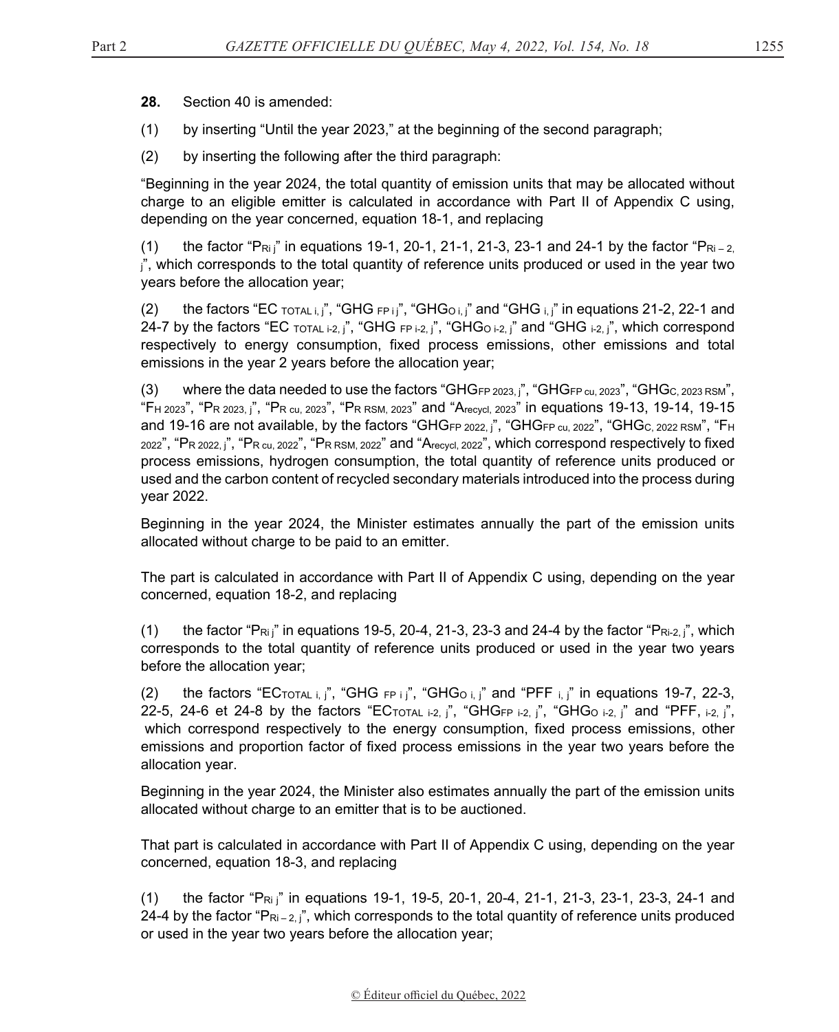**28.** Section 40 is amended:

(1) by inserting "Until the year 2023," at the beginning of the second paragraph;

(2) by inserting the following after the third paragraph:

"Beginning in the year 2024, the total quantity of emission units that may be allocated without charge to an eligible emitter is calculated in accordance with Part II of Appendix C using, depending on the year concerned, equation 18-1, and replacing

(1) the factor "$P_{Ri\ j}$" in equations 19-1, 20-1, 21-1, 21-3, 23-1 and 24-1 by the factor "$P_{Ri-2,\ j}$", which corresponds to the total quantity of reference units produced or used in the year two years before the allocation year;

(2) the factors "$EC_{\ TOTAL\ i,\ j}$", "$GHG_{\ FP\ i\ j}$", "$GHG_{O\ i,\ j}$" and "$GHG_{\ i,\ j}$" in equations 21-2, 22-1 and 24-7 by the factors "$EC_{\ TOTAL\ i\text{-}2,\ j}$", "$GHG_{\ FP\ i\text{-}2,\ j}$", "$GHG_{O\ i\text{-}2,\ j}$" and "$GHG_{\ i\text{-}2,\ j}$", which correspond respectively to energy consumption, fixed process emissions, other emissions and total emissions in the year 2 years before the allocation year;

(3) where the data needed to use the factors "$GHG_{FP\ 2023,\ j}$", "$GHG_{FP\ cu,\ 2023}$", "$GHG_{C,\ 2023\ RSM}$", "$F_{H\ 2023}$", "$P_{R\ 2023,\ j}$", "$P_{R\ cu,\ 2023}$", "$P_{R\ RSM,\ 2023}$" and "$A_{recycl,\ 2023}$" in equations 19-13, 19-14, 19-15 and 19-16 are not available, by the factors "$GHG_{FP\ 2022,\ j}$", "$GHG_{FP\ cu,\ 2022}$", "$GHG_{C,\ 2022\ RSM}$", "$F_{H\ 2022}$", "$P_{R\ 2022,\ j}$", "$P_{R\ cu,\ 2022}$", "$P_{R\ RSM,\ 2022}$" and "$A_{recycl,\ 2022}$", which correspond respectively to fixed process emissions, hydrogen consumption, the total quantity of reference units produced or used and the carbon content of recycled secondary materials introduced into the process during year 2022.

Beginning in the year 2024, the Minister estimates annually the part of the emission units allocated without charge to be paid to an emitter.

The part is calculated in accordance with Part II of Appendix C using, depending on the year concerned, equation 18-2, and replacing

(1) the factor "$P_{Ri\ j}$" in equations 19-5, 20-4, 21-3, 23-3 and 24-4 by the factor "$P_{Ri\text{-}2,\ j}$", which corresponds to the total quantity of reference units produced or used in the year two years before the allocation year;

(2) the factors "$EC_{TOTAL\ i,\ j}$", "$GHG_{\ FP\ i\ j}$", "$GHG_{O\ i,\ j}$" and "$PFF_{\ i,\ j}$" in equations 19-7, 22-3, 22-5, 24-6 et 24-8 by the factors "$EC_{TOTAL\ i\text{-}2,\ j}$", "$GHG_{FP\ i\text{-}2,\ j}$", "$GHG_{O\ i\text{-}2,\ j}$" and "$PFF,_{\ i\text{-}2,\ j}$", which correspond respectively to the energy consumption, fixed process emissions, other emissions and proportion factor of fixed process emissions in the year two years before the allocation year.

Beginning in the year 2024, the Minister also estimates annually the part of the emission units allocated without charge to an emitter that is to be auctioned.

That part is calculated in accordance with Part II of Appendix C using, depending on the year concerned, equation 18-3, and replacing

(1) the factor "$P_{Ri\ j}$" in equations 19-1, 19-5, 20-1, 20-4, 21-1, 21-3, 23-1, 23-3, 24-1 and 24-4 by the factor "$P_{Ri-2,\ j}$", which corresponds to the total quantity of reference units produced or used in the year two years before the allocation year;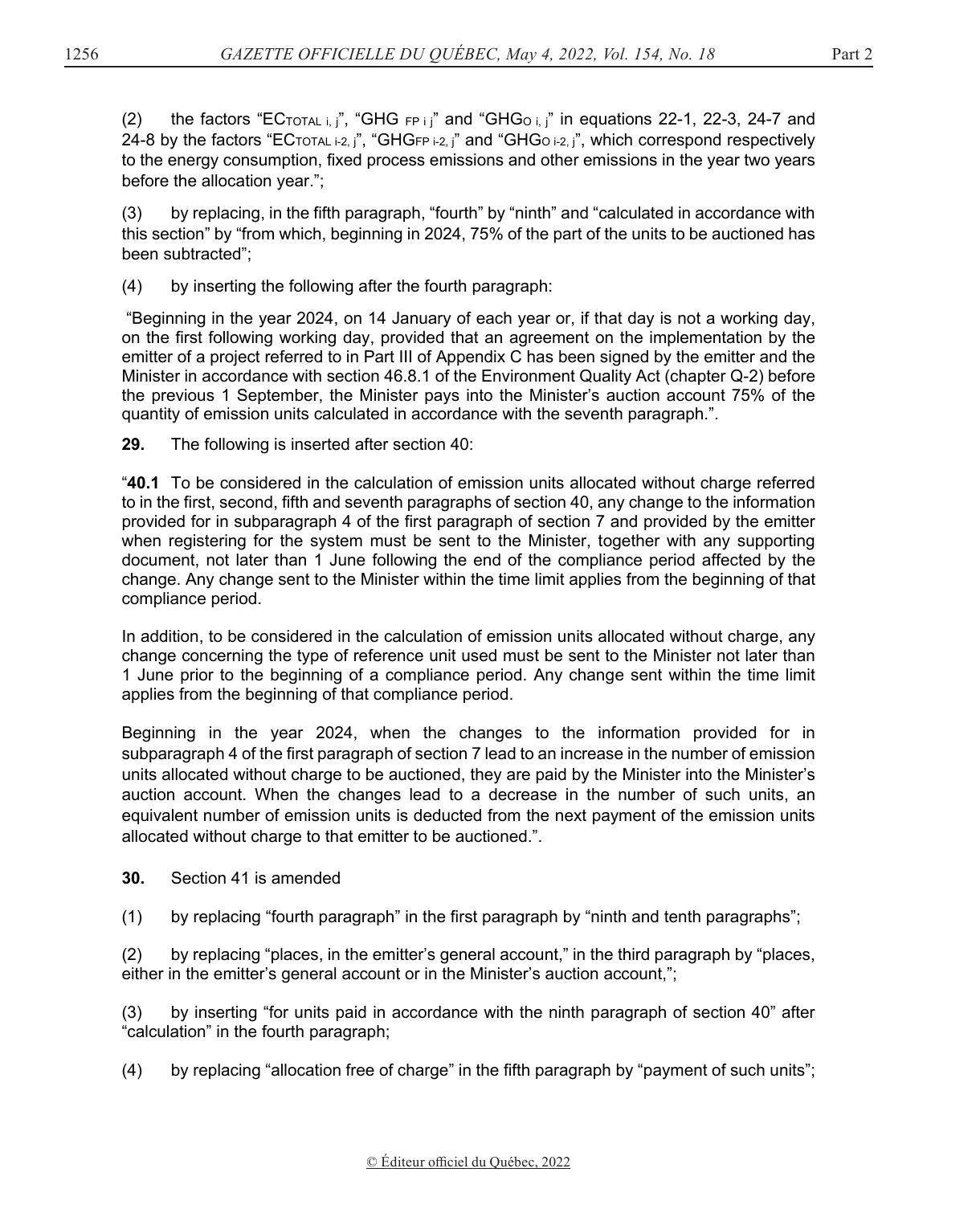(2) the factors "$EC_{TOTAL\ i,\ j}$", "$GHG_{FP\ i\ j}$" and "$GHG_{O\ i,\ j}$" in equations 22-1, 22-3, 24-7 and 24-8 by the factors "$EC_{TOTAL\ i\text{-}2,\ j}$", "$GHG_{FP\ i\text{-}2,\ j}$" and "$GHG_{O\ i\text{-}2,\ j}$", which correspond respectively to the energy consumption, fixed process emissions and other emissions in the year two years before the allocation year.";

(3) by replacing, in the fifth paragraph, "fourth" by "ninth" and "calculated in accordance with this section" by "from which, beginning in 2024, 75% of the part of the units to be auctioned has been subtracted";

(4) by inserting the following after the fourth paragraph:

"Beginning in the year 2024, on 14 January of each year or, if that day is not a working day, on the first following working day, provided that an agreement on the implementation by the emitter of a project referred to in Part III of Appendix C has been signed by the emitter and the Minister in accordance with section 46.8.1 of the Environment Quality Act (chapter Q-2) before the previous 1 September, the Minister pays into the Minister's auction account 75% of the quantity of emission units calculated in accordance with the seventh paragraph.".

**29.** The following is inserted after section 40:

"**40.1** To be considered in the calculation of emission units allocated without charge referred to in the first, second, fifth and seventh paragraphs of section 40, any change to the information provided for in subparagraph 4 of the first paragraph of section 7 and provided by the emitter when registering for the system must be sent to the Minister, together with any supporting document, not later than 1 June following the end of the compliance period affected by the change. Any change sent to the Minister within the time limit applies from the beginning of that compliance period.

In addition, to be considered in the calculation of emission units allocated without charge, any change concerning the type of reference unit used must be sent to the Minister not later than 1 June prior to the beginning of a compliance period. Any change sent within the time limit applies from the beginning of that compliance period.

Beginning in the year 2024, when the changes to the information provided for in subparagraph 4 of the first paragraph of section 7 lead to an increase in the number of emission units allocated without charge to be auctioned, they are paid by the Minister into the Minister's auction account. When the changes lead to a decrease in the number of such units, an equivalent number of emission units is deducted from the next payment of the emission units allocated without charge to that emitter to be auctioned.".

**30.** Section 41 is amended

(1) by replacing "fourth paragraph" in the first paragraph by "ninth and tenth paragraphs";

(2) by replacing "places, in the emitter's general account," in the third paragraph by "places, either in the emitter's general account or in the Minister's auction account,";

(3) by inserting "for units paid in accordance with the ninth paragraph of section 40" after "calculation" in the fourth paragraph;

(4) by replacing "allocation free of charge" in the fifth paragraph by "payment of such units";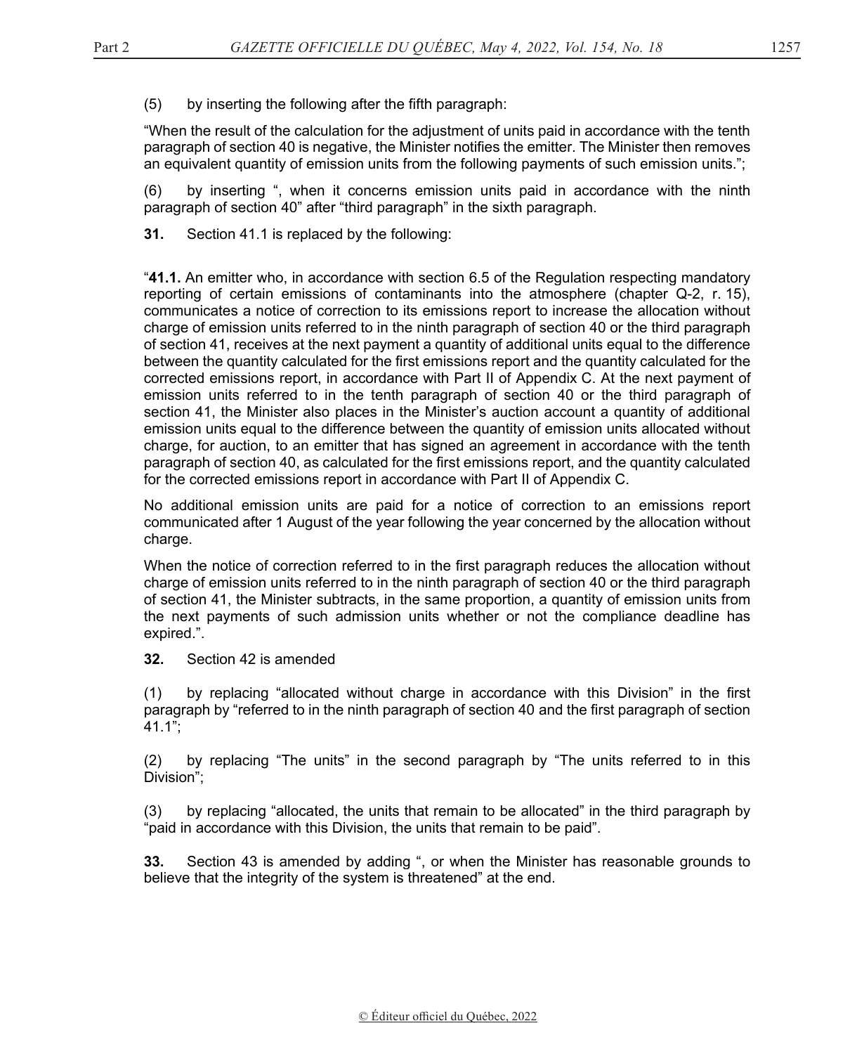(5) by inserting the following after the fifth paragraph:

"When the result of the calculation for the adjustment of units paid in accordance with the tenth paragraph of section 40 is negative, the Minister notifies the emitter. The Minister then removes an equivalent quantity of emission units from the following payments of such emission units.";

(6) by inserting ", when it concerns emission units paid in accordance with the ninth paragraph of section 40" after "third paragraph" in the sixth paragraph.

**31.** Section 41.1 is replaced by the following:

"**41.1.** An emitter who, in accordance with section 6.5 of the Regulation respecting mandatory reporting of certain emissions of contaminants into the atmosphere (chapter Q-2, r. 15), communicates a notice of correction to its emissions report to increase the allocation without charge of emission units referred to in the ninth paragraph of section 40 or the third paragraph of section 41, receives at the next payment a quantity of additional units equal to the difference between the quantity calculated for the first emissions report and the quantity calculated for the corrected emissions report, in accordance with Part II of Appendix C. At the next payment of emission units referred to in the tenth paragraph of section 40 or the third paragraph of section 41, the Minister also places in the Minister's auction account a quantity of additional emission units equal to the difference between the quantity of emission units allocated without charge, for auction, to an emitter that has signed an agreement in accordance with the tenth paragraph of section 40, as calculated for the first emissions report, and the quantity calculated for the corrected emissions report in accordance with Part II of Appendix C.

No additional emission units are paid for a notice of correction to an emissions report communicated after 1 August of the year following the year concerned by the allocation without charge.

When the notice of correction referred to in the first paragraph reduces the allocation without charge of emission units referred to in the ninth paragraph of section 40 or the third paragraph of section 41, the Minister subtracts, in the same proportion, a quantity of emission units from the next payments of such admission units whether or not the compliance deadline has expired.".

**32.** Section 42 is amended

(1) by replacing "allocated without charge in accordance with this Division" in the first paragraph by "referred to in the ninth paragraph of section 40 and the first paragraph of section 41.1";

(2) by replacing "The units" in the second paragraph by "The units referred to in this Division";

(3) by replacing "allocated, the units that remain to be allocated" in the third paragraph by "paid in accordance with this Division, the units that remain to be paid".

**33.** Section 43 is amended by adding ", or when the Minister has reasonable grounds to believe that the integrity of the system is threatened" at the end.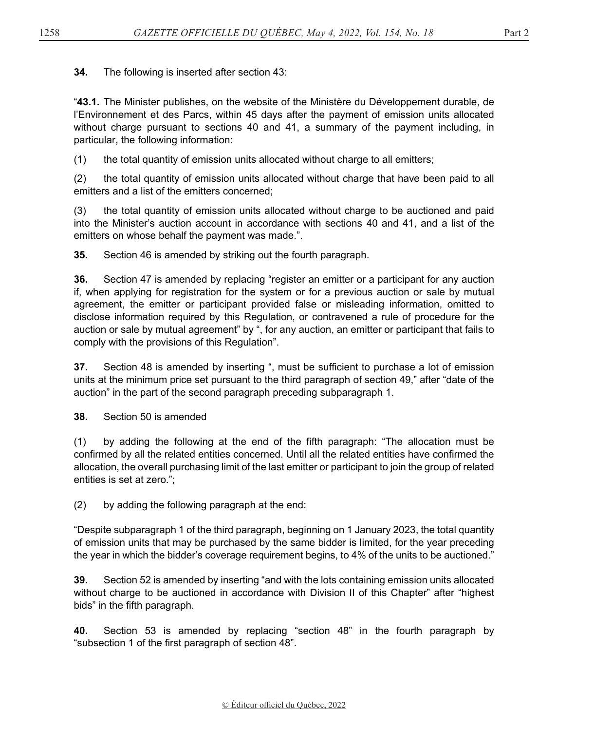**34.** The following is inserted after section 43:

"**43.1.** The Minister publishes, on the website of the Ministère du Développement durable, de l'Environnement et des Parcs, within 45 days after the payment of emission units allocated without charge pursuant to sections 40 and 41, a summary of the payment including, in particular, the following information:

(1) the total quantity of emission units allocated without charge to all emitters;

(2) the total quantity of emission units allocated without charge that have been paid to all emitters and a list of the emitters concerned;

(3) the total quantity of emission units allocated without charge to be auctioned and paid into the Minister's auction account in accordance with sections 40 and 41, and a list of the emitters on whose behalf the payment was made.".

**35.** Section 46 is amended by striking out the fourth paragraph.

**36.** Section 47 is amended by replacing "register an emitter or a participant for any auction if, when applying for registration for the system or for a previous auction or sale by mutual agreement, the emitter or participant provided false or misleading information, omitted to disclose information required by this Regulation, or contravened a rule of procedure for the auction or sale by mutual agreement" by ", for any auction, an emitter or participant that fails to comply with the provisions of this Regulation".

**37.** Section 48 is amended by inserting ", must be sufficient to purchase a lot of emission units at the minimum price set pursuant to the third paragraph of section 49," after "date of the auction" in the part of the second paragraph preceding subparagraph 1.

**38.** Section 50 is amended

(1) by adding the following at the end of the fifth paragraph: "The allocation must be confirmed by all the related entities concerned. Until all the related entities have confirmed the allocation, the overall purchasing limit of the last emitter or participant to join the group of related entities is set at zero.";

(2) by adding the following paragraph at the end:

"Despite subparagraph 1 of the third paragraph, beginning on 1 January 2023, the total quantity of emission units that may be purchased by the same bidder is limited, for the year preceding the year in which the bidder's coverage requirement begins, to 4% of the units to be auctioned."

**39.** Section 52 is amended by inserting "and with the lots containing emission units allocated without charge to be auctioned in accordance with Division II of this Chapter" after "highest bids" in the fifth paragraph.

**40.** Section 53 is amended by replacing "section 48" in the fourth paragraph by "subsection 1 of the first paragraph of section 48".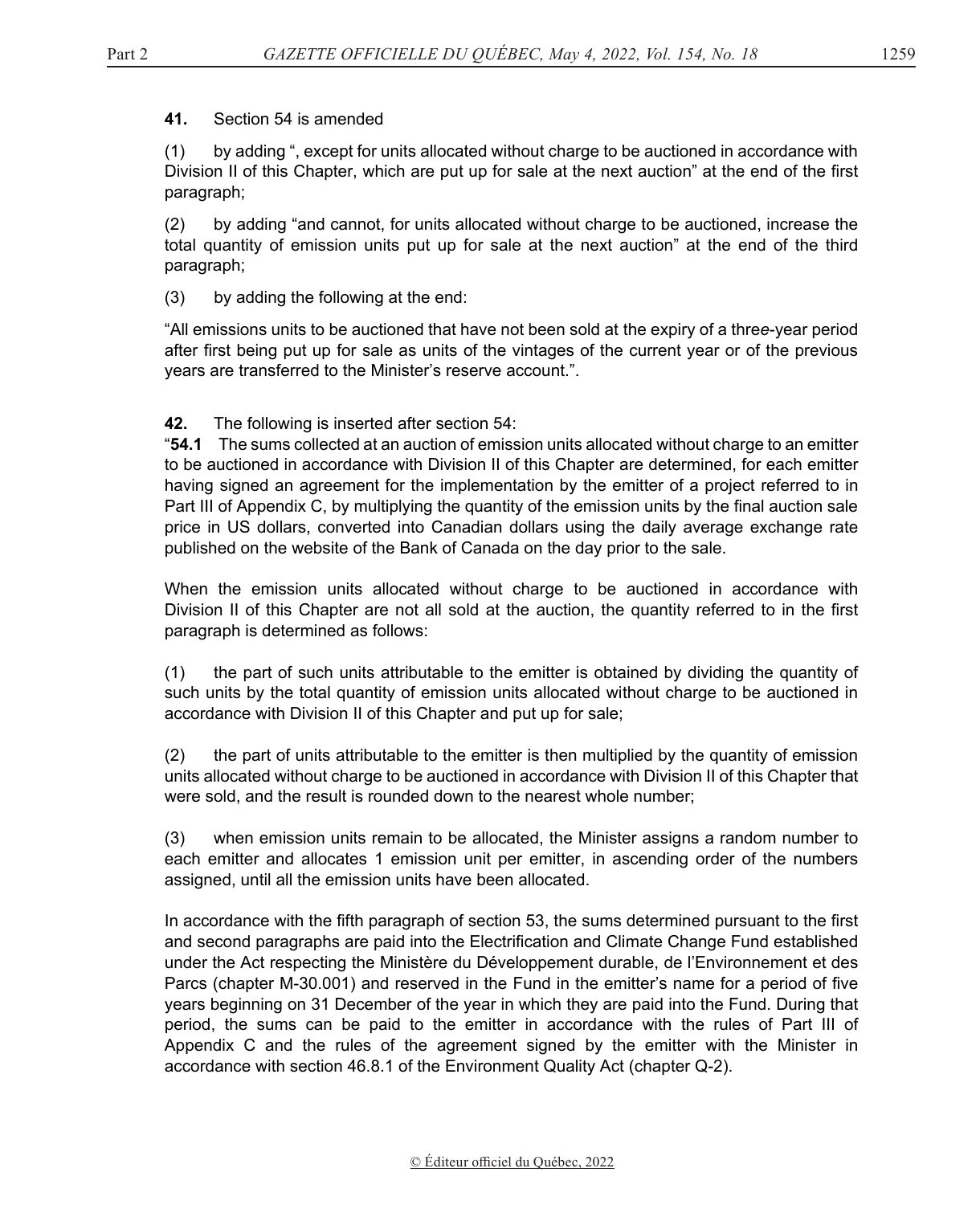**41.** Section 54 is amended

(1) by adding ", except for units allocated without charge to be auctioned in accordance with Division II of this Chapter, which are put up for sale at the next auction" at the end of the first paragraph;

(2) by adding "and cannot, for units allocated without charge to be auctioned, increase the total quantity of emission units put up for sale at the next auction" at the end of the third paragraph;

(3) by adding the following at the end:

"All emissions units to be auctioned that have not been sold at the expiry of a three-year period after first being put up for sale as units of the vintages of the current year or of the previous years are transferred to the Minister's reserve account.".

**42.** The following is inserted after section 54:

"**54.1** The sums collected at an auction of emission units allocated without charge to an emitter to be auctioned in accordance with Division II of this Chapter are determined, for each emitter having signed an agreement for the implementation by the emitter of a project referred to in Part III of Appendix C, by multiplying the quantity of the emission units by the final auction sale price in US dollars, converted into Canadian dollars using the daily average exchange rate published on the website of the Bank of Canada on the day prior to the sale.

When the emission units allocated without charge to be auctioned in accordance with Division II of this Chapter are not all sold at the auction, the quantity referred to in the first paragraph is determined as follows:

(1) the part of such units attributable to the emitter is obtained by dividing the quantity of such units by the total quantity of emission units allocated without charge to be auctioned in accordance with Division II of this Chapter and put up for sale;

(2) the part of units attributable to the emitter is then multiplied by the quantity of emission units allocated without charge to be auctioned in accordance with Division II of this Chapter that were sold, and the result is rounded down to the nearest whole number;

(3) when emission units remain to be allocated, the Minister assigns a random number to each emitter and allocates 1 emission unit per emitter, in ascending order of the numbers assigned, until all the emission units have been allocated.

In accordance with the fifth paragraph of section 53, the sums determined pursuant to the first and second paragraphs are paid into the Electrification and Climate Change Fund established under the Act respecting the Ministère du Développement durable, de l'Environnement et des Parcs (chapter M-30.001) and reserved in the Fund in the emitter's name for a period of five years beginning on 31 December of the year in which they are paid into the Fund. During that period, the sums can be paid to the emitter in accordance with the rules of Part III of Appendix C and the rules of the agreement signed by the emitter with the Minister in accordance with section 46.8.1 of the Environment Quality Act (chapter Q-2).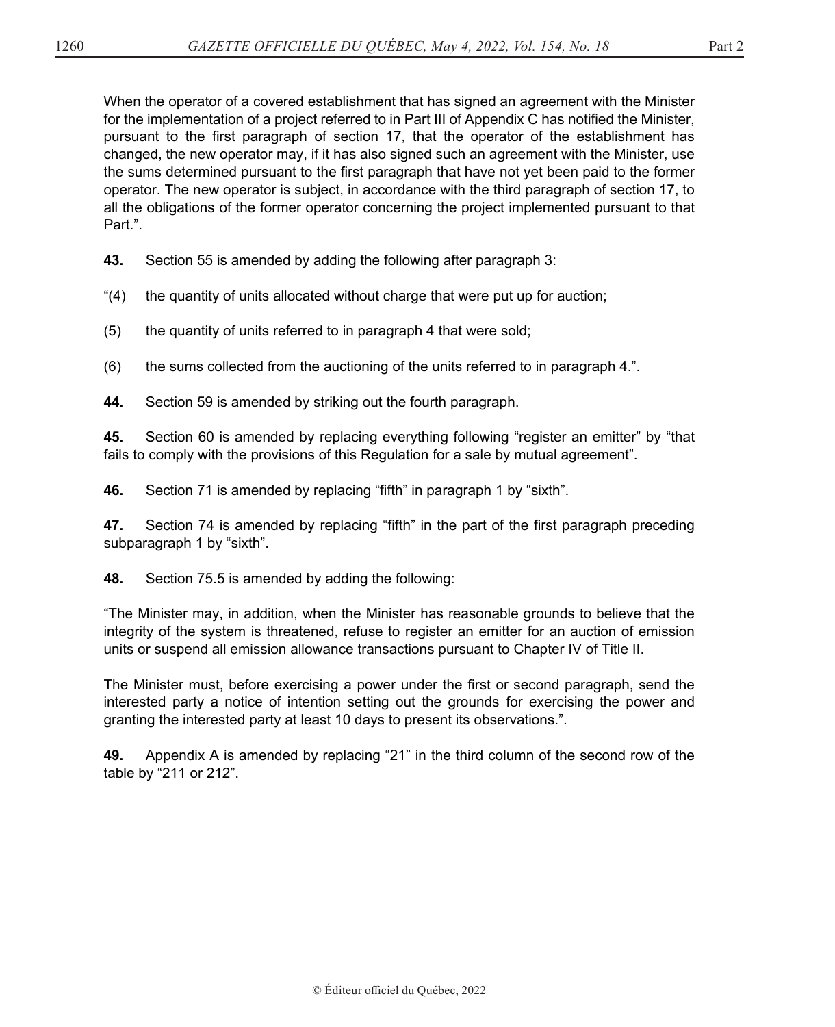When the operator of a covered establishment that has signed an agreement with the Minister for the implementation of a project referred to in Part III of Appendix C has notified the Minister, pursuant to the first paragraph of section 17, that the operator of the establishment has changed, the new operator may, if it has also signed such an agreement with the Minister, use the sums determined pursuant to the first paragraph that have not yet been paid to the former operator. The new operator is subject, in accordance with the third paragraph of section 17, to all the obligations of the former operator concerning the project implemented pursuant to that Part.".

**43.** Section 55 is amended by adding the following after paragraph 3:

"(4) the quantity of units allocated without charge that were put up for auction;

(5) the quantity of units referred to in paragraph 4 that were sold;

(6) the sums collected from the auctioning of the units referred to in paragraph 4.".

**44.** Section 59 is amended by striking out the fourth paragraph.

**45.** Section 60 is amended by replacing everything following "register an emitter" by "that fails to comply with the provisions of this Regulation for a sale by mutual agreement".

**46.** Section 71 is amended by replacing "fifth" in paragraph 1 by "sixth".

**47.** Section 74 is amended by replacing "fifth" in the part of the first paragraph preceding subparagraph 1 by "sixth".

**48.** Section 75.5 is amended by adding the following:

"The Minister may, in addition, when the Minister has reasonable grounds to believe that the integrity of the system is threatened, refuse to register an emitter for an auction of emission units or suspend all emission allowance transactions pursuant to Chapter IV of Title II.

The Minister must, before exercising a power under the first or second paragraph, send the interested party a notice of intention setting out the grounds for exercising the power and granting the interested party at least 10 days to present its observations.".

**49.** Appendix A is amended by replacing "21" in the third column of the second row of the table by "211 or 212".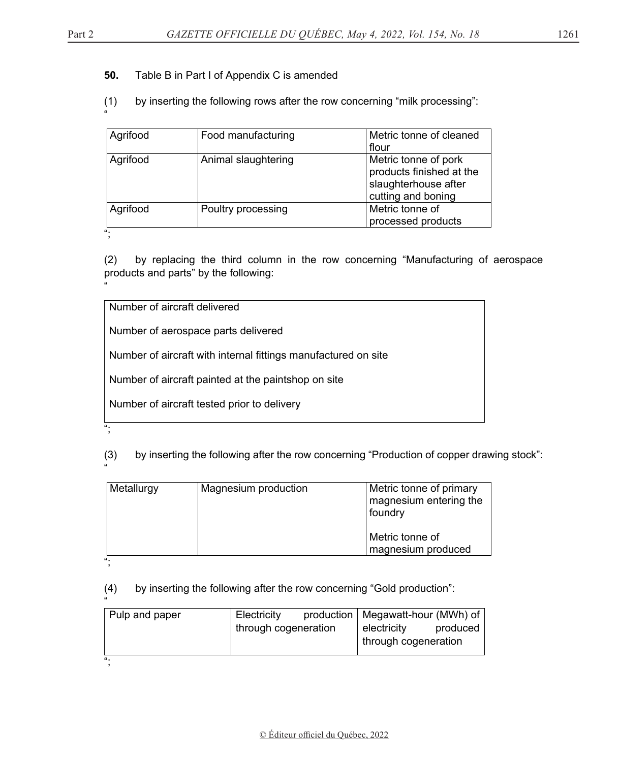**50.** Table B in Part I of Appendix C is amended

(1) by inserting the following rows after the row concerning “milk processing”:

“

| Agrifood | Food manufacturing | Metric tonne of cleaned flour |
|---|---|---|
| Agrifood | Animal slaughtering | Metric tonne of pork products finished at the slaughterhouse after cutting and boning |
| Agrifood | Poultry processing | Metric tonne of processed products |

”;

(2) by replacing the third column in the row concerning “Manufacturing of aerospace products and parts” by the following:

“

| Number of aircraft delivered<br><br>Number of aerospace parts delivered<br><br>Number of aircraft with internal fittings manufactured on site<br><br>Number of aircraft painted at the paintshop on site<br><br>Number of aircraft tested prior to delivery |
|---|

”;

(3) by inserting the following after the row concerning “Production of copper drawing stock”:

“

| Metallurgy | Magnesium production | Metric tonne of primary magnesium entering the foundry<br><br>Metric tonne of magnesium produced |
|---|---|---|

”;

(4) by inserting the following after the row concerning “Gold production”:

“

| Pulp and paper | Electricity production through cogeneration | Megawatt-hour (MWh) of electricity produced through cogeneration |
|---|---|---|

”;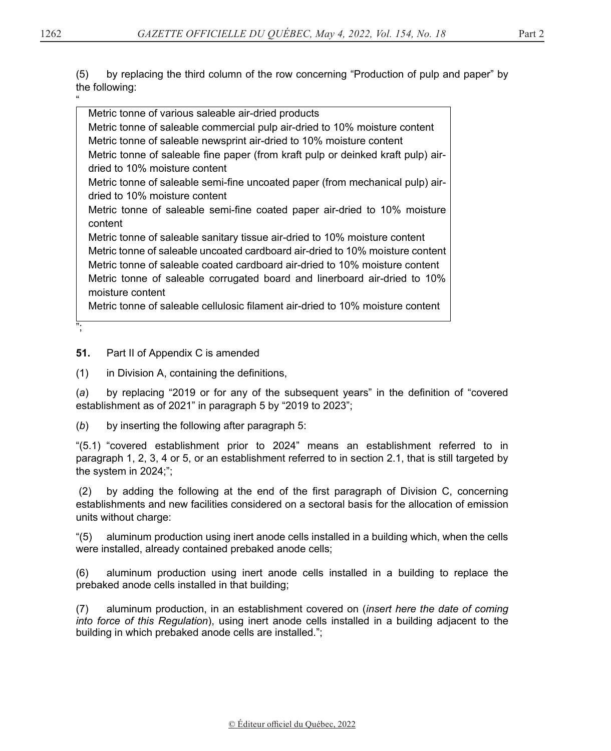(5) by replacing the third column of the row concerning "Production of pulp and paper" by the following:

"

| |
|---|
| Metric tonne of various saleable air-dried products<br>Metric tonne of saleable commercial pulp air-dried to 10% moisture content<br>Metric tonne of saleable newsprint air-dried to 10% moisture content<br>Metric tonne of saleable fine paper (from kraft pulp or deinked kraft pulp) air-dried to 10% moisture content<br>Metric tonne of saleable semi-fine uncoated paper (from mechanical pulp) air-dried to 10% moisture content<br>Metric tonne of saleable semi-fine coated paper air-dried to 10% moisture content<br>Metric tonne of saleable sanitary tissue air-dried to 10% moisture content<br>Metric tonne of saleable uncoated cardboard air-dried to 10% moisture content<br>Metric tonne of saleable coated cardboard air-dried to 10% moisture content<br>Metric tonne of saleable corrugated board and linerboard air-dried to 10% moisture content<br>Metric tonne of saleable cellulosic filament air-dried to 10% moisture content |

";

**51.** Part II of Appendix C is amended

(1) in Division A, containing the definitions,

(*a*) by replacing "2019 or for any of the subsequent years" in the definition of "covered establishment as of 2021" in paragraph 5 by "2019 to 2023";

(*b*) by inserting the following after paragraph 5:

"(5.1) "covered establishment prior to 2024" means an establishment referred to in paragraph 1, 2, 3, 4 or 5, or an establishment referred to in section 2.1, that is still targeted by the system in 2024;";

(2) by adding the following at the end of the first paragraph of Division C, concerning establishments and new facilities considered on a sectoral basis for the allocation of emission units without charge:

"(5) aluminum production using inert anode cells installed in a building which, when the cells were installed, already contained prebaked anode cells;

(6) aluminum production using inert anode cells installed in a building to replace the prebaked anode cells installed in that building;

(7) aluminum production, in an establishment covered on (*insert here the date of coming into force of this Regulation*), using inert anode cells installed in a building adjacent to the building in which prebaked anode cells are installed.";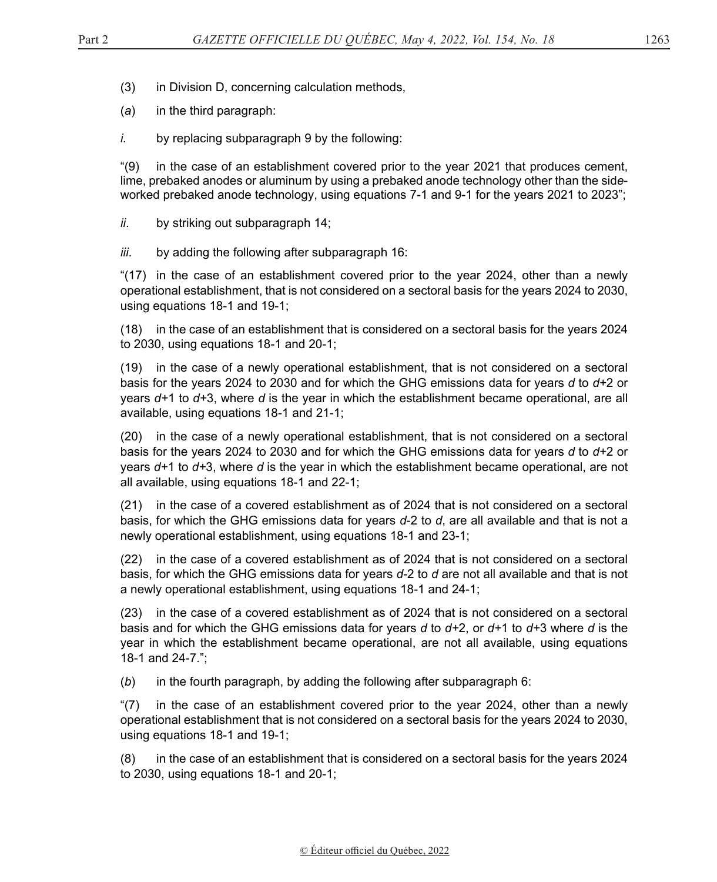(3) in Division D, concerning calculation methods,

(*a*) in the third paragraph:

*i.* by replacing subparagraph 9 by the following:

"(9) in the case of an establishment covered prior to the year 2021 that produces cement, lime, prebaked anodes or aluminum by using a prebaked anode technology other than the side-worked prebaked anode technology, using equations 7-1 and 9-1 for the years 2021 to 2023";

*ii.* by striking out subparagraph 14;

*iii.* by adding the following after subparagraph 16:

"(17) in the case of an establishment covered prior to the year 2024, other than a newly operational establishment, that is not considered on a sectoral basis for the years 2024 to 2030, using equations 18-1 and 19-1;

(18) in the case of an establishment that is considered on a sectoral basis for the years 2024 to 2030, using equations 18-1 and 20-1;

(19) in the case of a newly operational establishment, that is not considered on a sectoral basis for the years 2024 to 2030 and for which the GHG emissions data for years *d* to *d*+2 or years *d*+1 to *d*+3, where *d* is the year in which the establishment became operational, are all available, using equations 18-1 and 21-1;

(20) in the case of a newly operational establishment, that is not considered on a sectoral basis for the years 2024 to 2030 and for which the GHG emissions data for years *d* to *d*+2 or years *d*+1 to *d*+3, where *d* is the year in which the establishment became operational, are not all available, using equations 18-1 and 22-1;

(21) in the case of a covered establishment as of 2024 that is not considered on a sectoral basis, for which the GHG emissions data for years *d*-2 to *d*, are all available and that is not a newly operational establishment, using equations 18-1 and 23-1;

(22) in the case of a covered establishment as of 2024 that is not considered on a sectoral basis, for which the GHG emissions data for years *d*-2 to *d* are not all available and that is not a newly operational establishment, using equations 18-1 and 24-1;

(23) in the case of a covered establishment as of 2024 that is not considered on a sectoral basis and for which the GHG emissions data for years *d* to *d*+2, or *d*+1 to *d*+3 where *d* is the year in which the establishment became operational, are not all available, using equations 18-1 and 24-7.";

(*b*) in the fourth paragraph, by adding the following after subparagraph 6:

"(7) in the case of an establishment covered prior to the year 2024, other than a newly operational establishment that is not considered on a sectoral basis for the years 2024 to 2030, using equations 18-1 and 19-1;

(8) in the case of an establishment that is considered on a sectoral basis for the years 2024 to 2030, using equations 18-1 and 20-1;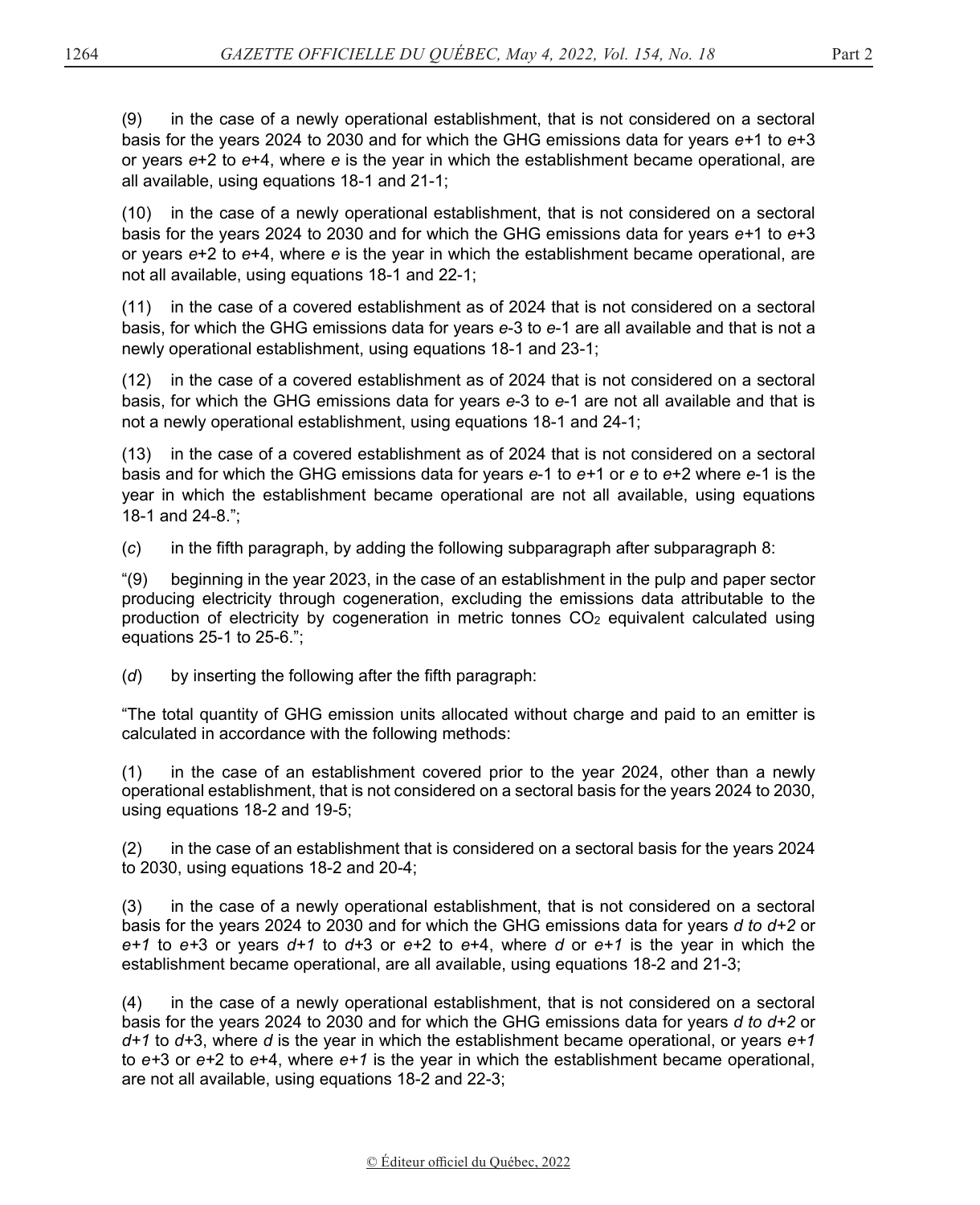(9) in the case of a newly operational establishment, that is not considered on a sectoral basis for the years 2024 to 2030 and for which the GHG emissions data for years $e$+1 to $e$+3 or years $e$+2 to $e$+4, where $e$ is the year in which the establishment became operational, are all available, using equations 18-1 and 21-1;

(10) in the case of a newly operational establishment, that is not considered on a sectoral basis for the years 2024 to 2030 and for which the GHG emissions data for years $e$+1 to $e$+3 or years $e$+2 to $e$+4, where $e$ is the year in which the establishment became operational, are not all available, using equations 18-1 and 22-1;

(11) in the case of a covered establishment as of 2024 that is not considered on a sectoral basis, for which the GHG emissions data for years $e$-3 to $e$-1 are all available and that is not a newly operational establishment, using equations 18-1 and 23-1;

(12) in the case of a covered establishment as of 2024 that is not considered on a sectoral basis, for which the GHG emissions data for years $e$-3 to $e$-1 are not all available and that is not a newly operational establishment, using equations 18-1 and 24-1;

(13) in the case of a covered establishment as of 2024 that is not considered on a sectoral basis and for which the GHG emissions data for years $e$-1 to $e$+1 or $e$ to $e$+2 where $e$-1 is the year in which the establishment became operational are not all available, using equations 18-1 and 24-8.";

(*c*) in the fifth paragraph, by adding the following subparagraph after subparagraph 8:

"(9) beginning in the year 2023, in the case of an establishment in the pulp and paper sector producing electricity through cogeneration, excluding the emissions data attributable to the production of electricity by cogeneration in metric tonnes $CO_2$ equivalent calculated using equations 25-1 to 25-6.";

(*d*) by inserting the following after the fifth paragraph:

"The total quantity of GHG emission units allocated without charge and paid to an emitter is calculated in accordance with the following methods:

(1) in the case of an establishment covered prior to the year 2024, other than a newly operational establishment, that is not considered on a sectoral basis for the years 2024 to 2030, using equations 18-2 and 19-5;

(2) in the case of an establishment that is considered on a sectoral basis for the years 2024 to 2030, using equations 18-2 and 20-4;

(3) in the case of a newly operational establishment, that is not considered on a sectoral basis for the years 2024 to 2030 and for which the GHG emissions data for years $d$ to $d$+2 or $e$+1 to $e$+3 or years $d$+1 to $d$+3 or $e$+2 to $e$+4, where $d$ or $e$+1 is the year in which the establishment became operational, are all available, using equations 18-2 and 21-3;

(4) in the case of a newly operational establishment, that is not considered on a sectoral basis for the years 2024 to 2030 and for which the GHG emissions data for years $d$ to $d$+2 or $d$+1 to $d$+3, where $d$ is the year in which the establishment became operational, or years $e$+1 to $e$+3 or $e$+2 to $e$+4, where $e$+1 is the year in which the establishment became operational, are not all available, using equations 18-2 and 22-3;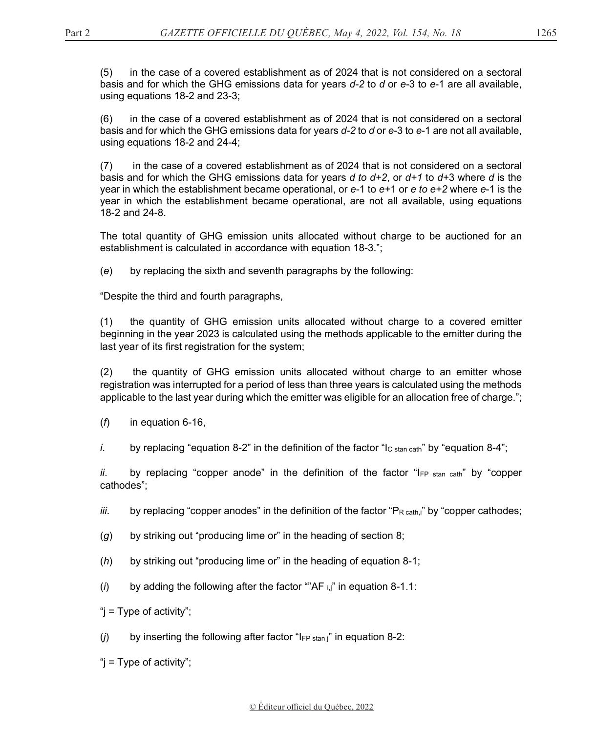(5) in the case of a covered establishment as of 2024 that is not considered on a sectoral basis and for which the GHG emissions data for years *d-2* to *d* or *e*-3 to *e*-1 are all available, using equations 18-2 and 23-3;

(6) in the case of a covered establishment as of 2024 that is not considered on a sectoral basis and for which the GHG emissions data for years *d-2* to *d* or *e*-3 to *e*-1 are not all available, using equations 18-2 and 24-4;

(7) in the case of a covered establishment as of 2024 that is not considered on a sectoral basis and for which the GHG emissions data for years *d to d+2*, or *d+1* to *d*+3 where *d* is the year in which the establishment became operational, or *e*-1 to *e*+1 or *e to e+2* where *e*-1 is the year in which the establishment became operational, are not all available, using equations 18-2 and 24-8.

The total quantity of GHG emission units allocated without charge to be auctioned for an establishment is calculated in accordance with equation 18-3.";

(*e*) by replacing the sixth and seventh paragraphs by the following:

"Despite the third and fourth paragraphs,

(1) the quantity of GHG emission units allocated without charge to a covered emitter beginning in the year 2023 is calculated using the methods applicable to the emitter during the last year of its first registration for the system;

(2) the quantity of GHG emission units allocated without charge to an emitter whose registration was interrupted for a period of less than three years is calculated using the methods applicable to the last year during which the emitter was eligible for an allocation free of charge.";

(*f*) in equation 6-16,

*i*. by replacing "equation 8-2" in the definition of the factor "$I_{C\ stan\ cath}$" by "equation 8-4";

*ii*. by replacing "copper anode" in the definition of the factor "$I_{FP\ stan\ cath}$" by "copper cathodes";

*iii*. by replacing "copper anodes" in the definition of the factor "$P_{R\ cath,i}$" by "copper cathodes;

(*g*) by striking out "producing lime or" in the heading of section 8;

(*h*) by striking out "producing lime or" in the heading of equation 8-1;

(*i*) by adding the following after the factor ""$AF_{i,j}$" in equation 8-1.1:

"j = Type of activity";

(*j*) by inserting the following after factor "$I_{FP\ stan\ j}$" in equation 8-2:

"j = Type of activity";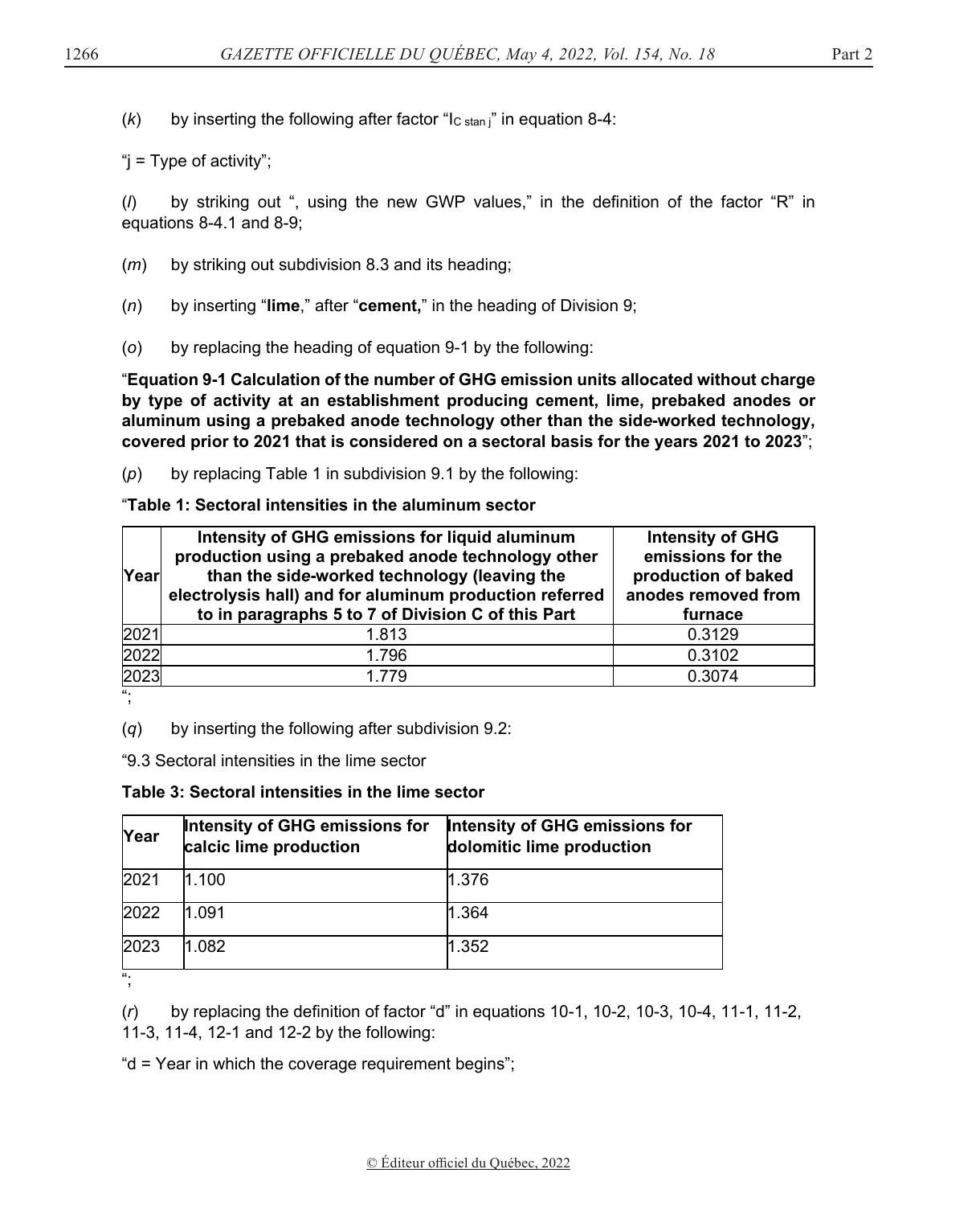(*k*) by inserting the following after factor "$I_{C\ stan\ j}$" in equation 8-4:

"j = Type of activity";

(*l*) by striking out ", using the new GWP values," in the definition of the factor "R" in equations 8-4.1 and 8-9;

(*m*) by striking out subdivision 8.3 and its heading;

(*n*) by inserting "**lime**," after "**cement,**" in the heading of Division 9;

(*o*) by replacing the heading of equation 9-1 by the following:

"**Equation 9-1 Calculation of the number of GHG emission units allocated without charge by type of activity at an establishment producing cement, lime, prebaked anodes or aluminum using a prebaked anode technology other than the side-worked technology, covered prior to 2021 that is considered on a sectoral basis for the years 2021 to 2023**";

(*p*) by replacing Table 1 in subdivision 9.1 by the following:

"**Table 1: Sectoral intensities in the aluminum sector**

| Year | Intensity of GHG emissions for liquid aluminum production using a prebaked anode technology other than the side-worked technology (leaving the electrolysis hall) and for aluminum production referred to in paragraphs 5 to 7 of Division C of this Part | Intensity of GHG emissions for the production of baked anodes removed from furnace |
|---|---|---|
| 2021 | 1.813 | 0.3129 |
| 2022 | 1.796 | 0.3102 |
| 2023 | 1.779 | 0.3074 |

";

(*q*) by inserting the following after subdivision 9.2:

"9.3 Sectoral intensities in the lime sector

**Table 3: Sectoral intensities in the lime sector**

| Year | Intensity of GHG emissions for calcic lime production | Intensity of GHG emissions for dolomitic lime production |
|---|---|---|
| 2021 | 1.100 | 1.376 |
| 2022 | 1.091 | 1.364 |
| 2023 | 1.082 | 1.352 |

";

(*r*) by replacing the definition of factor "d" in equations 10-1, 10-2, 10-3, 10-4, 11-1, 11-2, 11-3, 11-4, 12-1 and 12-2 by the following:

"d = Year in which the coverage requirement begins";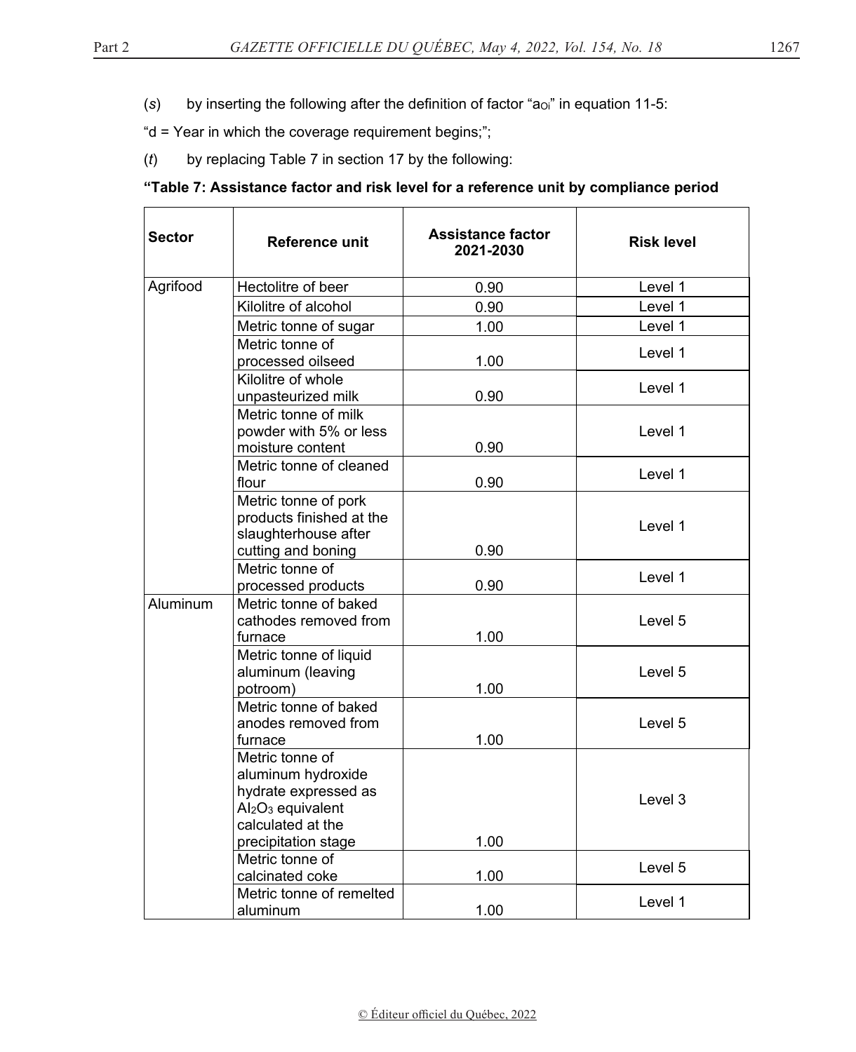(*s*) by inserting the following after the definition of factor "$a_{Oi}$" in equation 11-5:

"d = Year in which the coverage requirement begins;";

(*t*) by replacing Table 7 in section 17 by the following:

**"Table 7: Assistance factor and risk level for a reference unit by compliance period**

| Sector | Reference unit | Assistance factor 2021-2030 | Risk level |
|---|---|---|---|
| Agrifood | Hectolitre of beer | 0.90 | Level 1 |
| | Kilolitre of alcohol | 0.90 | Level 1 |
| | Metric tonne of sugar | 1.00 | Level 1 |
| | Metric tonne of processed oilseed | 1.00 | Level 1 |
| | Kilolitre of whole unpasteurized milk | 0.90 | Level 1 |
| | Metric tonne of milk powder with 5% or less moisture content | 0.90 | Level 1 |
| | Metric tonne of cleaned flour | 0.90 | Level 1 |
| | Metric tonne of pork products finished at the slaughterhouse after cutting and boning | 0.90 | Level 1 |
| | Metric tonne of processed products | 0.90 | Level 1 |
| Aluminum | Metric tonne of baked cathodes removed from furnace | 1.00 | Level 5 |
| | Metric tonne of liquid aluminum (leaving potroom) | 1.00 | Level 5 |
| | Metric tonne of baked anodes removed from furnace | 1.00 | Level 5 |
| | Metric tonne of aluminum hydroxide hydrate expressed as $Al_2O_3$ equivalent calculated at the precipitation stage | 1.00 | Level 3 |
| | Metric tonne of calcinated coke | 1.00 | Level 5 |
| | Metric tonne of remelted aluminum | 1.00 | Level 1 |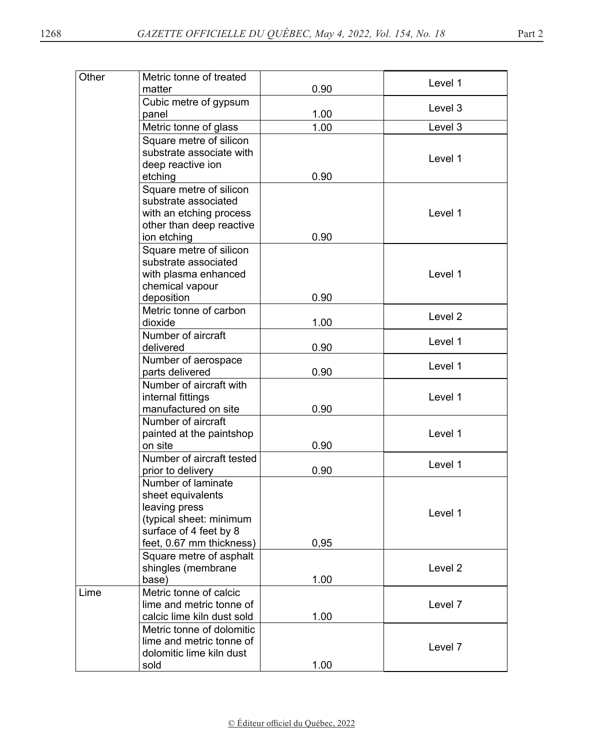| Other | Metric tonne of treated matter | 0.90 | Level 1 |
|---|---|---|---|
| | Cubic metre of gypsum panel | 1.00 | Level 3 |
| | Metric tonne of glass | 1.00 | Level 3 |
| | Square metre of silicon substrate associate with deep reactive ion etching | 0.90 | Level 1 |
| | Square metre of silicon substrate associated with an etching process other than deep reactive ion etching | 0.90 | Level 1 |
| | Square metre of silicon substrate associated with plasma enhanced chemical vapour deposition | 0.90 | Level 1 |
| | Metric tonne of carbon dioxide | 1.00 | Level 2 |
| | Number of aircraft delivered | 0.90 | Level 1 |
| | Number of aerospace parts delivered | 0.90 | Level 1 |
| | Number of aircraft with internal fittings manufactured on site | 0.90 | Level 1 |
| | Number of aircraft painted at the paintshop on site | 0.90 | Level 1 |
| | Number of aircraft tested prior to delivery | 0.90 | Level 1 |
| | Number of laminate sheet equivalents leaving press (typical sheet: minimum surface of 4 feet by 8 feet, 0.67 mm thickness) | 0,95 | Level 1 |
| | Square metre of asphalt shingles (membrane base) | 1.00 | Level 2 |
| Lime | Metric tonne of calcic lime and metric tonne of calcic lime kiln dust sold | 1.00 | Level 7 |
| | Metric tonne of dolomitic lime and metric tonne of dolomitic lime kiln dust sold | 1.00 | Level 7 |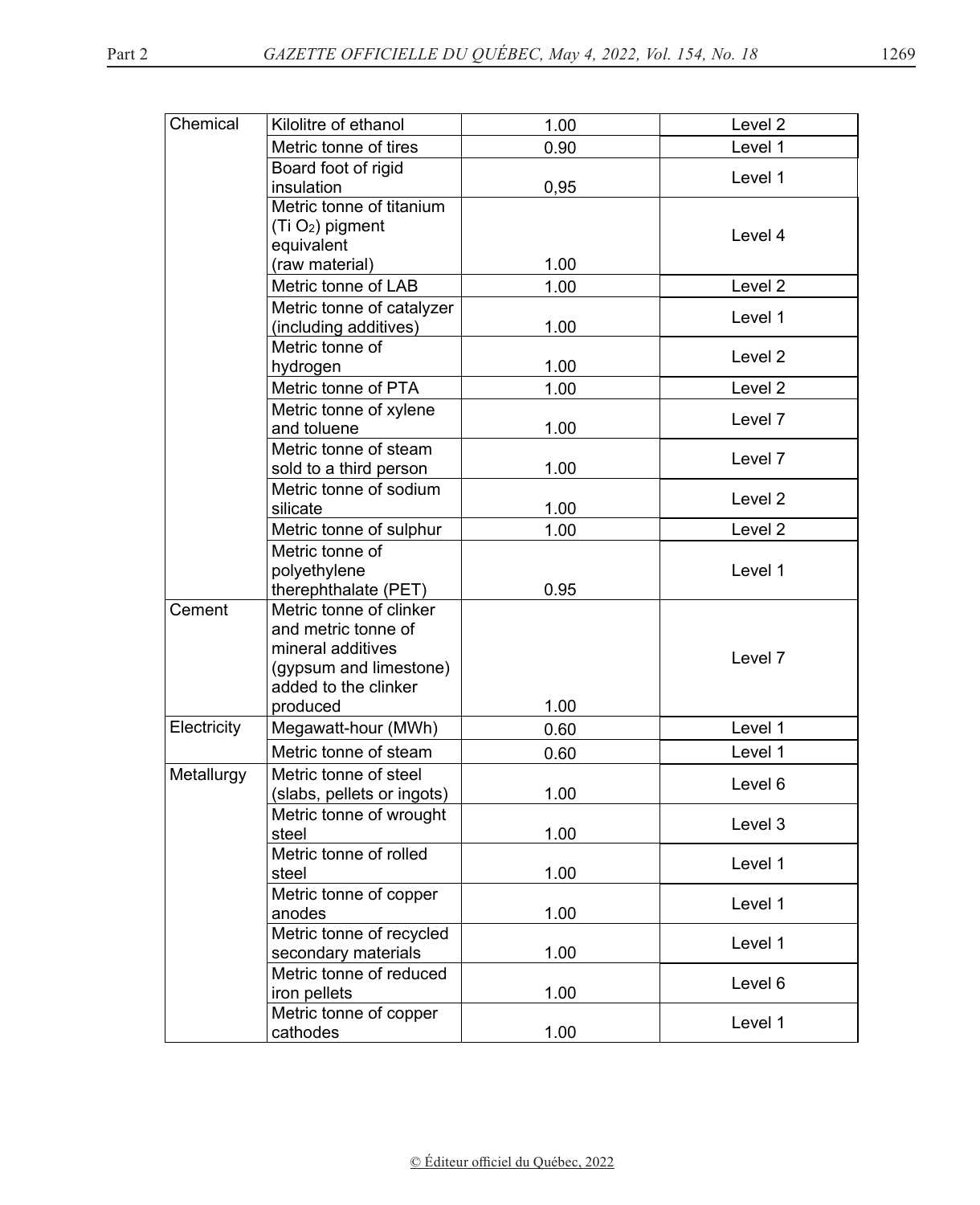| | | | |
|---|---|---|---|
| Chemical | Kilolitre of ethanol | 1.00 | Level 2 |
| | Metric tonne of tires | 0.90 | Level 1 |
| | Board foot of rigid insulation | 0,95 | Level 1 |
| | Metric tonne of titanium (Ti $O_2$) pigment equivalent (raw material) | 1.00 | Level 4 |
| | Metric tonne of LAB | 1.00 | Level 2 |
| | Metric tonne of catalyzer (including additives) | 1.00 | Level 1 |
| | Metric tonne of hydrogen | 1.00 | Level 2 |
| | Metric tonne of PTA | 1.00 | Level 2 |
| | Metric tonne of xylene and toluene | 1.00 | Level 7 |
| | Metric tonne of steam sold to a third person | 1.00 | Level 7 |
| | Metric tonne of sodium silicate | 1.00 | Level 2 |
| | Metric tonne of sulphur | 1.00 | Level 2 |
| | Metric tonne of polyethylene therephthalate (PET) | 0.95 | Level 1 |
| Cement | Metric tonne of clinker and metric tonne of mineral additives (gypsum and limestone) added to the clinker produced | 1.00 | Level 7 |
| Electricity | Megawatt-hour (MWh) | 0.60 | Level 1 |
| | Metric tonne of steam | 0.60 | Level 1 |
| Metallurgy | Metric tonne of steel (slabs, pellets or ingots) | 1.00 | Level 6 |
| | Metric tonne of wrought steel | 1.00 | Level 3 |
| | Metric tonne of rolled steel | 1.00 | Level 1 |
| | Metric tonne of copper anodes | 1.00 | Level 1 |
| | Metric tonne of recycled secondary materials | 1.00 | Level 1 |
| | Metric tonne of reduced iron pellets | 1.00 | Level 6 |
| | Metric tonne of copper cathodes | 1.00 | Level 1 |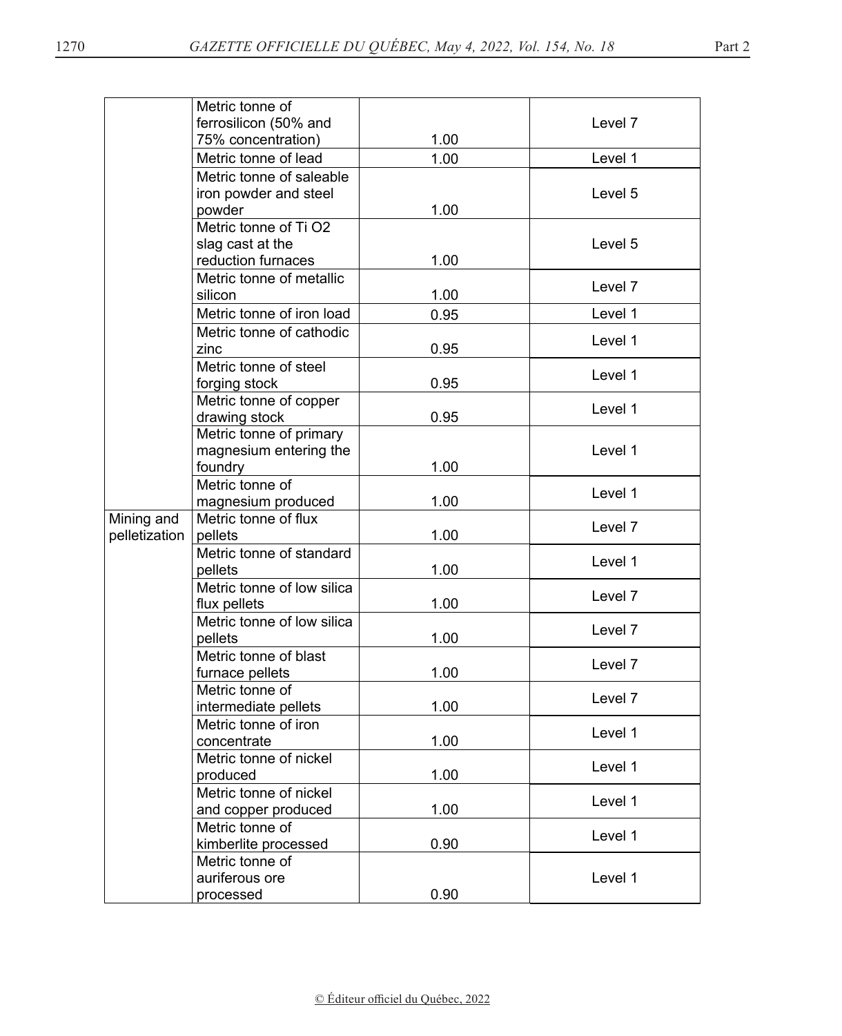| | | | |
|---|---|---|---|
| | Metric tonne of ferrosilicon (50% and 75% concentration) | 1.00 | Level 7 |
| | Metric tonne of lead | 1.00 | Level 1 |
| | Metric tonne of saleable iron powder and steel powder | 1.00 | Level 5 |
| | Metric tonne of Ti O2 slag cast at the reduction furnaces | 1.00 | Level 5 |
| | Metric tonne of metallic silicon | 1.00 | Level 7 |
| | Metric tonne of iron load | 0.95 | Level 1 |
| | Metric tonne of cathodic zinc | 0.95 | Level 1 |
| | Metric tonne of steel forging stock | 0.95 | Level 1 |
| | Metric tonne of copper drawing stock | 0.95 | Level 1 |
| | Metric tonne of primary magnesium entering the foundry | 1.00 | Level 1 |
| | Metric tonne of magnesium produced | 1.00 | Level 1 |
| Mining and pelletization | Metric tonne of flux pellets | 1.00 | Level 7 |
| | Metric tonne of standard pellets | 1.00 | Level 1 |
| | Metric tonne of low silica flux pellets | 1.00 | Level 7 |
| | Metric tonne of low silica pellets | 1.00 | Level 7 |
| | Metric tonne of blast furnace pellets | 1.00 | Level 7 |
| | Metric tonne of intermediate pellets | 1.00 | Level 7 |
| | Metric tonne of iron concentrate | 1.00 | Level 1 |
| | Metric tonne of nickel produced | 1.00 | Level 1 |
| | Metric tonne of nickel and copper produced | 1.00 | Level 1 |
| | Metric tonne of kimberlite processed | 0.90 | Level 1 |
| | Metric tonne of auriferous ore processed | 0.90 | Level 1 |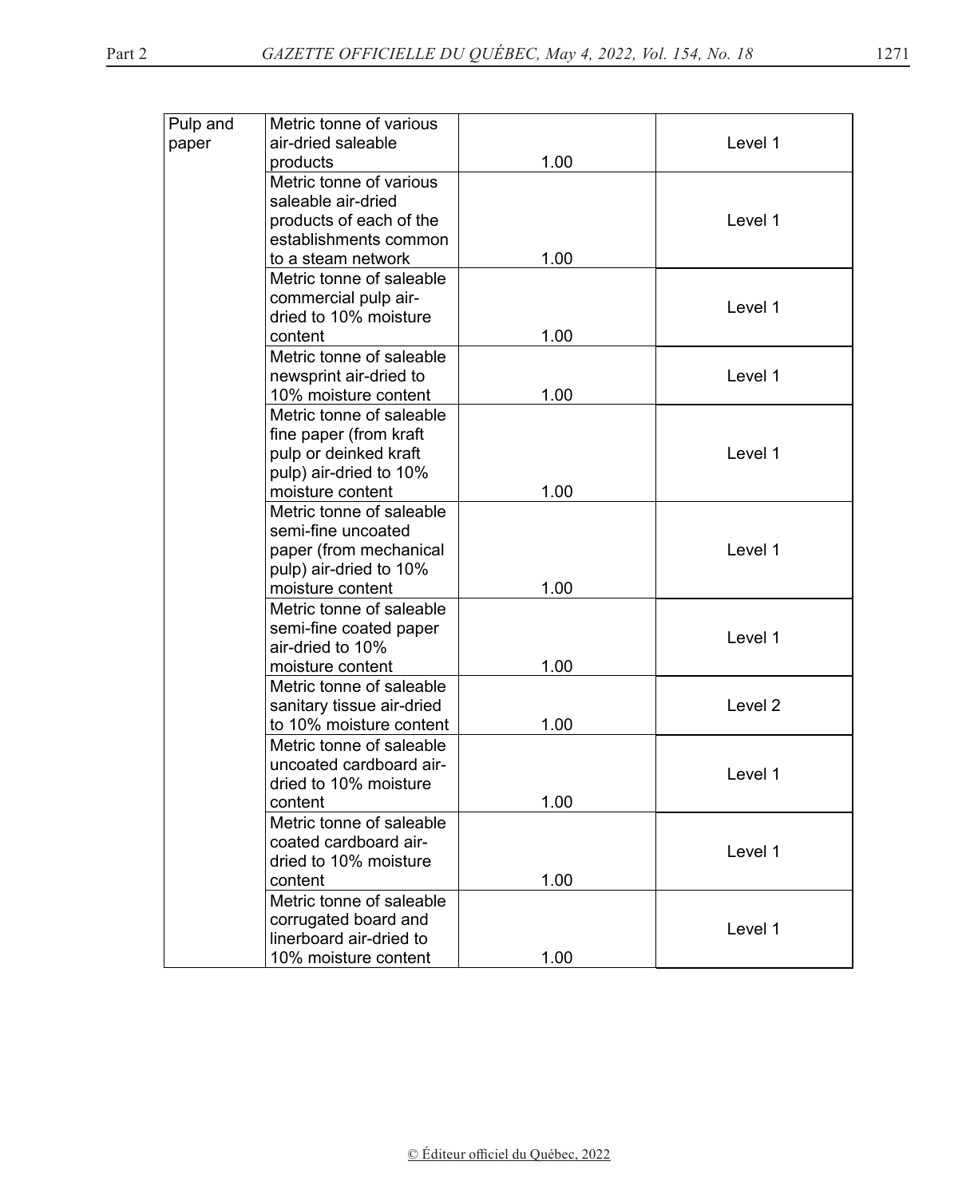| | | | |
|---|---|---|---|
| Pulp and paper | Metric tonne of various air-dried saleable products | 1.00 | Level 1 |
| | Metric tonne of various saleable air-dried products of each of the establishments common to a steam network | 1.00 | Level 1 |
| | Metric tonne of saleable commercial pulp air-dried to 10% moisture content | 1.00 | Level 1 |
| | Metric tonne of saleable newsprint air-dried to 10% moisture content | 1.00 | Level 1 |
| | Metric tonne of saleable fine paper (from kraft pulp or deinked kraft pulp) air-dried to 10% moisture content | 1.00 | Level 1 |
| | Metric tonne of saleable semi-fine uncoated paper (from mechanical pulp) air-dried to 10% moisture content | 1.00 | Level 1 |
| | Metric tonne of saleable semi-fine coated paper air-dried to 10% moisture content | 1.00 | Level 1 |
| | Metric tonne of saleable sanitary tissue air-dried to 10% moisture content | 1.00 | Level 2 |
| | Metric tonne of saleable uncoated cardboard air-dried to 10% moisture content | 1.00 | Level 1 |
| | Metric tonne of saleable coated cardboard air-dried to 10% moisture content | 1.00 | Level 1 |
| | Metric tonne of saleable corrugated board and linerboard air-dried to 10% moisture content | 1.00 | Level 1 |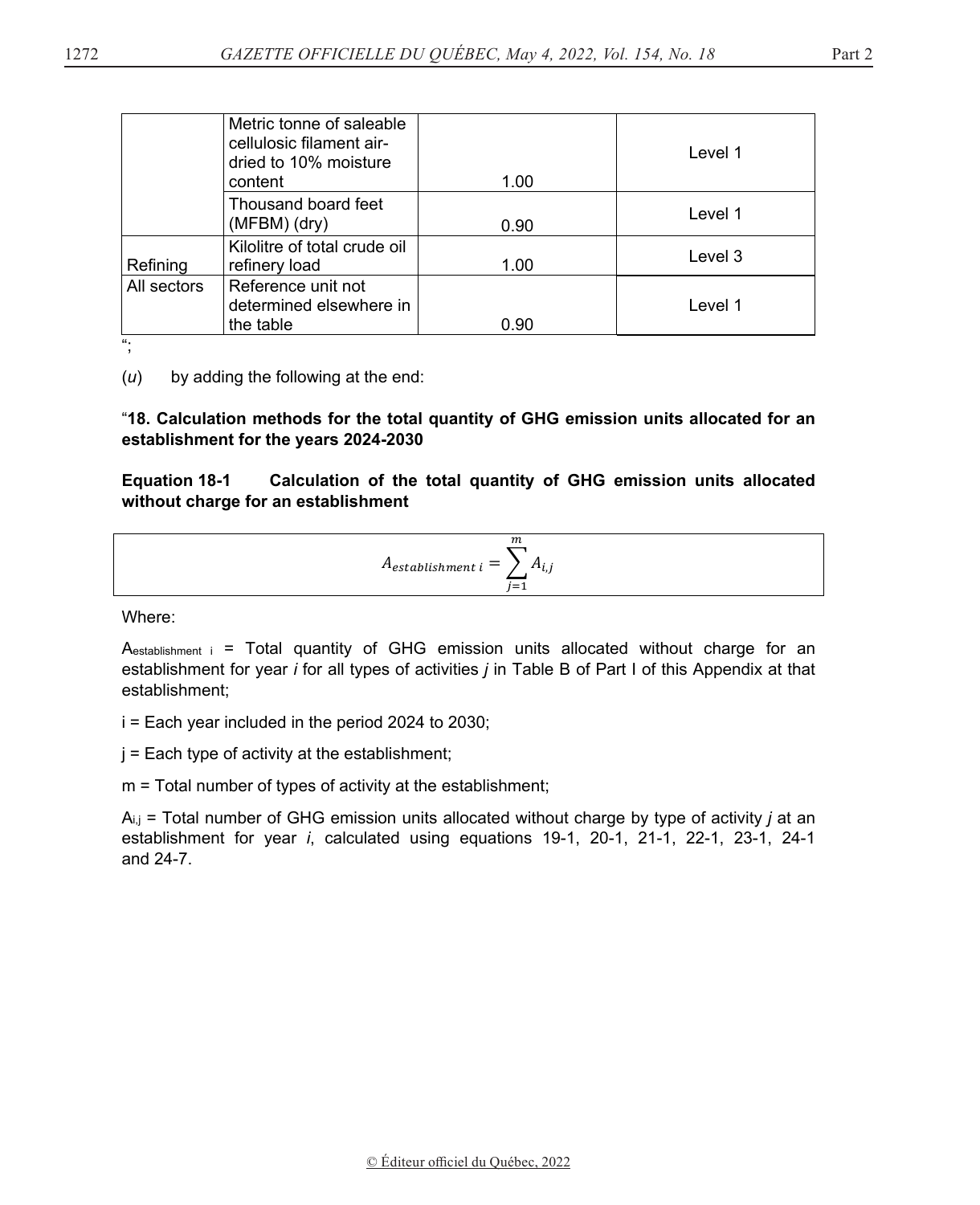|  | Metric tonne of saleable cellulosic filament air-dried to 10% moisture content | 1.00 | Level 1 |
| --- | --- | --- | --- |
|  | Thousand board feet (MFBM) (dry) | 0.90 | Level 1 |
| Refining | Kilolitre of total crude oil refinery load | 1.00 | Level 3 |
| All sectors | Reference unit not determined elsewhere in the table | 0.90 | Level 1 |

“;

(*u*) by adding the following at the end:

“**18. Calculation methods for the total quantity of GHG emission units allocated for an establishment for the years 2024-2030**

**Equation 18-1 Calculation of the total quantity of GHG emission units allocated without charge for an establishment**

$$A_{establishment\ i} = \sum_{j=1}^{m} A_{i,j}$$

Where:

$A_{establishment\ i}$ = Total quantity of GHG emission units allocated without charge for an establishment for year *i* for all types of activities *j* in Table B of Part I of this Appendix at that establishment;

i = Each year included in the period 2024 to 2030;

j = Each type of activity at the establishment;

m = Total number of types of activity at the establishment;

$A_{i,j}$ = Total number of GHG emission units allocated without charge by type of activity *j* at an establishment for year *i*, calculated using equations 19-1, 20-1, 21-1, 22-1, 23-1, 24-1 and 24-7.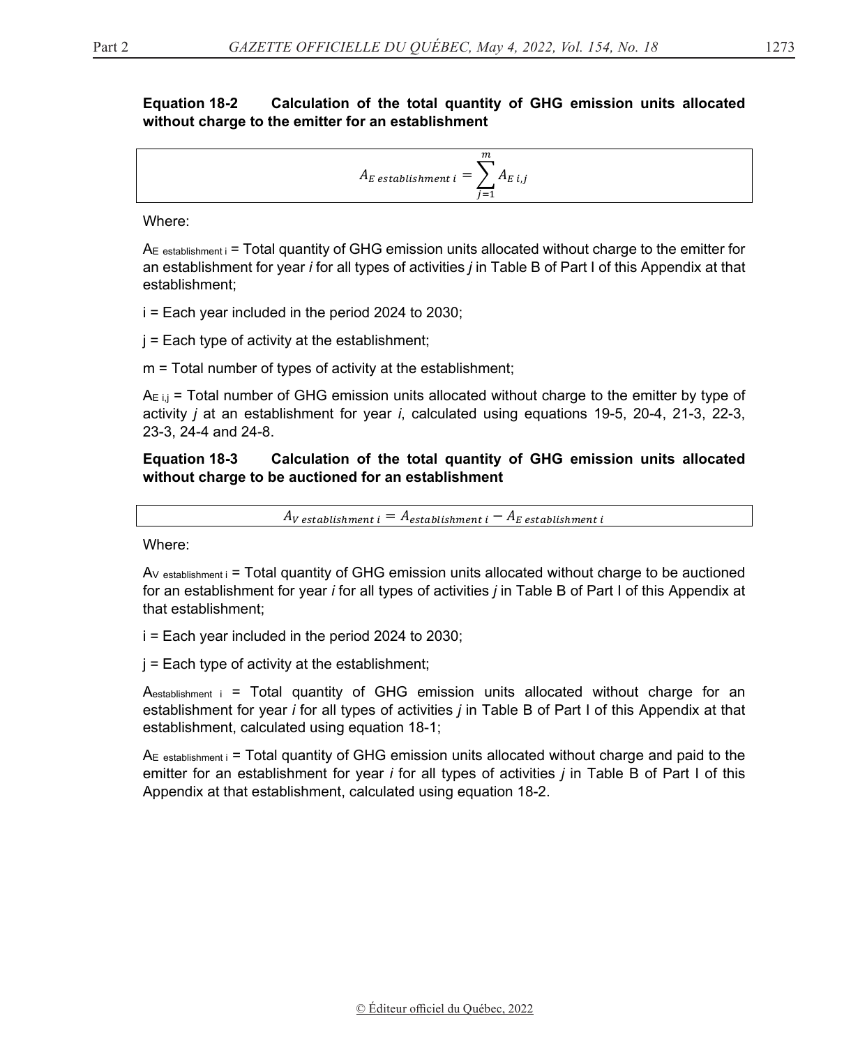**Equation 18-2 Calculation of the total quantity of GHG emission units allocated without charge to the emitter for an establishment**

$$A_{E\ establishment\ i} = \sum_{j=1}^{m} A_{E\ i,j}$$

Where:

$A_{E\ establishment\ i}$ = Total quantity of GHG emission units allocated without charge to the emitter for an establishment for year *i* for all types of activities *j* in Table B of Part I of this Appendix at that establishment;

i = Each year included in the period 2024 to 2030;

j = Each type of activity at the establishment;

m = Total number of types of activity at the establishment;

$A_{E\ i,j}$ = Total number of GHG emission units allocated without charge to the emitter by type of activity *j* at an establishment for year *i*, calculated using equations 19-5, 20-4, 21-3, 22-3, 23-3, 24-4 and 24-8.

**Equation 18-3 Calculation of the total quantity of GHG emission units allocated without charge to be auctioned for an establishment**

$$A_{V\ establishment\ i} = A_{establishment\ i} - A_{E\ establishment\ i}$$

Where:

$A_{V\ establishment\ i}$ = Total quantity of GHG emission units allocated without charge to be auctioned for an establishment for year *i* for all types of activities *j* in Table B of Part I of this Appendix at that establishment;

i = Each year included in the period 2024 to 2030;

j = Each type of activity at the establishment;

$A_{establishment\ i}$ = Total quantity of GHG emission units allocated without charge for an establishment for year *i* for all types of activities *j* in Table B of Part I of this Appendix at that establishment, calculated using equation 18-1;

$A_{E\ establishment\ i}$ = Total quantity of GHG emission units allocated without charge and paid to the emitter for an establishment for year *i* for all types of activities *j* in Table B of Part I of this Appendix at that establishment, calculated using equation 18-2.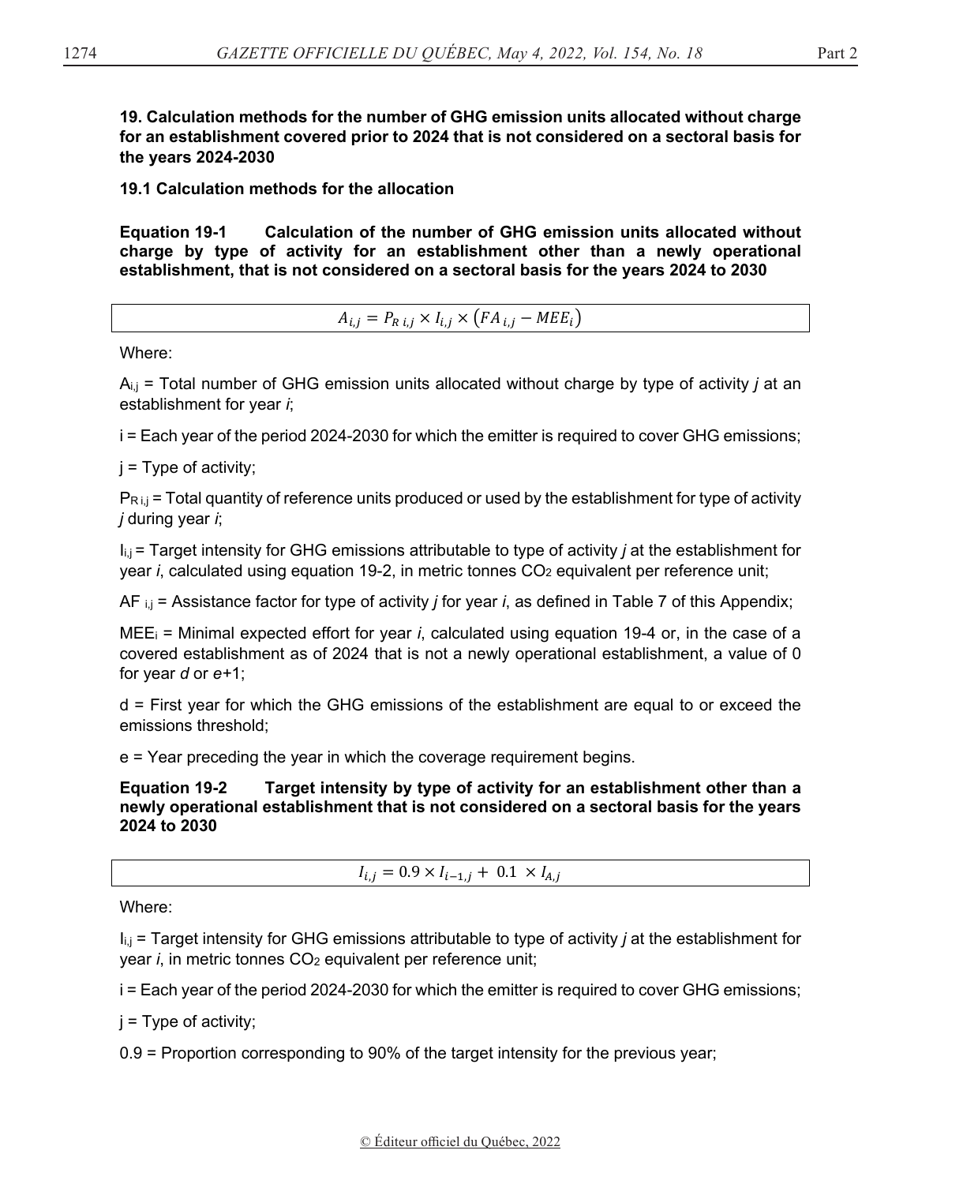**19. Calculation methods for the number of GHG emission units allocated without charge for an establishment covered prior to 2024 that is not considered on a sectoral basis for the years 2024-2030**

**19.1 Calculation methods for the allocation**

**Equation 19-1 Calculation of the number of GHG emission units allocated without charge by type of activity for an establishment other than a newly operational establishment, that is not considered on a sectoral basis for the years 2024 to 2030**

$$A_{i,j} = P_{R\ i,j} \times I_{i,j} \times \left(FA_{\ i,j} - MEE_i\right)$$

Where:

$A_{i,j}$ = Total number of GHG emission units allocated without charge by type of activity *j* at an establishment for year *i*;

i = Each year of the period 2024-2030 for which the emitter is required to cover GHG emissions;

j = Type of activity;

$P_{R\ i,j}$ = Total quantity of reference units produced or used by the establishment for type of activity *j* during year *i*;

$I_{i,j}$ = Target intensity for GHG emissions attributable to type of activity *j* at the establishment for year *i*, calculated using equation 19-2, in metric tonnes $CO_2$ equivalent per reference unit;

$AF_{\ i,j}$ = Assistance factor for type of activity *j* for year *i*, as defined in Table 7 of this Appendix;

$MEE_i$ = Minimal expected effort for year *i*, calculated using equation 19-4 or, in the case of a covered establishment as of 2024 that is not a newly operational establishment, a value of 0 for year *d* or *e*+1;

d = First year for which the GHG emissions of the establishment are equal to or exceed the emissions threshold;

e = Year preceding the year in which the coverage requirement begins.

**Equation 19-2 Target intensity by type of activity for an establishment other than a newly operational establishment that is not considered on a sectoral basis for the years 2024 to 2030**

$$I_{i,j} = 0.9 \times I_{i-1,j} + \ 0.1 \ \times I_{A,j}$$

Where:

$I_{i,j}$ = Target intensity for GHG emissions attributable to type of activity *j* at the establishment for year *i*, in metric tonnes $CO_2$ equivalent per reference unit;

i = Each year of the period 2024-2030 for which the emitter is required to cover GHG emissions;

j = Type of activity;

0.9 = Proportion corresponding to 90% of the target intensity for the previous year;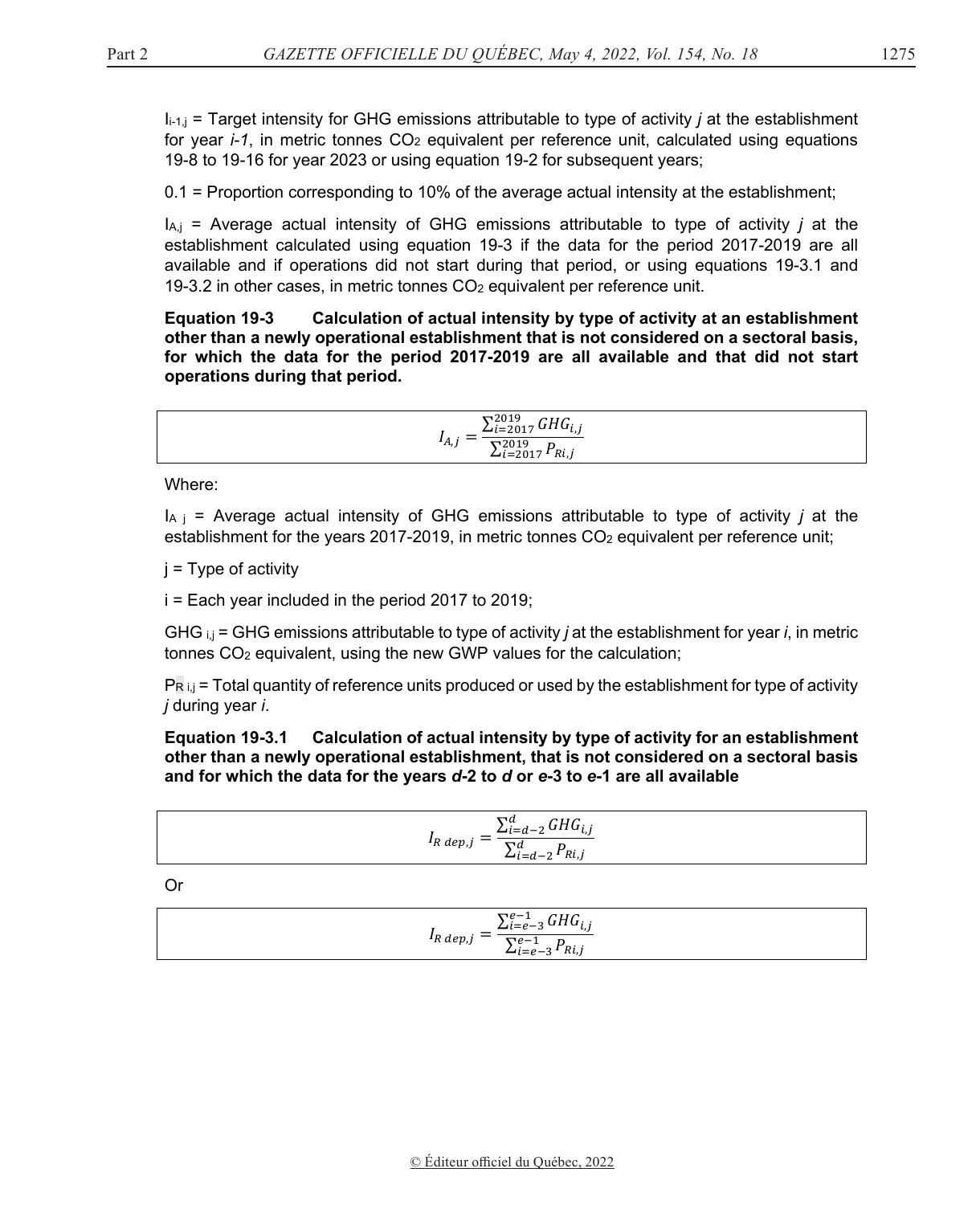$I_{i-1,j}$ = Target intensity for GHG emissions attributable to type of activity *j* at the establishment for year *i-1*, in metric tonnes $CO_2$ equivalent per reference unit, calculated using equations 19-8 to 19-16 for year 2023 or using equation 19-2 for subsequent years;

0.1 = Proportion corresponding to 10% of the average actual intensity at the establishment;

$I_{A,j}$ = Average actual intensity of GHG emissions attributable to type of activity *j* at the establishment calculated using equation 19-3 if the data for the period 2017-2019 are all available and if operations did not start during that period, or using equations 19-3.1 and 19-3.2 in other cases, in metric tonnes $CO_2$ equivalent per reference unit.

**Equation 19-3 Calculation of actual intensity by type of activity at an establishment other than a newly operational establishment that is not considered on a sectoral basis, for which the data for the period 2017-2019 are all available and that did not start operations during that period.**

$$I_{A,j} = \frac{\sum_{i=2017}^{2019} GHG_{i,j}}{\sum_{i=2017}^{2019} P_{Ri,j}}$$

Where:

$I_{A\ j}$ = Average actual intensity of GHG emissions attributable to type of activity *j* at the establishment for the years 2017-2019, in metric tonnes $CO_2$ equivalent per reference unit;

j = Type of activity

i = Each year included in the period 2017 to 2019;

$GHG_{i,j}$ = GHG emissions attributable to type of activity *j* at the establishment for year *i*, in metric tonnes $CO_2$ equivalent, using the new GWP values for the calculation;

$P_{R\ i,j}$ = Total quantity of reference units produced or used by the establishment for type of activity *j* during year *i*.

**Equation 19-3.1 Calculation of actual intensity by type of activity for an establishment other than a newly operational establishment, that is not considered on a sectoral basis and for which the data for the years *d*-2 to *d* or *e*-3 to *e*-1 are all available**

$$I_{R\ dep,j} = \frac{\sum_{i=d-2}^{d} GHG_{i,j}}{\sum_{i=d-2}^{d} P_{Ri,j}}$$

Or

$$I_{R\ dep,j} = \frac{\sum_{i=e-3}^{e-1} GHG_{i,j}}{\sum_{i=e-3}^{e-1} P_{Ri,j}}$$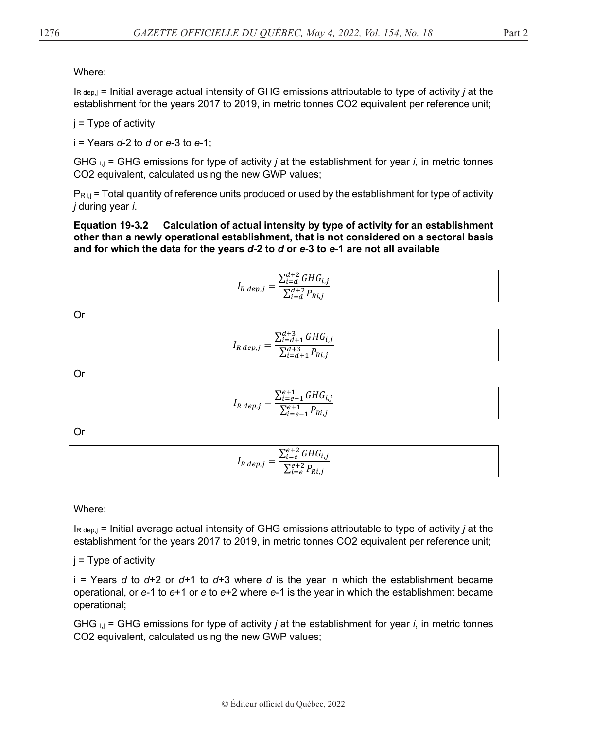Where:

$I_{R\ dep,j}$ = Initial average actual intensity of GHG emissions attributable to type of activity *j* at the establishment for the years 2017 to 2019, in metric tonnes CO2 equivalent per reference unit;

j = Type of activity

i = Years *d*-2 to *d* or *e*-3 to *e*-1;

$GHG_{i,j}$ = GHG emissions for type of activity *j* at the establishment for year *i*, in metric tonnes CO2 equivalent, calculated using the new GWP values;

$P_{R\,i,j}$ = Total quantity of reference units produced or used by the establishment for type of activity *j* during year *i*.

**Equation 19-3.2 Calculation of actual intensity by type of activity for an establishment other than a newly operational establishment, that is not considered on a sectoral basis and for which the data for the years *d*-2 to *d* or *e*-3 to *e*-1 are not all available**

$$I_{R\ dep,j} = \frac{\sum_{i=d}^{d+2} GHG_{i,j}}{\sum_{i=d}^{d+2} P_{Ri,j}}$$

Or

$$I_{R\ dep,j} = \frac{\sum_{i=d+1}^{d+3} GHG_{i,j}}{\sum_{i=d+1}^{d+3} P_{Ri,j}}$$

Or

$$I_{R\ dep,j} = \frac{\sum_{i=e-1}^{e+1} GHG_{i,j}}{\sum_{i=e-1}^{e+1} P_{Ri,j}}$$

Or

$$I_{R\ dep,j} = \frac{\sum_{i=e}^{e+2} GHG_{i,j}}{\sum_{i=e}^{e+2} P_{Ri,j}}$$

Where:

$I_{R\ dep,j}$ = Initial average actual intensity of GHG emissions attributable to type of activity *j* at the establishment for the years 2017 to 2019, in metric tonnes CO2 equivalent per reference unit;

j = Type of activity

i = Years *d* to *d*+2 or *d*+1 to *d*+3 where *d* is the year in which the establishment became operational, or *e*-1 to *e*+1 or *e* to *e*+2 where *e*-1 is the year in which the establishment became operational;

$GHG_{i,j}$ = GHG emissions for type of activity *j* at the establishment for year *i*, in metric tonnes CO2 equivalent, calculated using the new GWP values;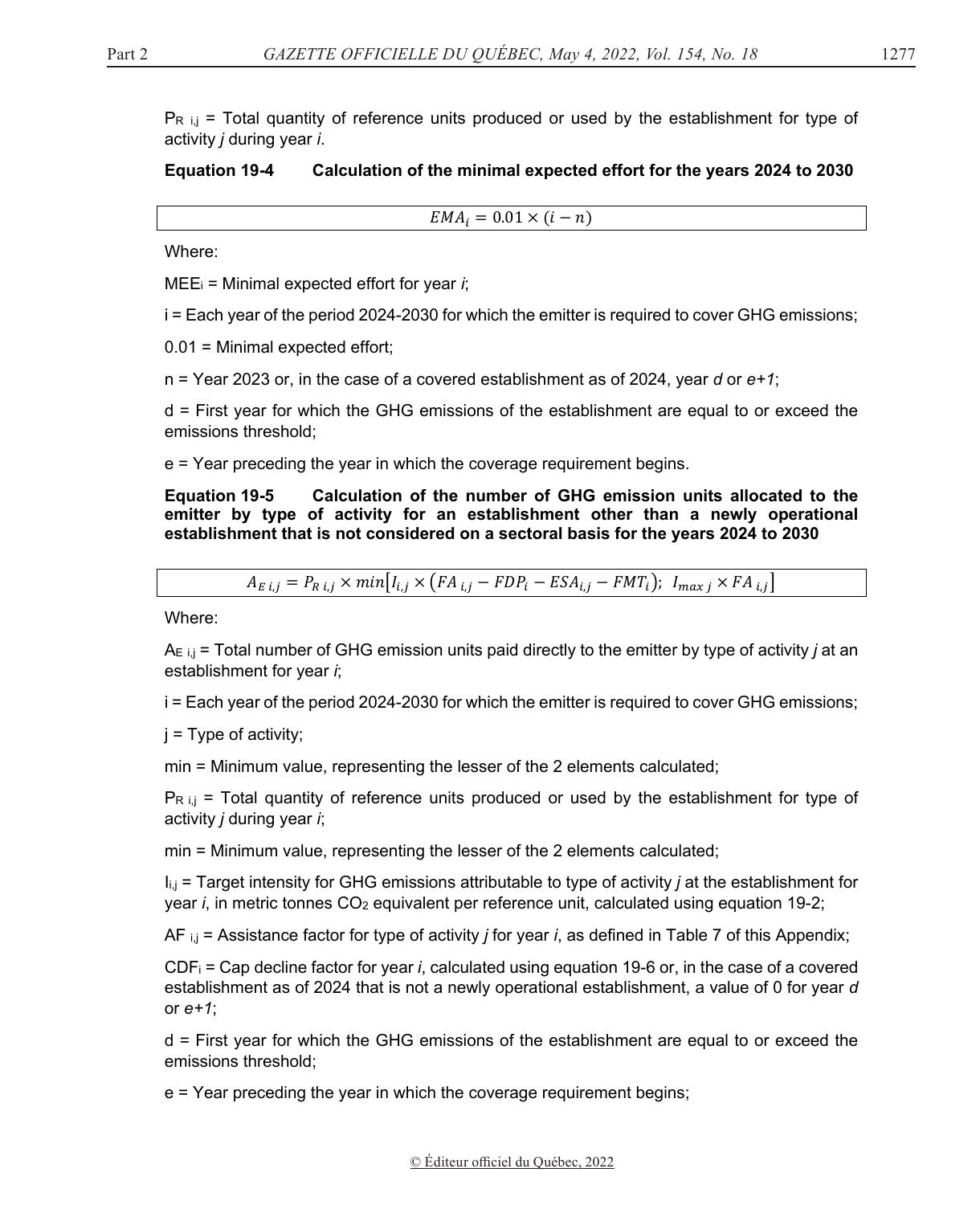$P_{R\ i,j}$ = Total quantity of reference units produced or used by the establishment for type of activity *j* during year *i*.

**Equation 19-4 Calculation of the minimal expected effort for the years 2024 to 2030**

$$EMA_i = 0.01 \times (i - n)$$

Where:

$MEE_i$ = Minimal expected effort for year *i*;

i = Each year of the period 2024-2030 for which the emitter is required to cover GHG emissions;

0.01 = Minimal expected effort;

n = Year 2023 or, in the case of a covered establishment as of 2024, year *d* or *e+1*;

d = First year for which the GHG emissions of the establishment are equal to or exceed the emissions threshold;

e = Year preceding the year in which the coverage requirement begins.

**Equation 19-5 Calculation of the number of GHG emission units allocated to the emitter by type of activity for an establishment other than a newly operational establishment that is not considered on a sectoral basis for the years 2024 to 2030**

$$A_{E\ i,j} = P_{R\ i,j} \times min\left[I_{i,j} \times \left(FA_{\ i,j} - FDP_i - ESA_{i,j} - FMT_i\right);\ \ I_{max\ j} \times FA_{\ i,j}\right]$$

Where:

$A_{E\ i,j}$ = Total number of GHG emission units paid directly to the emitter by type of activity *j* at an establishment for year *i*;

i = Each year of the period 2024-2030 for which the emitter is required to cover GHG emissions;

j = Type of activity;

min = Minimum value, representing the lesser of the 2 elements calculated;

$P_{R\ i,j}$ = Total quantity of reference units produced or used by the establishment for type of activity *j* during year *i*;

min = Minimum value, representing the lesser of the 2 elements calculated;

$I_{i,j}$ = Target intensity for GHG emissions attributable to type of activity *j* at the establishment for year *i*, in metric tonnes $CO_2$ equivalent per reference unit, calculated using equation 19-2;

$AF_{\ i,j}$ = Assistance factor for type of activity *j* for year *i*, as defined in Table 7 of this Appendix;

$CDF_i$ = Cap decline factor for year *i*, calculated using equation 19-6 or, in the case of a covered establishment as of 2024 that is not a newly operational establishment, a value of 0 for year *d* or *e+1*;

d = First year for which the GHG emissions of the establishment are equal to or exceed the emissions threshold;

e = Year preceding the year in which the coverage requirement begins;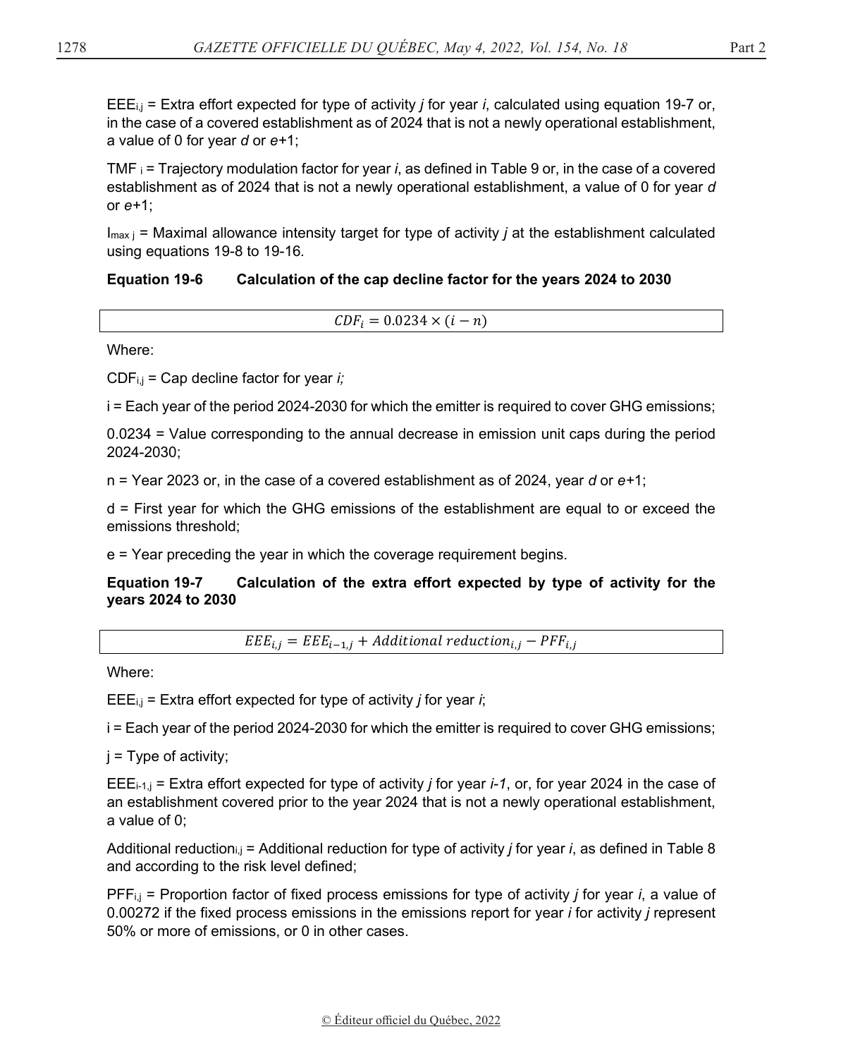$EEE_{i,j}$ = Extra effort expected for type of activity *j* for year *i*, calculated using equation 19-7 or, in the case of a covered establishment as of 2024 that is not a newly operational establishment, a value of 0 for year *d* or *e*+1;

$TMF_i$ = Trajectory modulation factor for year *i*, as defined in Table 9 or, in the case of a covered establishment as of 2024 that is not a newly operational establishment, a value of 0 for year *d* or *e*+1;

$I_{max\ j}$ = Maximal allowance intensity target for type of activity *j* at the establishment calculated using equations 19-8 to 19-16.

**Equation 19-6 Calculation of the cap decline factor for the years 2024 to 2030**

$$CDF_i = 0.0234 \times (i - n)$$

Where:

$CDF_{i,j}$ = Cap decline factor for year *i;*

i = Each year of the period 2024-2030 for which the emitter is required to cover GHG emissions;

0.0234 = Value corresponding to the annual decrease in emission unit caps during the period 2024-2030;

n = Year 2023 or, in the case of a covered establishment as of 2024, year *d* or *e*+1;

d = First year for which the GHG emissions of the establishment are equal to or exceed the emissions threshold;

e = Year preceding the year in which the coverage requirement begins.

**Equation 19-7 Calculation of the extra effort expected by type of activity for the years 2024 to 2030**

$$EEE_{i,j} = EEE_{i-1,j} + Additional\ reduction_{i,j} - PFF_{i,j}$$

Where:

$EEE_{i,j}$ = Extra effort expected for type of activity *j* for year *i*;

i = Each year of the period 2024-2030 for which the emitter is required to cover GHG emissions;

j = Type of activity;

$EEE_{i-1,j}$ = Extra effort expected for type of activity *j* for year *i-1*, or, for year 2024 in the case of an establishment covered prior to the year 2024 that is not a newly operational establishment, a value of 0;

$Additional\ reduction_{i,j}$ = Additional reduction for type of activity *j* for year *i*, as defined in Table 8 and according to the risk level defined;

$PFF_{i,j}$ = Proportion factor of fixed process emissions for type of activity *j* for year *i*, a value of 0.00272 if the fixed process emissions in the emissions report for year *i* for activity *j* represent 50% or more of emissions, or 0 in other cases.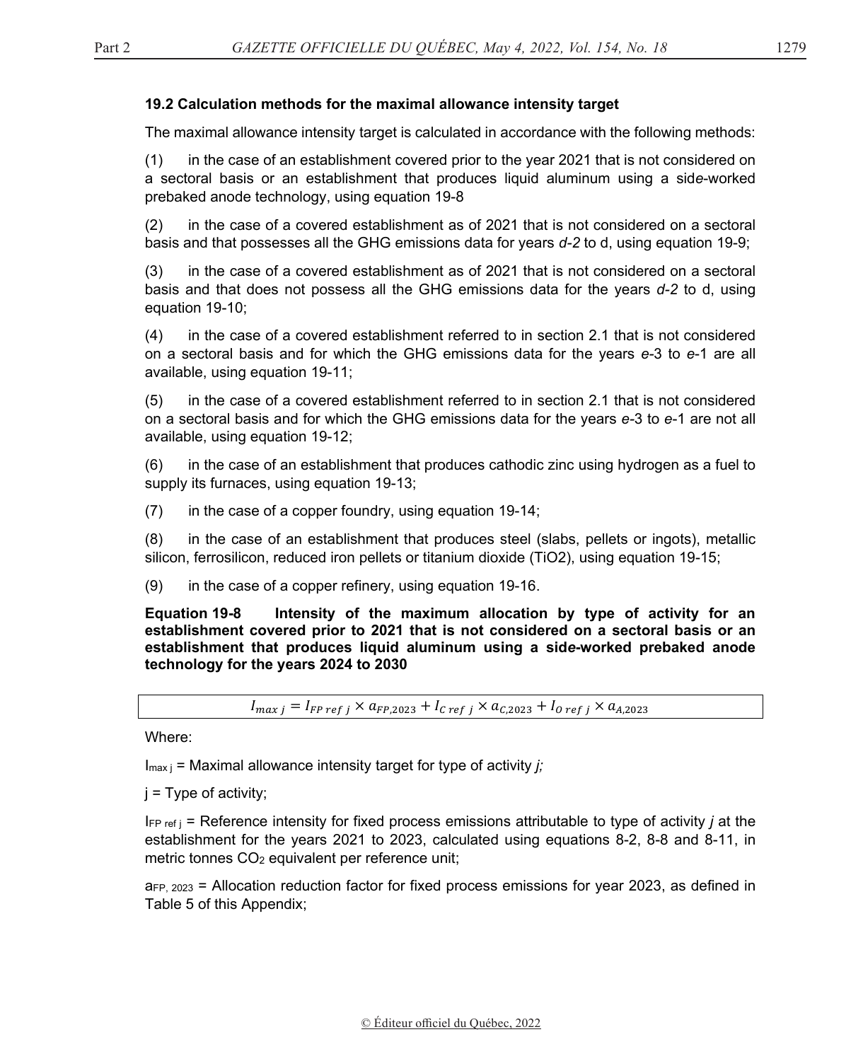### 19.2 Calculation methods for the maximal allowance intensity target

The maximal allowance intensity target is calculated in accordance with the following methods:

(1) in the case of an establishment covered prior to the year 2021 that is not considered on a sectoral basis or an establishment that produces liquid aluminum using a side-worked prebaked anode technology, using equation 19-8

(2) in the case of a covered establishment as of 2021 that is not considered on a sectoral basis and that possesses all the GHG emissions data for years *d-2* to d, using equation 19-9;

(3) in the case of a covered establishment as of 2021 that is not considered on a sectoral basis and that does not possess all the GHG emissions data for the years *d-2* to d, using equation 19-10;

(4) in the case of a covered establishment referred to in section 2.1 that is not considered on a sectoral basis and for which the GHG emissions data for the years *e*-3 to *e*-1 are all available, using equation 19-11;

(5) in the case of a covered establishment referred to in section 2.1 that is not considered on a sectoral basis and for which the GHG emissions data for the years *e*-3 to *e*-1 are not all available, using equation 19-12;

(6) in the case of an establishment that produces cathodic zinc using hydrogen as a fuel to supply its furnaces, using equation 19-13;

(7) in the case of a copper foundry, using equation 19-14;

(8) in the case of an establishment that produces steel (slabs, pellets or ingots), metallic silicon, ferrosilicon, reduced iron pellets or titanium dioxide (TiO2), using equation 19-15;

(9) in the case of a copper refinery, using equation 19-16.

**Equation 19-8 Intensity of the maximum allocation by type of activity for an establishment covered prior to 2021 that is not considered on a sectoral basis or an establishment that produces liquid aluminum using a side-worked prebaked anode technology for the years 2024 to 2030**

$$I_{max\ j} = I_{FP\ ref\ j} \times a_{FP,2023} + I_{C\ ref\ j} \times a_{C,2023} + I_{O\ ref\ j} \times a_{A,2023}$$

Where:

$I_{max\ j}$ = Maximal allowance intensity target for type of activity *j;*

j = Type of activity;

$I_{FP\ ref\ j}$ = Reference intensity for fixed process emissions attributable to type of activity *j* at the establishment for the years 2021 to 2023, calculated using equations 8-2, 8-8 and 8-11, in metric tonnes $CO_2$ equivalent per reference unit;

$a_{FP,\ 2023}$ = Allocation reduction factor for fixed process emissions for year 2023, as defined in Table 5 of this Appendix;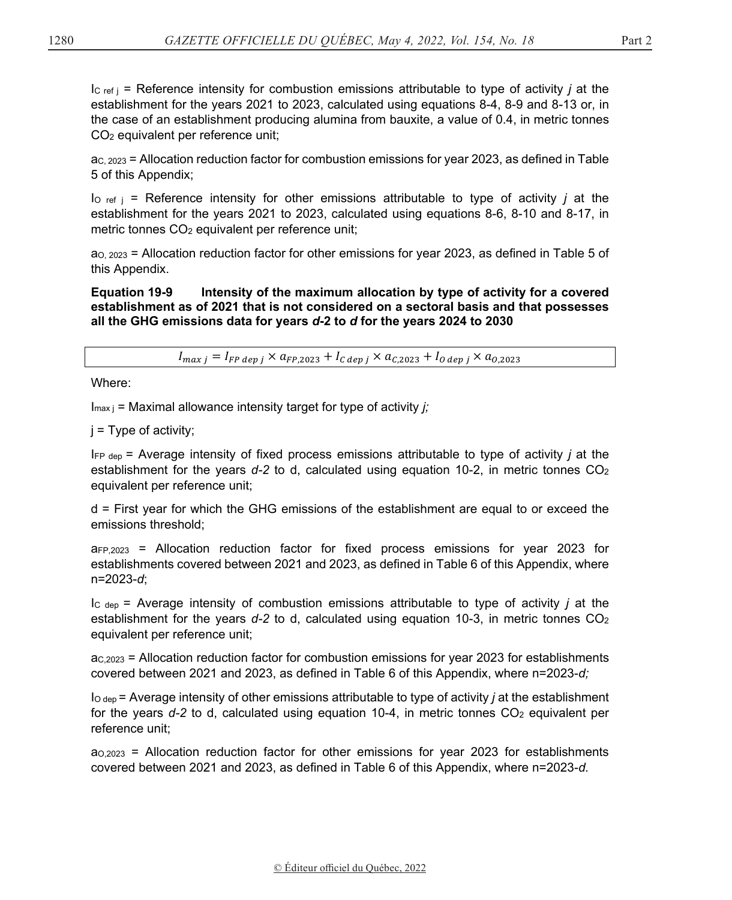$I_{C\ ref\ j}$ = Reference intensity for combustion emissions attributable to type of activity *j* at the establishment for the years 2021 to 2023, calculated using equations 8-4, 8-9 and 8-13 or, in the case of an establishment producing alumina from bauxite, a value of 0.4, in metric tonnes $CO_2$ equivalent per reference unit;

$a_{C,\ 2023}$ = Allocation reduction factor for combustion emissions for year 2023, as defined in Table 5 of this Appendix;

$I_{O\ ref\ j}$ = Reference intensity for other emissions attributable to type of activity *j* at the establishment for the years 2021 to 2023, calculated using equations 8-6, 8-10 and 8-17, in metric tonnes $CO_2$ equivalent per reference unit;

$a_{O,\ 2023}$ = Allocation reduction factor for other emissions for year 2023, as defined in Table 5 of this Appendix.

**Equation 19-9 Intensity of the maximum allocation by type of activity for a covered establishment as of 2021 that is not considered on a sectoral basis and that possesses all the GHG emissions data for years *d*-2 to *d* for the years 2024 to 2030**

$$I_{max\ j} = I_{FP\ dep\ j} \times a_{FP,2023} + I_{C\ dep\ j} \times a_{C,2023} + I_{O\ dep\ j} \times a_{O,2023}$$

Where:

$I_{max\ j}$ = Maximal allowance intensity target for type of activity *j;*

j = Type of activity;

$I_{FP\ dep}$ = Average intensity of fixed process emissions attributable to type of activity *j* at the establishment for the years *d-2* to d, calculated using equation 10-2, in metric tonnes $CO_2$ equivalent per reference unit;

d = First year for which the GHG emissions of the establishment are equal to or exceed the emissions threshold;

$a_{FP,2023}$ = Allocation reduction factor for fixed process emissions for year 2023 for establishments covered between 2021 and 2023, as defined in Table 6 of this Appendix, where n=2023-*d*;

$I_{C\ dep}$ = Average intensity of combustion emissions attributable to type of activity *j* at the establishment for the years *d-2* to d, calculated using equation 10-3, in metric tonnes $CO_2$ equivalent per reference unit;

$a_{C,2023}$ = Allocation reduction factor for combustion emissions for year 2023 for establishments covered between 2021 and 2023, as defined in Table 6 of this Appendix, where n=2023-*d;*

$I_{O\ dep}$ = Average intensity of other emissions attributable to type of activity *j* at the establishment for the years *d-2* to d, calculated using equation 10-4, in metric tonnes $CO_2$ equivalent per reference unit;

$a_{O,2023}$ = Allocation reduction factor for other emissions for year 2023 for establishments covered between 2021 and 2023, as defined in Table 6 of this Appendix, where n=2023-*d.*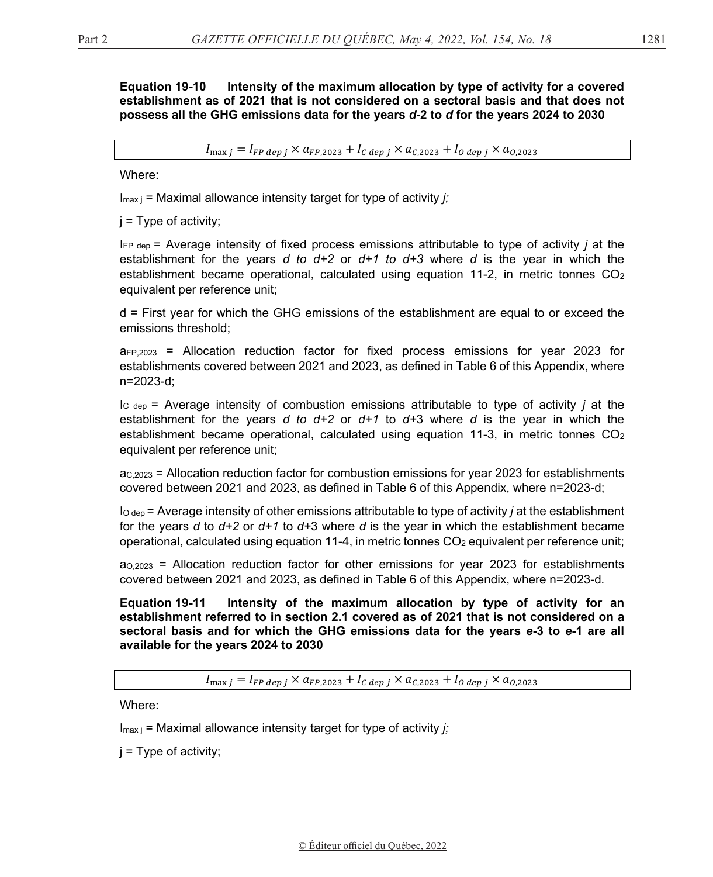**Equation 19-10 Intensity of the maximum allocation by type of activity for a covered establishment as of 2021 that is not considered on a sectoral basis and that does not possess all the GHG emissions data for the years *d*-2 to *d* for the years 2024 to 2030**

$$I_{\max j} = I_{FP\ dep\ j} \times a_{FP,2023} + I_{C\ dep\ j} \times a_{C,2023} + I_{O\ dep\ j} \times a_{O,2023}$$

Where:

$I_{\max j}$ = Maximal allowance intensity target for type of activity *j;*

j = Type of activity;

$I_{FP\ dep}$ = Average intensity of fixed process emissions attributable to type of activity *j* at the establishment for the years *d to d+2* or *d+1 to d+3* where *d* is the year in which the establishment became operational, calculated using equation 11-2, in metric tonnes $CO_2$ equivalent per reference unit;

d = First year for which the GHG emissions of the establishment are equal to or exceed the emissions threshold;

$a_{FP,2023}$ = Allocation reduction factor for fixed process emissions for year 2023 for establishments covered between 2021 and 2023, as defined in Table 6 of this Appendix, where n=2023-d;

$I_{C\ dep}$ = Average intensity of combustion emissions attributable to type of activity *j* at the establishment for the years *d to d+2* or *d+1* to *d*+3 where *d* is the year in which the establishment became operational, calculated using equation 11-3, in metric tonnes $CO_2$ equivalent per reference unit;

$a_{C,2023}$ = Allocation reduction factor for combustion emissions for year 2023 for establishments covered between 2021 and 2023, as defined in Table 6 of this Appendix, where n=2023-d;

$I_{O\ dep}$ = Average intensity of other emissions attributable to type of activity *j* at the establishment for the years *d* to *d+2* or *d+1* to *d*+3 where *d* is the year in which the establishment became operational, calculated using equation 11-4, in metric tonnes $CO_2$ equivalent per reference unit;

$a_{O,2023}$ = Allocation reduction factor for other emissions for year 2023 for establishments covered between 2021 and 2023, as defined in Table 6 of this Appendix, where n=2023-d*.*

**Equation 19-11 Intensity of the maximum allocation by type of activity for an establishment referred to in section 2.1 covered as of 2021 that is not considered on a sectoral basis and for which the GHG emissions data for the years *e*-3 to *e*-1 are all available for the years 2024 to 2030**

$$I_{\max j} = I_{FP\ dep\ j} \times a_{FP,2023} + I_{C\ dep\ j} \times a_{C,2023} + I_{O\ dep\ j} \times a_{O,2023}$$

Where:

$I_{\max j}$ = Maximal allowance intensity target for type of activity *j;*

j = Type of activity;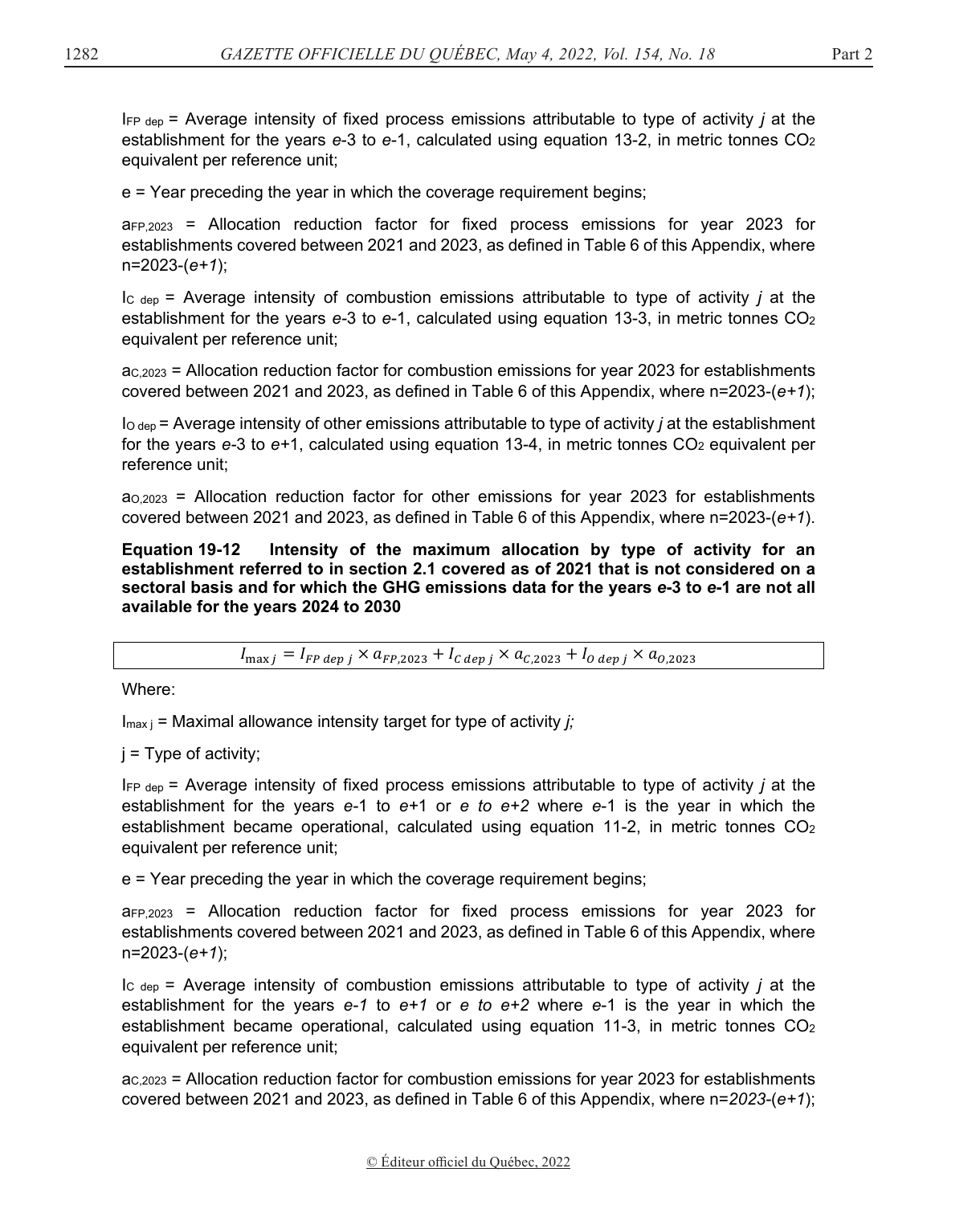$I_{FP\ dep}$ = Average intensity of fixed process emissions attributable to type of activity *j* at the establishment for the years *e*-3 to *e*-1, calculated using equation 13-2, in metric tonnes $CO_2$ equivalent per reference unit;

e = Year preceding the year in which the coverage requirement begins;

$a_{FP,2023}$ = Allocation reduction factor for fixed process emissions for year 2023 for establishments covered between 2021 and 2023, as defined in Table 6 of this Appendix, where n=2023-(*e+1*);

$I_{C\ dep}$ = Average intensity of combustion emissions attributable to type of activity *j* at the establishment for the years *e*-3 to *e*-1, calculated using equation 13-3, in metric tonnes $CO_2$ equivalent per reference unit;

$a_{C,2023}$ = Allocation reduction factor for combustion emissions for year 2023 for establishments covered between 2021 and 2023, as defined in Table 6 of this Appendix, where n=2023-(*e+1*);

$I_{O\ dep}$ = Average intensity of other emissions attributable to type of activity *j* at the establishment for the years *e*-3 to *e*+1, calculated using equation 13-4, in metric tonnes $CO_2$ equivalent per reference unit;

$a_{O,2023}$ = Allocation reduction factor for other emissions for year 2023 for establishments covered between 2021 and 2023, as defined in Table 6 of this Appendix, where n=2023-(*e+1*).

**Equation 19-12 Intensity of the maximum allocation by type of activity for an establishment referred to in section 2.1 covered as of 2021 that is not considered on a sectoral basis and for which the GHG emissions data for the years *e*-3 to *e*-1 are not all available for the years 2024 to 2030**

$$I_{\max j} = I_{FP\ dep\ j} \times a_{FP,2023} + I_{C\ dep\ j} \times a_{C,2023} + I_{O\ dep\ j} \times a_{O,2023}$$

Where:

$I_{\max j}$ = Maximal allowance intensity target for type of activity *j;*

j = Type of activity;

$I_{FP\ dep}$ = Average intensity of fixed process emissions attributable to type of activity *j* at the establishment for the years *e*-1 to *e*+1 or *e to e+2* where *e*-1 is the year in which the establishment became operational, calculated using equation 11-2, in metric tonnes $CO_2$ equivalent per reference unit;

e = Year preceding the year in which the coverage requirement begins;

$a_{FP,2023}$ = Allocation reduction factor for fixed process emissions for year 2023 for establishments covered between 2021 and 2023, as defined in Table 6 of this Appendix, where n=2023-(*e+1*);

$I_{C\ dep}$ = Average intensity of combustion emissions attributable to type of activity *j* at the establishment for the years *e-1* to *e+1* or *e to e+2* where *e*-1 is the year in which the establishment became operational, calculated using equation 11-3, in metric tonnes $CO_2$ equivalent per reference unit;

$a_{C,2023}$ = Allocation reduction factor for combustion emissions for year 2023 for establishments covered between 2021 and 2023, as defined in Table 6 of this Appendix, where n=*2023*-(*e+1*);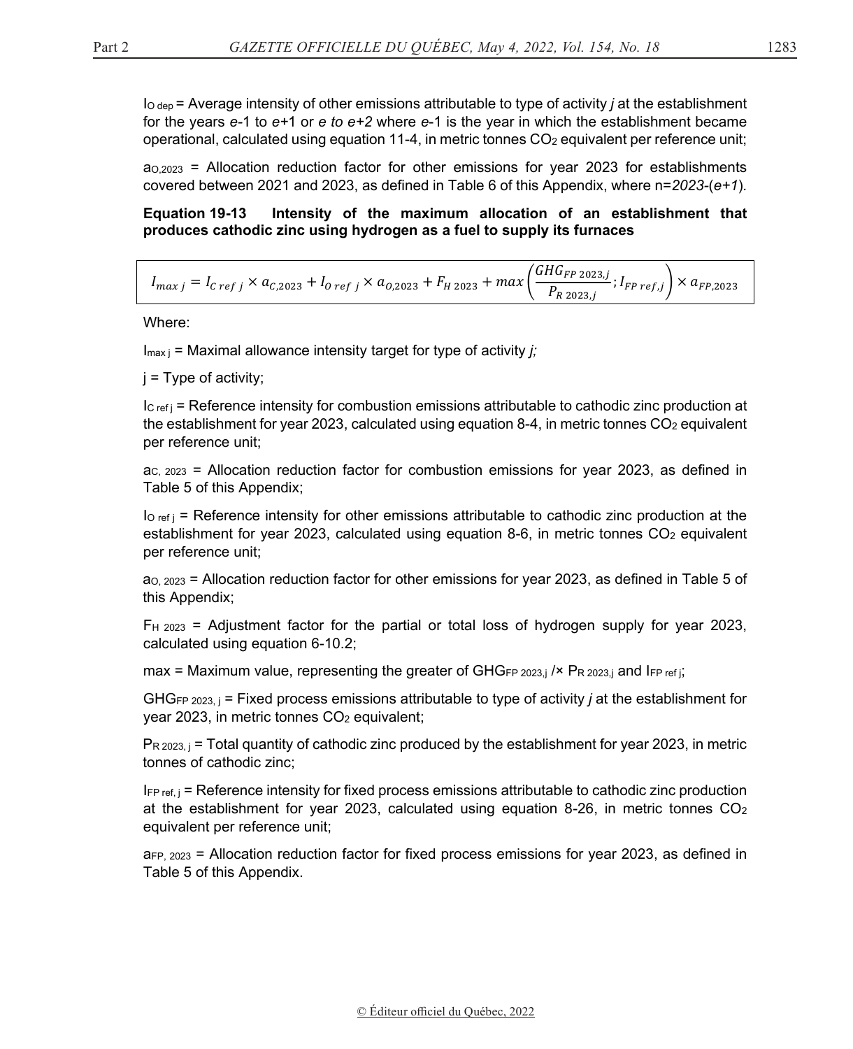$I_{O\ dep}$ = Average intensity of other emissions attributable to type of activity *j* at the establishment for the years *e*-1 to *e*+1 or *e to e+2* where *e*-1 is the year in which the establishment became operational, calculated using equation 11-4, in metric tonnes $CO_2$ equivalent per reference unit;

$a_{O,2023}$ = Allocation reduction factor for other emissions for year 2023 for establishments covered between 2021 and 2023, as defined in Table 6 of this Appendix, where n=*2023*-(*e+1*).

**Equation 19-13 Intensity of the maximum allocation of an establishment that produces cathodic zinc using hydrogen as a fuel to supply its furnaces**

$$I_{max\ j} = I_{C\ ref\ j} \times a_{C,2023} + I_{O\ ref\ j} \times a_{O,2023} + F_{H\ 2023} + max\left(\frac{GHG_{FP\ 2023,j}}{P_{R\ 2023,j}}; I_{FP\ ref,j}\right) \times a_{FP,2023}$$

Where:

$I_{max\ j}$ = Maximal allowance intensity target for type of activity *j;*

j = Type of activity;

$I_{C\ ref\ j}$ = Reference intensity for combustion emissions attributable to cathodic zinc production at the establishment for year 2023, calculated using equation 8-4, in metric tonnes $CO_2$ equivalent per reference unit;

$a_{C,\ 2023}$ = Allocation reduction factor for combustion emissions for year 2023, as defined in Table 5 of this Appendix;

$I_{O\ ref\ j}$ = Reference intensity for other emissions attributable to cathodic zinc production at the establishment for year 2023, calculated using equation 8-6, in metric tonnes $CO_2$ equivalent per reference unit;

$a_{O,\ 2023}$ = Allocation reduction factor for other emissions for year 2023, as defined in Table 5 of this Appendix;

$F_{H\ 2023}$ = Adjustment factor for the partial or total loss of hydrogen supply for year 2023, calculated using equation 6-10.2;

max = Maximum value, representing the greater of $GHG_{FP\ 2023,j}$ /× $P_{R\ 2023,j}$ and $I_{FP\ ref\ j}$;

$GHG_{FP\ 2023,\ j}$ = Fixed process emissions attributable to type of activity *j* at the establishment for year 2023, in metric tonnes $CO_2$ equivalent;

$P_{R\ 2023,\ j}$ = Total quantity of cathodic zinc produced by the establishment for year 2023, in metric tonnes of cathodic zinc;

$I_{FP\ ref,\ j}$ = Reference intensity for fixed process emissions attributable to cathodic zinc production at the establishment for year 2023, calculated using equation 8-26, in metric tonnes $CO_2$ equivalent per reference unit;

$a_{FP,\ 2023}$ = Allocation reduction factor for fixed process emissions for year 2023, as defined in Table 5 of this Appendix.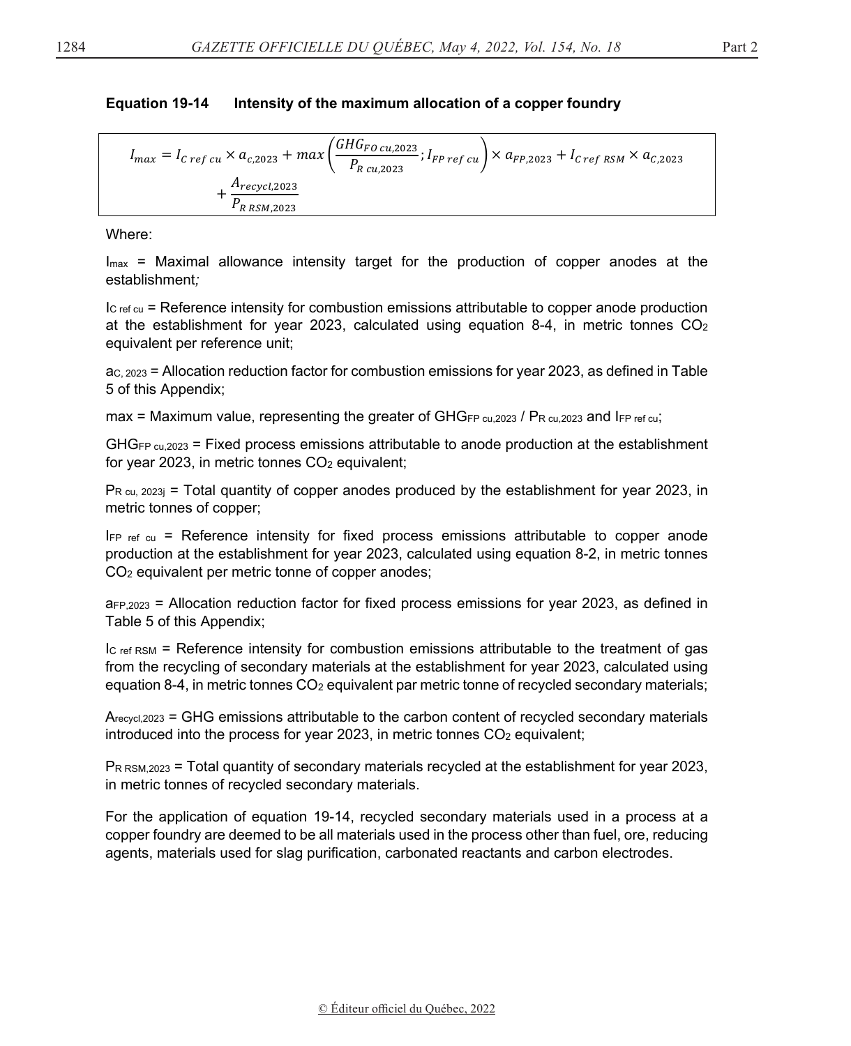**Equation 19-14 Intensity of the maximum allocation of a copper foundry**

$$I_{max} = I_{C\,ref\,cu} \times a_{c,2023} + max\left(\frac{GHG_{FO\,cu,2023}}{P_{R\,cu,2023}}; I_{FP\,ref\,cu}\right) \times a_{FP,2023} + I_{C\,ref\,RSM} \times a_{C,2023} + \frac{A_{recycl,2023}}{P_{R\,RSM,2023}}$$

Where:

$I_{max}$ = Maximal allowance intensity target for the production of copper anodes at the establishment;

$I_{C\,ref\,cu}$ = Reference intensity for combustion emissions attributable to copper anode production at the establishment for year 2023, calculated using equation 8-4, in metric tonnes $CO_2$ equivalent per reference unit;

$a_{C,\,2023}$ = Allocation reduction factor for combustion emissions for year 2023, as defined in Table 5 of this Appendix;

max = Maximum value, representing the greater of $GHG_{FP\,cu,2023}$ / $P_{R\,cu,2023}$ and $I_{FP\,ref\,cu}$;

$GHG_{FP\,cu,2023}$ = Fixed process emissions attributable to anode production at the establishment for year 2023, in metric tonnes $CO_2$ equivalent;

$P_{R\,cu,\,2023j}$ = Total quantity of copper anodes produced by the establishment for year 2023, in metric tonnes of copper;

$I_{FP\,ref\,cu}$ = Reference intensity for fixed process emissions attributable to copper anode production at the establishment for year 2023, calculated using equation 8-2, in metric tonnes $CO_2$ equivalent per metric tonne of copper anodes;

$a_{FP,2023}$ = Allocation reduction factor for fixed process emissions for year 2023, as defined in Table 5 of this Appendix;

$I_{C\,ref\,RSM}$ = Reference intensity for combustion emissions attributable to the treatment of gas from the recycling of secondary materials at the establishment for year 2023, calculated using equation 8-4, in metric tonnes $CO_2$ equivalent par metric tonne of recycled secondary materials;

$A_{recycl,2023}$ = GHG emissions attributable to the carbon content of recycled secondary materials introduced into the process for year 2023, in metric tonnes $CO_2$ equivalent;

$P_{R\,RSM,2023}$ = Total quantity of secondary materials recycled at the establishment for year 2023, in metric tonnes of recycled secondary materials.

For the application of equation 19-14, recycled secondary materials used in a process at a copper foundry are deemed to be all materials used in the process other than fuel, ore, reducing agents, materials used for slag purification, carbonated reactants and carbon electrodes.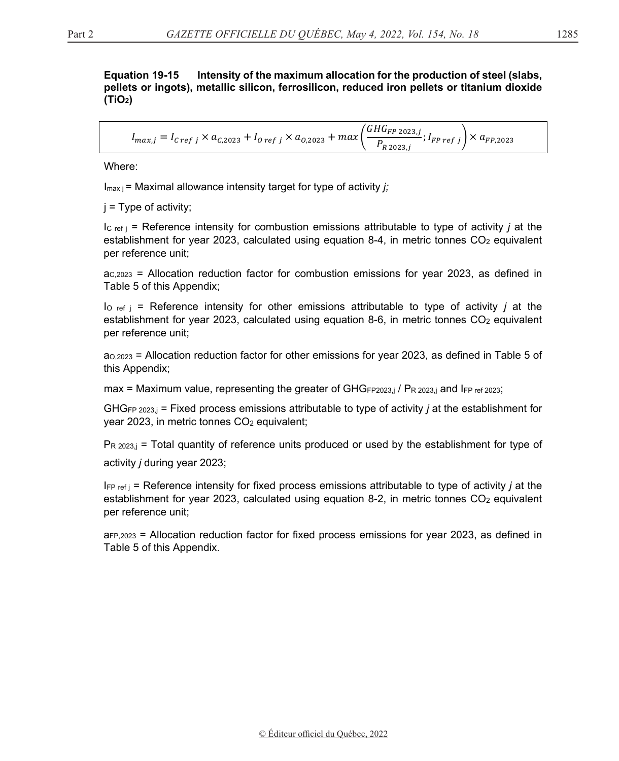**Equation 19-15 Intensity of the maximum allocation for the production of steel (slabs, pellets or ingots), metallic silicon, ferrosilicon, reduced iron pellets or titanium dioxide ($TiO_2$)**

$$I_{max,j} = I_{C\,ref\,j} \times a_{C,2023} + I_{O\,ref\,j} \times a_{O,2023} + max\left(\frac{GHG_{FP\,2023,j}}{P_{R\,2023,j}}; I_{FP\,ref\,j}\right) \times a_{FP,2023}$$

Where:

$I_{max\,j}$ = Maximal allowance intensity target for type of activity *j;*

j = Type of activity;

$I_{C\,ref\,j}$ = Reference intensity for combustion emissions attributable to type of activity *j* at the establishment for year 2023, calculated using equation 8-4, in metric tonnes $CO_2$ equivalent per reference unit;

$a_{C,2023}$ = Allocation reduction factor for combustion emissions for year 2023, as defined in Table 5 of this Appendix;

$I_{O\,ref\,j}$ = Reference intensity for other emissions attributable to type of activity *j* at the establishment for year 2023, calculated using equation 8-6, in metric tonnes $CO_2$ equivalent per reference unit;

$a_{O,2023}$ = Allocation reduction factor for other emissions for year 2023, as defined in Table 5 of this Appendix;

max = Maximum value, representing the greater of $GHG_{FP2023,j}$ / $P_{R\,2023,j}$ and $I_{FP\,ref\,2023}$;

$GHG_{FP\,2023,j}$ = Fixed process emissions attributable to type of activity *j* at the establishment for year 2023, in metric tonnes $CO_2$ equivalent;

$P_{R\,2023,j}$ = Total quantity of reference units produced or used by the establishment for type of activity *j* during year 2023;

$I_{FP\,ref\,j}$ = Reference intensity for fixed process emissions attributable to type of activity *j* at the establishment for year 2023, calculated using equation 8-2, in metric tonnes $CO_2$ equivalent per reference unit;

$a_{FP,2023}$ = Allocation reduction factor for fixed process emissions for year 2023, as defined in Table 5 of this Appendix.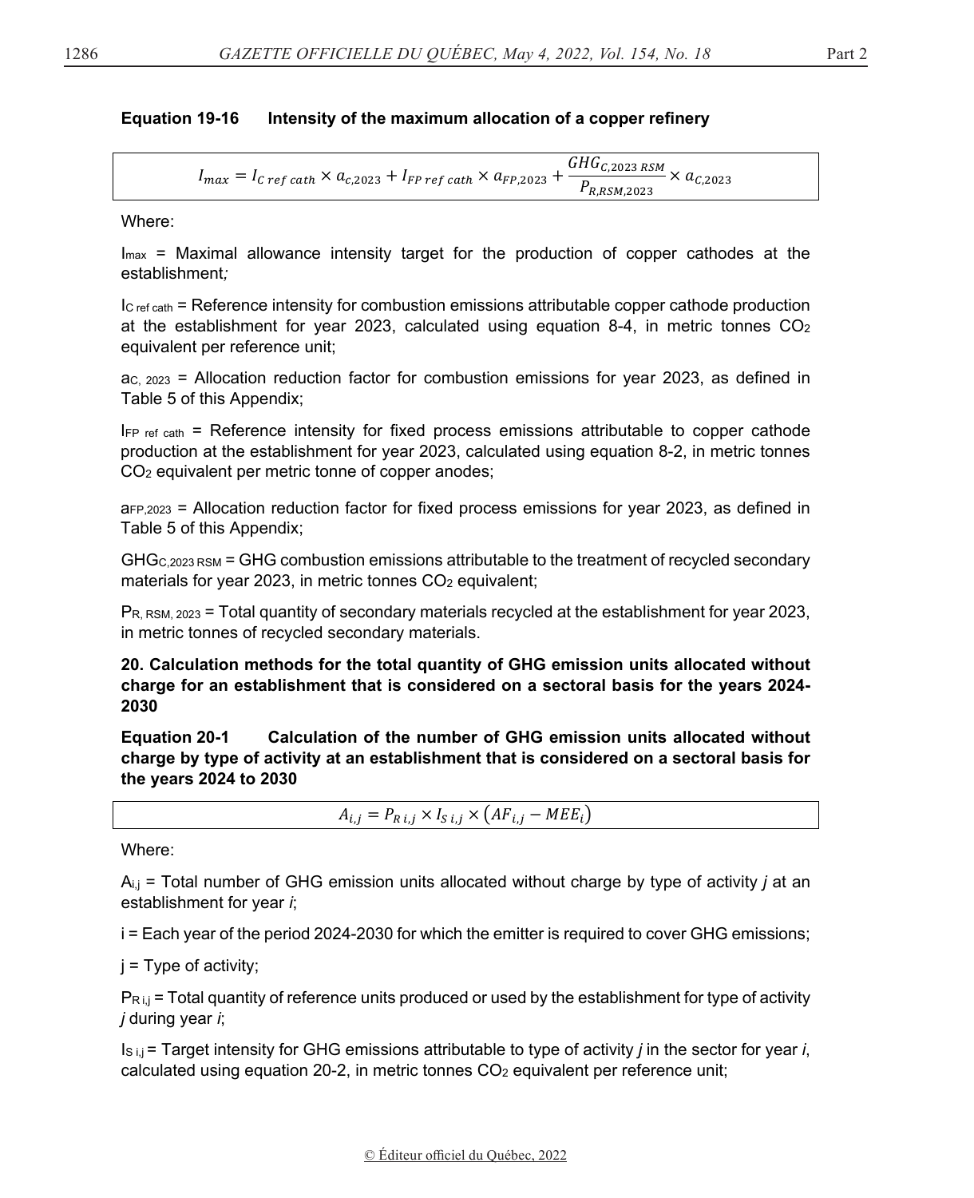**Equation 19-16 Intensity of the maximum allocation of a copper refinery**

$$I_{max} = I_{C\ ref\ cath} \times a_{c,2023} + I_{FP\ ref\ cath} \times a_{FP,2023} + \frac{GHG_{C,2023\ RSM}}{P_{R,RSM,2023}} \times a_{C,2023}$$

Where:

$I_{max}$ = Maximal allowance intensity target for the production of copper cathodes at the establishment*;*

$I_{C\ ref\ cath}$ = Reference intensity for combustion emissions attributable copper cathode production at the establishment for year 2023, calculated using equation 8-4, in metric tonnes $CO_2$ equivalent per reference unit;

$a_{C,\ 2023}$ = Allocation reduction factor for combustion emissions for year 2023, as defined in Table 5 of this Appendix;

$I_{FP\ ref\ cath}$ = Reference intensity for fixed process emissions attributable to copper cathode production at the establishment for year 2023, calculated using equation 8-2, in metric tonnes $CO_2$ equivalent per metric tonne of copper anodes;

$a_{FP,2023}$ = Allocation reduction factor for fixed process emissions for year 2023, as defined in Table 5 of this Appendix;

$GHG_{C,2023\ RSM}$ = GHG combustion emissions attributable to the treatment of recycled secondary materials for year 2023, in metric tonnes $CO_2$ equivalent;

$P_{R,\ RSM,\ 2023}$ = Total quantity of secondary materials recycled at the establishment for year 2023, in metric tonnes of recycled secondary materials.

**20. Calculation methods for the total quantity of GHG emission units allocated without charge for an establishment that is considered on a sectoral basis for the years 2024-2030**

**Equation 20-1 Calculation of the number of GHG emission units allocated without charge by type of activity at an establishment that is considered on a sectoral basis for the years 2024 to 2030**

$$A_{i,j} = P_{R\ i,j} \times I_{S\ i,j} \times \left(AF_{i,j} - MEE_i\right)$$

Where:

$A_{i,j}$ = Total number of GHG emission units allocated without charge by type of activity *j* at an establishment for year *i*;

i = Each year of the period 2024-2030 for which the emitter is required to cover GHG emissions;

j = Type of activity;

$P_{R\ i,j}$ = Total quantity of reference units produced or used by the establishment for type of activity *j* during year *i*;

$I_{S\ i,j}$ = Target intensity for GHG emissions attributable to type of activity *j* in the sector for year *i*, calculated using equation 20-2, in metric tonnes $CO_2$ equivalent per reference unit;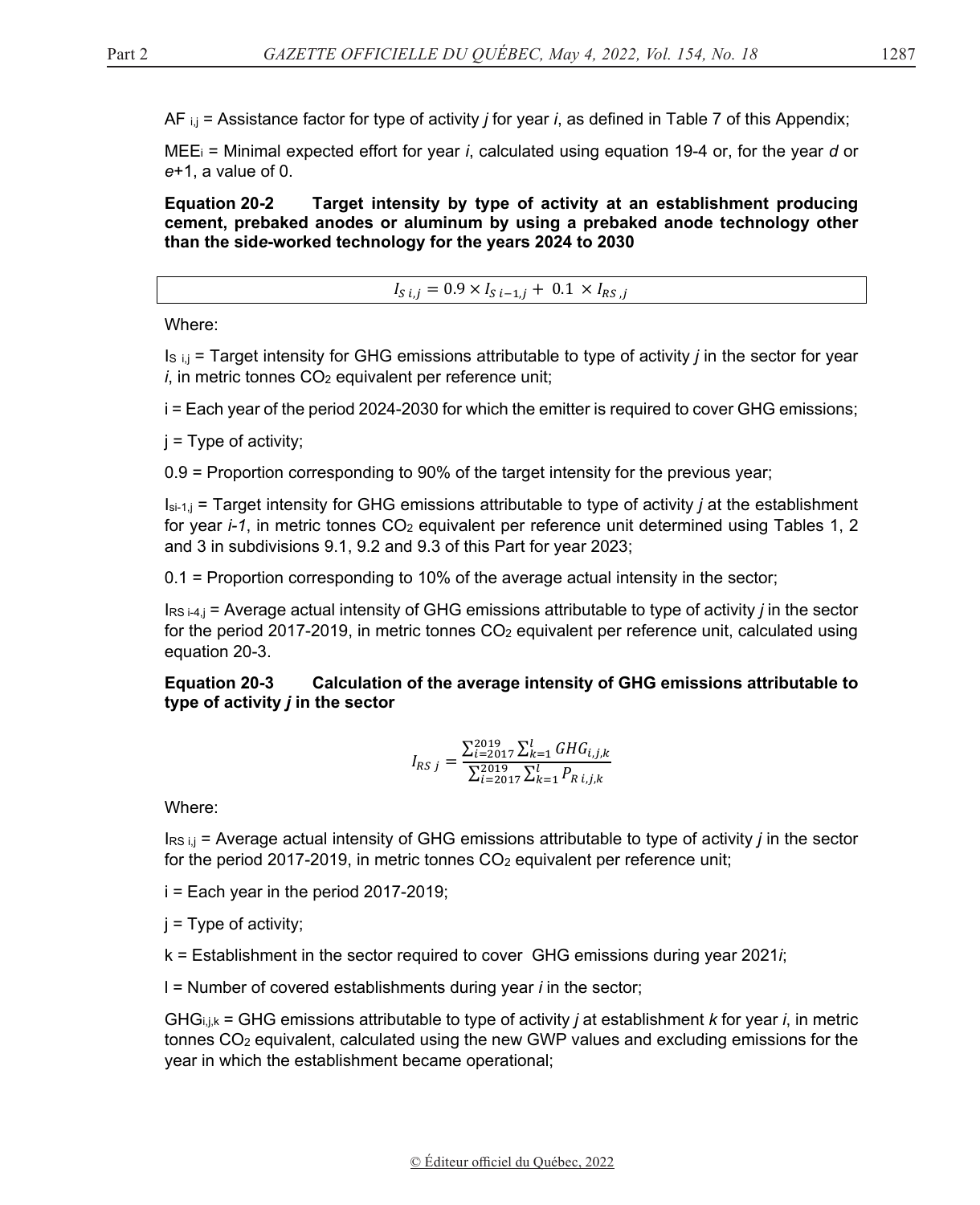$AF_{i,j}$ = Assistance factor for type of activity *j* for year *i*, as defined in Table 7 of this Appendix;

$MEE_i$ = Minimal expected effort for year *i*, calculated using equation 19-4 or, for the year *d* or *e*+1, a value of 0.

**Equation 20-2 Target intensity by type of activity at an establishment producing cement, prebaked anodes or aluminum by using a prebaked anode technology other than the side-worked technology for the years 2024 to 2030**

$$I_{S\,i,j} = 0.9 \times I_{S\,i-1,j} + 0.1 \times I_{RS\,,j}$$

Where:

$I_{S\,i,j}$ = Target intensity for GHG emissions attributable to type of activity *j* in the sector for year *i*, in metric tonnes $CO_2$ equivalent per reference unit;

i = Each year of the period 2024-2030 for which the emitter is required to cover GHG emissions;

j = Type of activity;

0.9 = Proportion corresponding to 90% of the target intensity for the previous year;

$I_{si-1,j}$ = Target intensity for GHG emissions attributable to type of activity *j* at the establishment for year *i-1*, in metric tonnes $CO_2$ equivalent per reference unit determined using Tables 1, 2 and 3 in subdivisions 9.1, 9.2 and 9.3 of this Part for year 2023;

0.1 = Proportion corresponding to 10% of the average actual intensity in the sector;

$I_{RS\,i-4,j}$ = Average actual intensity of GHG emissions attributable to type of activity *j* in the sector for the period 2017-2019, in metric tonnes $CO_2$ equivalent per reference unit, calculated using equation 20-3.

**Equation 20-3 Calculation of the average intensity of GHG emissions attributable to type of activity *j* in the sector**

$$I_{RS\ j} = \frac{\sum_{i=2017}^{2019} \sum_{k=1}^{l} GHG_{i,j,k}}{\sum_{i=2017}^{2019} \sum_{k=1}^{l} P_{R\,i,j,k}}$$

Where:

$I_{RS\,i,j}$ = Average actual intensity of GHG emissions attributable to type of activity *j* in the sector for the period 2017-2019, in metric tonnes $CO_2$ equivalent per reference unit;

i = Each year in the period 2017-2019;

j = Type of activity;

k = Establishment in the sector required to cover GHG emissions during year 2021*i*;

l = Number of covered establishments during year *i* in the sector;

$GHG_{i,j,k}$ = GHG emissions attributable to type of activity *j* at establishment *k* for year *i*, in metric tonnes $CO_2$ equivalent, calculated using the new GWP values and excluding emissions for the year in which the establishment became operational;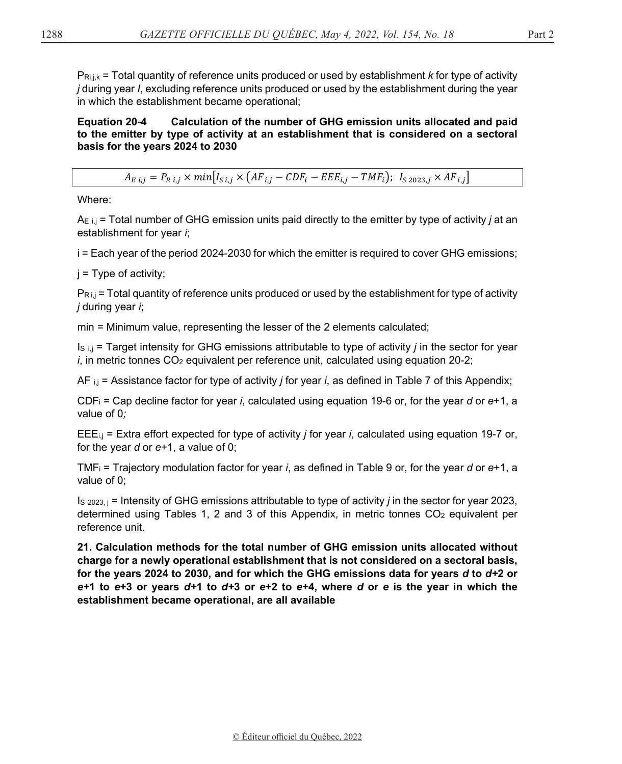$P_{Ri,j,k}$ = Total quantity of reference units produced or used by establishment *k* for type of activity *j* during year *I*, excluding reference units produced or used by the establishment during the year in which the establishment became operational;

**Equation 20-4 Calculation of the number of GHG emission units allocated and paid to the emitter by type of activity at an establishment that is considered on a sectoral basis for the years 2024 to 2030**

$$A_{E\,i,j} = P_{R\,i,j} \times min\left[I_{S\,i,j} \times \left(AF_{i,j} - CDF_i - EEE_{i,j} - TMF_i\right);\ I_{S\,2023,j} \times AF_{i,j}\right]$$

Where:

$A_{E\,i,j}$ = Total number of GHG emission units paid directly to the emitter by type of activity *j* at an establishment for year *i*;

i = Each year of the period 2024-2030 for which the emitter is required to cover GHG emissions;

j = Type of activity;

$P_{R\,i,j}$ = Total quantity of reference units produced or used by the establishment for type of activity *j* during year *i*;

min = Minimum value, representing the lesser of the 2 elements calculated;

$I_{S\,i,j}$ = Target intensity for GHG emissions attributable to type of activity *j* in the sector for year *i*, in metric tonnes $CO_2$ equivalent per reference unit, calculated using equation 20-2;

$AF_{i,j}$ = Assistance factor for type of activity *j* for year *i*, as defined in Table 7 of this Appendix;

$CDF_i$ = Cap decline factor for year *i*, calculated using equation 19-6 or, for the year *d* or *e*+1, a value of 0*;*

$EEE_{i,j}$ = Extra effort expected for type of activity *j* for year *i*, calculated using equation 19-7 or, for the year *d* or *e*+1, a value of 0;

$TMF_i$ = Trajectory modulation factor for year *i*, as defined in Table 9 or, for the year *d* or *e*+1, a value of 0;

$I_{S\,2023,j}$ = Intensity of GHG emissions attributable to type of activity *j* in the sector for year 2023, determined using Tables 1, 2 and 3 of this Appendix, in metric tonnes $CO_2$ equivalent per reference unit.

**21. Calculation methods for the total number of GHG emission units allocated without charge for a newly operational establishment that is not considered on a sectoral basis, for the years 2024 to 2030, and for which the GHG emissions data for years *d* to *d*+2 or *e*+1 to *e*+3 or years *d*+1 to *d*+3 or *e*+2 to *e*+4, where *d* or *e* is the year in which the establishment became operational, are all available**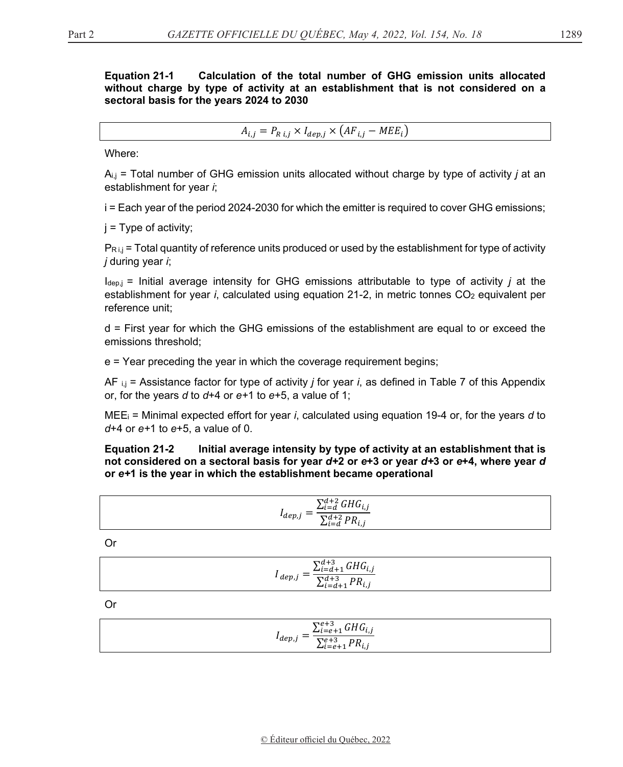**Equation 21-1 Calculation of the total number of GHG emission units allocated without charge by type of activity at an establishment that is not considered on a sectoral basis for the years 2024 to 2030**

$$A_{i,j} = P_{R\,i,j} \times I_{dep,j} \times \left(AF_{i,j} - MEE_i\right)$$

Where:

$A_{i,j}$ = Total number of GHG emission units allocated without charge by type of activity *j* at an establishment for year *i*;

i = Each year of the period 2024-2030 for which the emitter is required to cover GHG emissions;

j = Type of activity;

$P_{R\,i,j}$ = Total quantity of reference units produced or used by the establishment for type of activity *j* during year *i*;

$I_{dep,j}$ = Initial average intensity for GHG emissions attributable to type of activity *j* at the establishment for year *i*, calculated using equation 21-2, in metric tonnes $CO_2$ equivalent per reference unit;

d = First year for which the GHG emissions of the establishment are equal to or exceed the emissions threshold;

e = Year preceding the year in which the coverage requirement begins;

$AF_{i,j}$ = Assistance factor for type of activity *j* for year *i*, as defined in Table 7 of this Appendix or, for the years *d* to *d*+4 or *e*+1 to *e*+5, a value of 1;

$MEE_i$ = Minimal expected effort for year *i*, calculated using equation 19-4 or, for the years *d* to *d*+4 or *e*+1 to *e*+5, a value of 0.

**Equation 21-2 Initial average intensity by type of activity at an establishment that is not considered on a sectoral basis for year *d*+2 or *e*+3 or year *d*+3 or *e*+4, where year *d* or *e*+1 is the year in which the establishment became operational**

$$I_{dep,j} = \frac{\sum_{i=d}^{d+2} GHG_{i,j}}{\sum_{i=d}^{d+2} PR_{i,j}}$$

Or

$$I_{dep,j} = \frac{\sum_{i=d+1}^{d+3} GHG_{i,j}}{\sum_{i=d+1}^{d+3} PR_{i,j}}$$

Or

$$I_{dep,j} = \frac{\sum_{i=e+1}^{e+3} GHG_{i,j}}{\sum_{i=e+1}^{e+3} PR_{i,j}}$$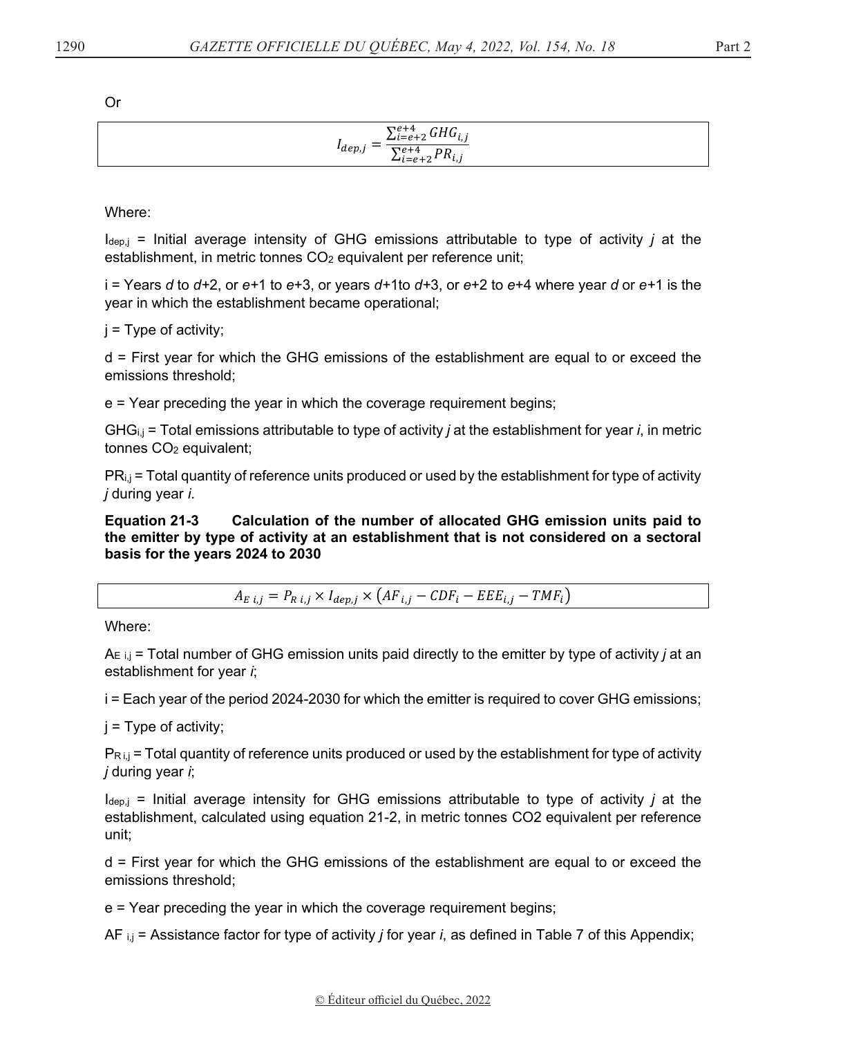Or

$$I_{dep,j} = \frac{\sum_{i=e+2}^{e+4} GHG_{i,j}}{\sum_{i=e+2}^{e+4} PR_{i,j}}$$

Where:

$I_{dep,j}$ = Initial average intensity of GHG emissions attributable to type of activity *j* at the establishment, in metric tonnes $CO_2$ equivalent per reference unit;

i = Years *d* to *d*+2, or *e*+1 to *e*+3, or years *d*+1to *d*+3, or *e*+2 to *e*+4 where year *d* or *e*+1 is the year in which the establishment became operational;

j = Type of activity;

d = First year for which the GHG emissions of the establishment are equal to or exceed the emissions threshold;

e = Year preceding the year in which the coverage requirement begins;

$GHG_{i,j}$ = Total emissions attributable to type of activity *j* at the establishment for year *i*, in metric tonnes $CO_2$ equivalent;

$PR_{i,j}$ = Total quantity of reference units produced or used by the establishment for type of activity *j* during year *i*.

**Equation 21-3 Calculation of the number of allocated GHG emission units paid to the emitter by type of activity at an establishment that is not considered on a sectoral basis for the years 2024 to 2030**

$$A_{E\ i,j} = P_{R\ i,j} \times I_{dep,j} \times \left(AF_{i,j} - CDF_i - EEE_{i,j} - TMF_i\right)$$

Where:

$A_{E\ i,j}$ = Total number of GHG emission units paid directly to the emitter by type of activity *j* at an establishment for year *i*;

i = Each year of the period 2024-2030 for which the emitter is required to cover GHG emissions;

j = Type of activity;

$P_{R\ i,j}$ = Total quantity of reference units produced or used by the establishment for type of activity *j* during year *i*;

$I_{dep,j}$ = Initial average intensity for GHG emissions attributable to type of activity *j* at the establishment, calculated using equation 21-2, in metric tonnes CO2 equivalent per reference unit;

d = First year for which the GHG emissions of the establishment are equal to or exceed the emissions threshold;

e = Year preceding the year in which the coverage requirement begins;

$AF_{i,j}$ = Assistance factor for type of activity *j* for year *i*, as defined in Table 7 of this Appendix;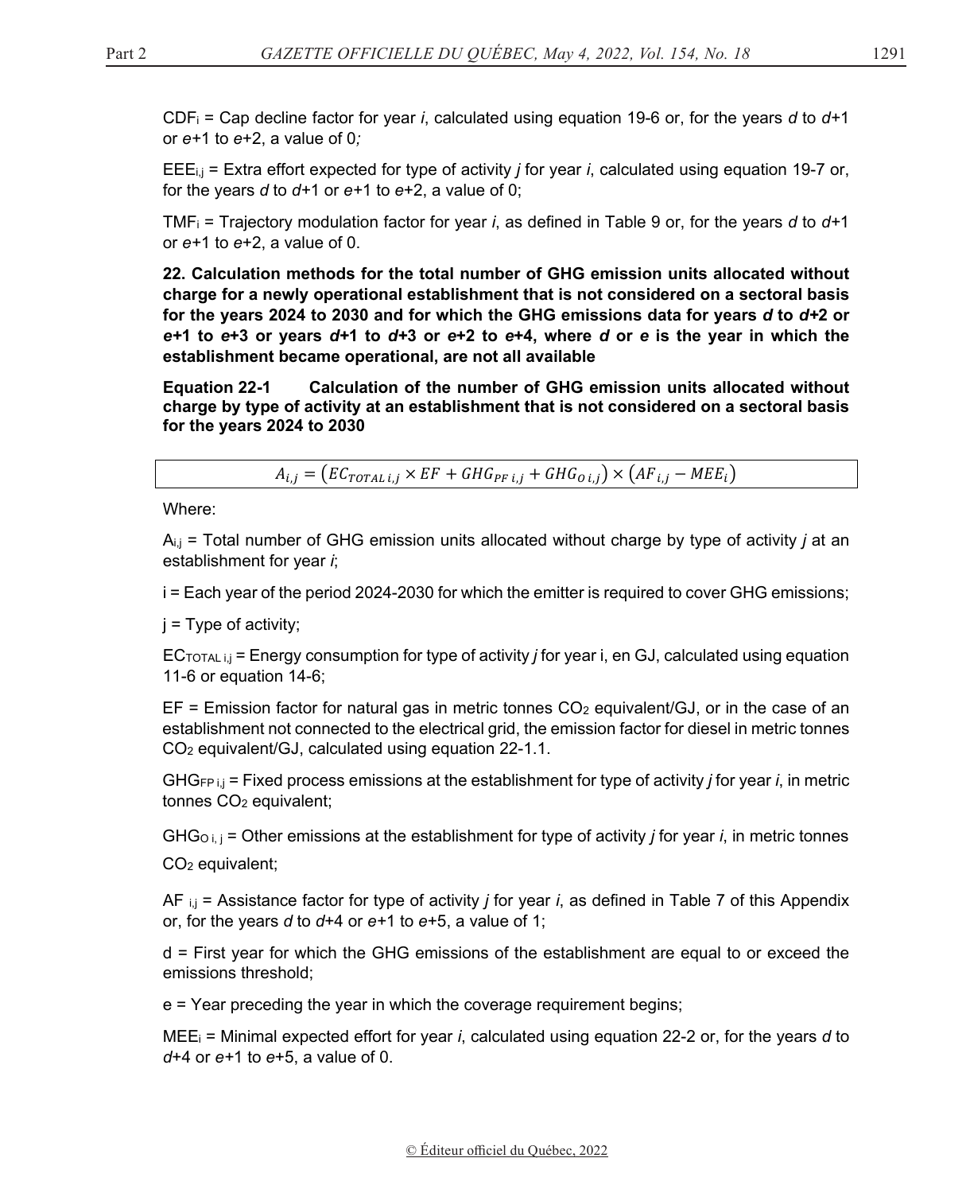$CDF_i$ = Cap decline factor for year *i*, calculated using equation 19-6 or, for the years *d* to *d*+1 or *e*+1 to *e*+2, a value of 0*;*

$EEE_{i,j}$ = Extra effort expected for type of activity *j* for year *i*, calculated using equation 19-7 or, for the years *d* to *d*+1 or *e*+1 to *e*+2, a value of 0;

$TMF_i$ = Trajectory modulation factor for year *i*, as defined in Table 9 or, for the years *d* to *d*+1 or *e*+1 to *e*+2, a value of 0.

**22. Calculation methods for the total number of GHG emission units allocated without charge for a newly operational establishment that is not considered on a sectoral basis for the years 2024 to 2030 and for which the GHG emissions data for years *d* to *d*+2 or *e*+1 to *e*+3 or years *d*+1 to *d*+3 or *e*+2 to *e*+4, where *d* or *e* is the year in which the establishment became operational, are not all available**

**Equation 22-1 Calculation of the number of GHG emission units allocated without charge by type of activity at an establishment that is not considered on a sectoral basis for the years 2024 to 2030**

$$A_{i,j} = \left(EC_{TOTAL\,i,j} \times EF + GHG_{PF\,i,j} + GHG_{O\,i,j}\right) \times \left(AF_{i,j} - MEE_i\right)$$

Where:

$A_{i,j}$ = Total number of GHG emission units allocated without charge by type of activity *j* at an establishment for year *i*;

i = Each year of the period 2024-2030 for which the emitter is required to cover GHG emissions;

j = Type of activity;

$EC_{TOTAL\,i,j}$ = Energy consumption for type of activity *j* for year i, en GJ, calculated using equation 11-6 or equation 14-6;

EF = Emission factor for natural gas in metric tonnes $CO_2$ equivalent/GJ, or in the case of an establishment not connected to the electrical grid, the emission factor for diesel in metric tonnes $CO_2$ equivalent/GJ, calculated using equation 22-1.1.

$GHG_{FP\,i,j}$ = Fixed process emissions at the establishment for type of activity *j* for year *i*, in metric tonnes $CO_2$ equivalent;

$GHG_{O\,i,j}$ = Other emissions at the establishment for type of activity *j* for year *i*, in metric tonnes $CO_2$ equivalent;

$AF_{i,j}$ = Assistance factor for type of activity *j* for year *i*, as defined in Table 7 of this Appendix or, for the years *d* to *d*+4 or *e*+1 to *e*+5, a value of 1;

d = First year for which the GHG emissions of the establishment are equal to or exceed the emissions threshold;

e = Year preceding the year in which the coverage requirement begins;

$MEE_i$ = Minimal expected effort for year *i*, calculated using equation 22-2 or, for the years *d* to *d*+4 or *e*+1 to *e*+5, a value of 0.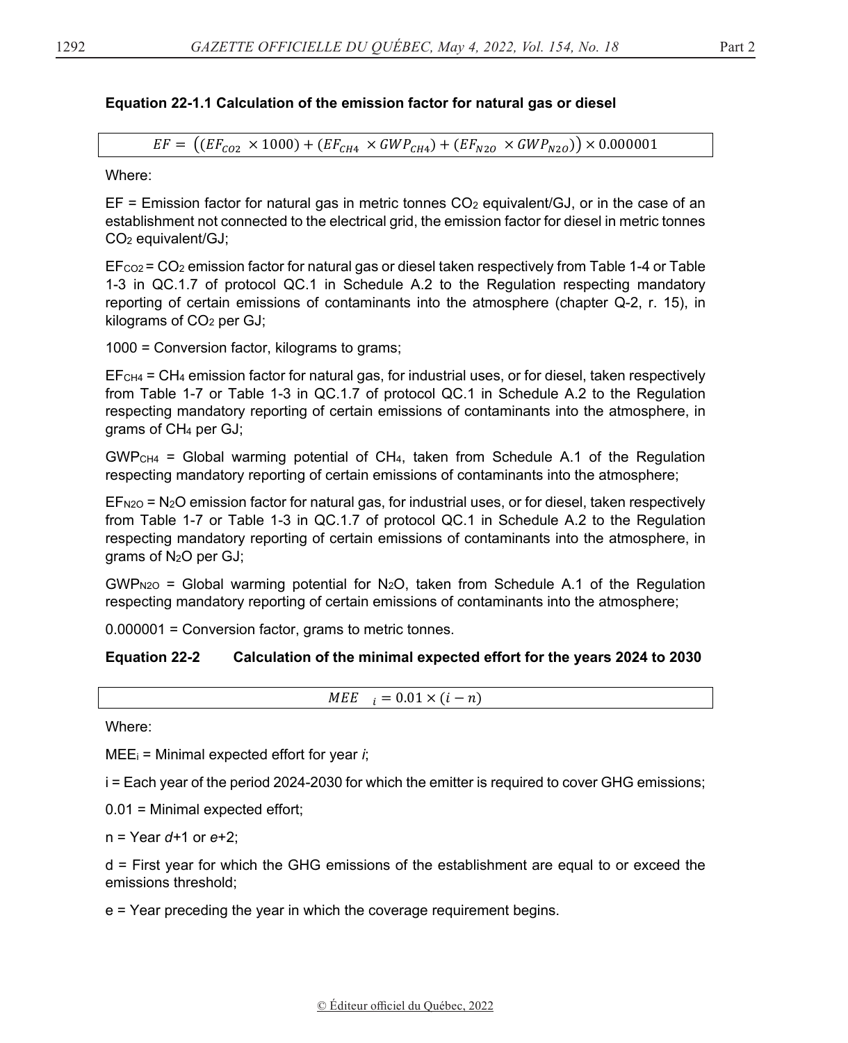**Equation 22-1.1 Calculation of the emission factor for natural gas or diesel**

$$EF = \left((EF_{CO2} \times 1000) + (EF_{CH4} \times GWP_{CH4}) + (EF_{N2O} \times GWP_{N2O})\right) \times 0.000001$$

Where:

EF = Emission factor for natural gas in metric tonnes $CO_2$ equivalent/GJ, or in the case of an establishment not connected to the electrical grid, the emission factor for diesel in metric tonnes $CO_2$ equivalent/GJ;

$EF_{CO2}$ = $CO_2$ emission factor for natural gas or diesel taken respectively from Table 1-4 or Table 1-3 in QC.1.7 of protocol QC.1 in Schedule A.2 to the Regulation respecting mandatory reporting of certain emissions of contaminants into the atmosphere (chapter Q-2, r. 15), in kilograms of $CO_2$ per GJ;

1000 = Conversion factor, kilograms to grams;

$EF_{CH4}$ = $CH_4$ emission factor for natural gas, for industrial uses, or for diesel, taken respectively from Table 1-7 or Table 1-3 in QC.1.7 of protocol QC.1 in Schedule A.2 to the Regulation respecting mandatory reporting of certain emissions of contaminants into the atmosphere, in grams of $CH_4$ per GJ;

$GWP_{CH4}$ = Global warming potential of $CH_4$, taken from Schedule A.1 of the Regulation respecting mandatory reporting of certain emissions of contaminants into the atmosphere;

$EF_{N2O}$ = $N_2O$ emission factor for natural gas, for industrial uses, or for diesel, taken respectively from Table 1-7 or Table 1-3 in QC.1.7 of protocol QC.1 in Schedule A.2 to the Regulation respecting mandatory reporting of certain emissions of contaminants into the atmosphere, in grams of $N_2O$ per GJ;

$GWP_{N2O}$ = Global warming potential for $N_2O$, taken from Schedule A.1 of the Regulation respecting mandatory reporting of certain emissions of contaminants into the atmosphere;

0.000001 = Conversion factor, grams to metric tonnes.

**Equation 22-2 Calculation of the minimal expected effort for the years 2024 to 2030**

$$MEE_i = 0.01 \times (i - n)$$

Where:

$MEE_i$ = Minimal expected effort for year *i*;

i = Each year of the period 2024-2030 for which the emitter is required to cover GHG emissions;

0.01 = Minimal expected effort;

n = Year *d*+1 or *e*+2;

d = First year for which the GHG emissions of the establishment are equal to or exceed the emissions threshold;

e = Year preceding the year in which the coverage requirement begins.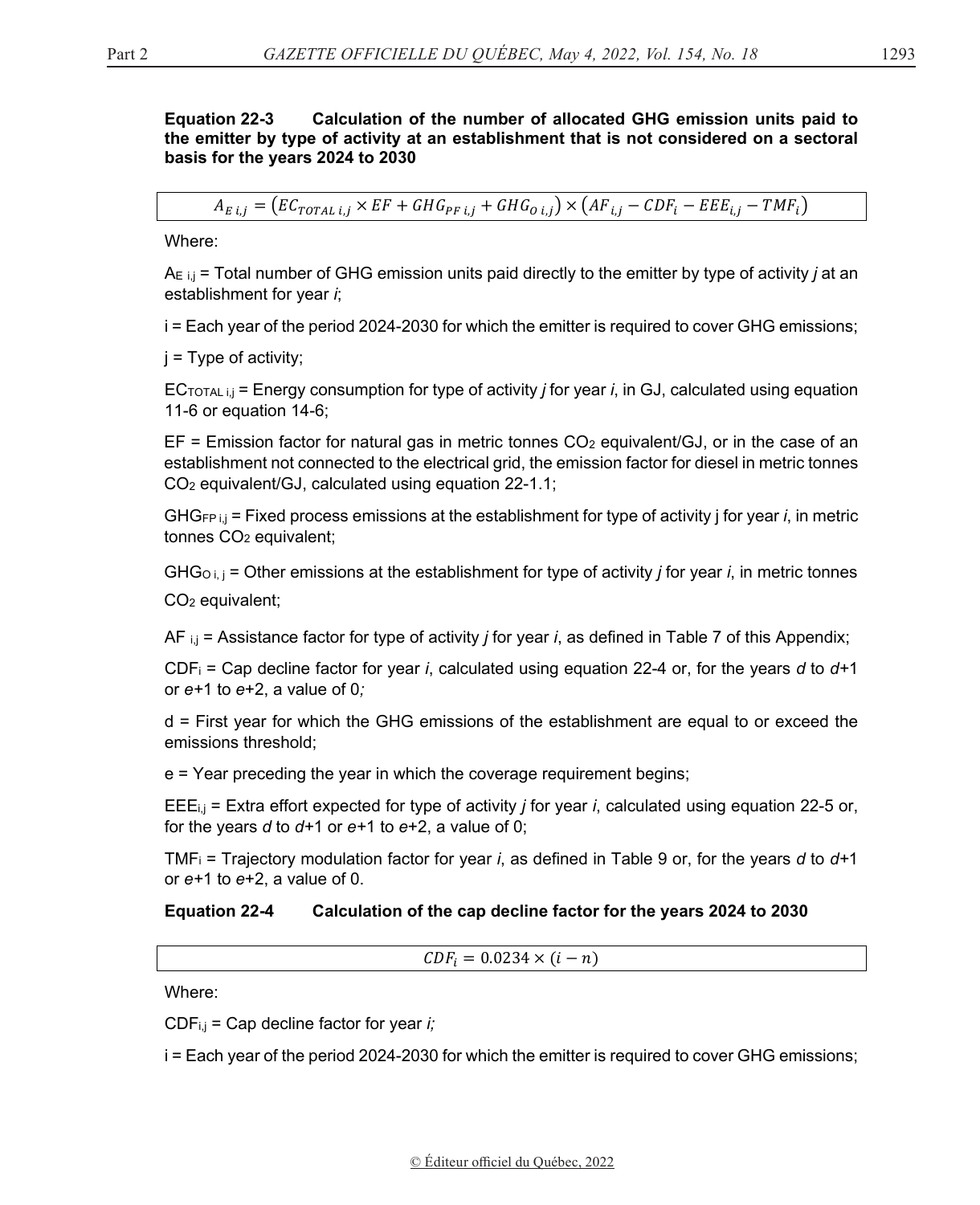**Equation 22-3 Calculation of the number of allocated GHG emission units paid to the emitter by type of activity at an establishment that is not considered on a sectoral basis for the years 2024 to 2030**

$$A_{E\,i,j} = \left(EC_{TOTAL\,i,j} \times EF + GHG_{PF\,i,j} + GHG_{O\,i,j}\right) \times \left(AF_{i,j} - CDF_i - EEE_{i,j} - TMF_i\right)$$

Where:

$A_{E\,i,j}$ = Total number of GHG emission units paid directly to the emitter by type of activity *j* at an establishment for year *i*;

i = Each year of the period 2024-2030 for which the emitter is required to cover GHG emissions;

j = Type of activity;

$EC_{TOTAL\,i,j}$ = Energy consumption for type of activity *j* for year *i*, in GJ, calculated using equation 11-6 or equation 14-6;

EF = Emission factor for natural gas in metric tonnes $CO_2$ equivalent/GJ, or in the case of an establishment not connected to the electrical grid, the emission factor for diesel in metric tonnes $CO_2$ equivalent/GJ, calculated using equation 22-1.1;

$GHG_{FP\,i,j}$ = Fixed process emissions at the establishment for type of activity j for year *i*, in metric tonnes $CO_2$ equivalent;

$GHG_{O\,i,j}$ = Other emissions at the establishment for type of activity *j* for year *i*, in metric tonnes $CO_2$ equivalent;

$AF_{i,j}$ = Assistance factor for type of activity *j* for year *i*, as defined in Table 7 of this Appendix;

$CDF_i$ = Cap decline factor for year *i*, calculated using equation 22-4 or, for the years *d* to *d*+1 or *e*+1 to *e*+2, a value of 0;

d = First year for which the GHG emissions of the establishment are equal to or exceed the emissions threshold;

e = Year preceding the year in which the coverage requirement begins;

$EEE_{i,j}$ = Extra effort expected for type of activity *j* for year *i*, calculated using equation 22-5 or, for the years *d* to *d*+1 or *e*+1 to *e*+2, a value of 0;

$TMF_i$ = Trajectory modulation factor for year *i*, as defined in Table 9 or, for the years *d* to *d*+1 or *e*+1 to *e*+2, a value of 0.

**Equation 22-4 Calculation of the cap decline factor for the years 2024 to 2030**

$$CDF_i = 0.0234 \times (i - n)$$

Where:

$CDF_{i,j}$ = Cap decline factor for year *i;*

i = Each year of the period 2024-2030 for which the emitter is required to cover GHG emissions;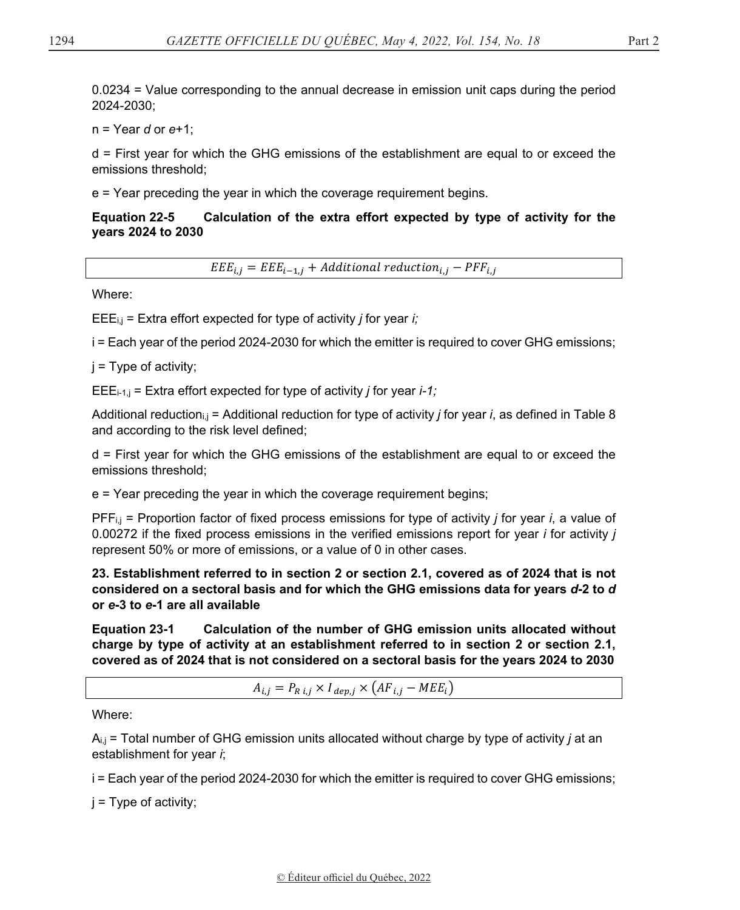0.0234 = Value corresponding to the annual decrease in emission unit caps during the period 2024-2030;

n = Year *d* or *e*+1;

d = First year for which the GHG emissions of the establishment are equal to or exceed the emissions threshold;

e = Year preceding the year in which the coverage requirement begins.

**Equation 22-5 Calculation of the extra effort expected by type of activity for the years 2024 to 2030**

$$EEE_{i,j} = EEE_{i-1,j} + Additional\ reduction_{i,j} - PFF_{i,j}$$

Where:

$EEE_{i,j}$ = Extra effort expected for type of activity *j* for year *i;*

i = Each year of the period 2024-2030 for which the emitter is required to cover GHG emissions;

j = Type of activity;

$EEE_{i-1,j}$ = Extra effort expected for type of activity *j* for year *i-1;*

$Additional\ reduction_{i,j}$ = Additional reduction for type of activity *j* for year *i*, as defined in Table 8 and according to the risk level defined;

d = First year for which the GHG emissions of the establishment are equal to or exceed the emissions threshold;

e = Year preceding the year in which the coverage requirement begins;

$PFF_{i,j}$ = Proportion factor of fixed process emissions for type of activity *j* for year *i*, a value of 0.00272 if the fixed process emissions in the verified emissions report for year *i* for activity *j* represent 50% or more of emissions, or a value of 0 in other cases.

**23. Establishment referred to in section 2 or section 2.1, covered as of 2024 that is not considered on a sectoral basis and for which the GHG emissions data for years *d*-2 to *d* or *e*-3 to *e*-1 are all available**

**Equation 23-1 Calculation of the number of GHG emission units allocated without charge by type of activity at an establishment referred to in section 2 or section 2.1, covered as of 2024 that is not considered on a sectoral basis for the years 2024 to 2030**

$$A_{i,j} = P_{R\ i,j} \times I_{dep,j} \times \left(AF_{i,j} - MEE_i\right)$$

Where:

$A_{i,j}$ = Total number of GHG emission units allocated without charge by type of activity *j* at an establishment for year *i*;

i = Each year of the period 2024-2030 for which the emitter is required to cover GHG emissions;

j = Type of activity;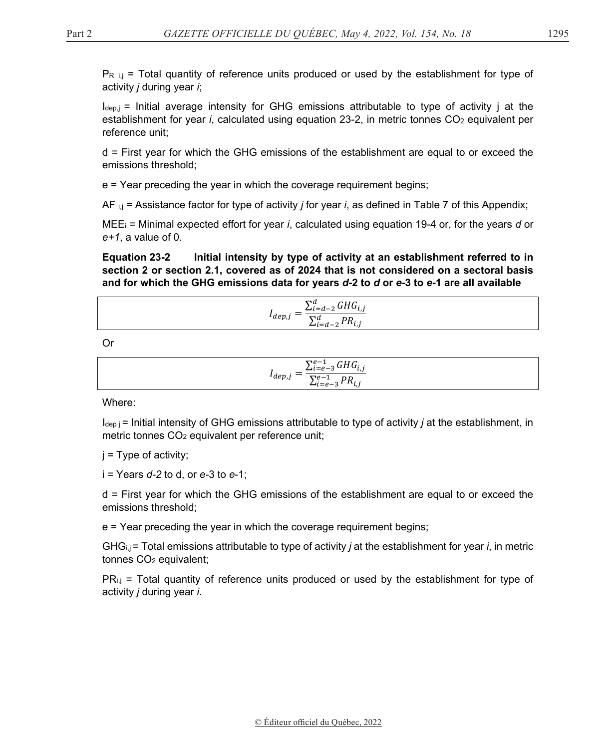$P_{R\ i,j}$ = Total quantity of reference units produced or used by the establishment for type of activity *j* during year *i*;

$I_{dep,j}$ = Initial average intensity for GHG emissions attributable to type of activity j at the establishment for year *i*, calculated using equation 23-2, in metric tonnes $CO_2$ equivalent per reference unit;

d = First year for which the GHG emissions of the establishment are equal to or exceed the emissions threshold;

e = Year preceding the year in which the coverage requirement begins;

$AF_{\ i,j}$ = Assistance factor for type of activity *j* for year *i*, as defined in Table 7 of this Appendix;

$MEE_i$ = Minimal expected effort for year *i*, calculated using equation 19-4 or, for the years *d* or *e+1*, a value of 0.

**Equation 23-2 Initial intensity by type of activity at an establishment referred to in section 2 or section 2.1, covered as of 2024 that is not considered on a sectoral basis and for which the GHG emissions data for years *d*-2 to *d* or *e*-3 to *e*-1 are all available**

$$I_{dep,j} = \frac{\sum_{i=d-2}^{d} GHG_{i,j}}{\sum_{i=d-2}^{d} PR_{i,j}}$$

Or

$$I_{dep,j} = \frac{\sum_{i=e-3}^{e-1} GHG_{i,j}}{\sum_{i=e-3}^{e-1} PR_{i,j}}$$

Where:

$I_{dep\ j}$ = Initial intensity of GHG emissions attributable to type of activity *j* at the establishment, in metric tonnes $CO_2$ equivalent per reference unit;

j = Type of activity;

i = Years *d-2* to d, or *e*-3 to *e*-1;

d = First year for which the GHG emissions of the establishment are equal to or exceed the emissions threshold;

e = Year preceding the year in which the coverage requirement begins;

$GHG_{i,j}$ = Total emissions attributable to type of activity *j* at the establishment for year *i*, in metric tonnes $CO_2$ equivalent;

$PR_{i,j}$ = Total quantity of reference units produced or used by the establishment for type of activity *j* during year *i*.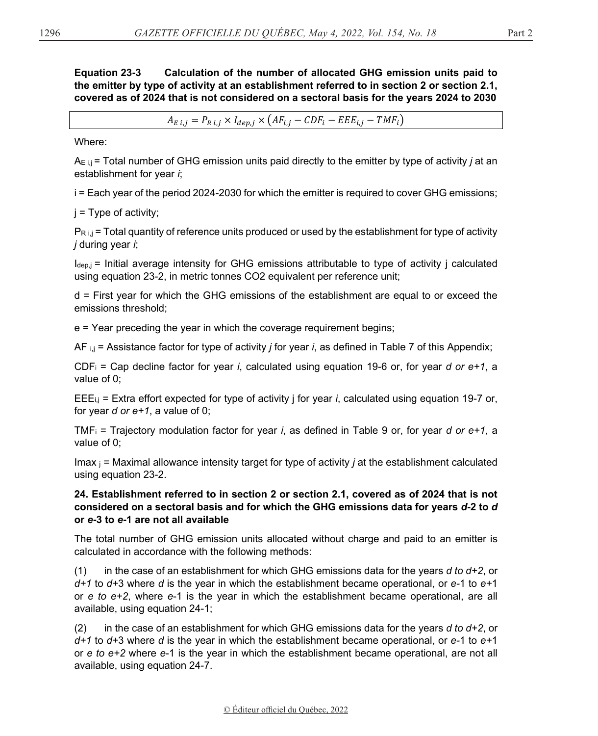**Equation 23-3 Calculation of the number of allocated GHG emission units paid to the emitter by type of activity at an establishment referred to in section 2 or section 2.1, covered as of 2024 that is not considered on a sectoral basis for the years 2024 to 2030**

$$A_{E\,i,j} = P_{R\,i,j} \times I_{dep,j} \times \left(AF_{i,j} - CDF_i - EEE_{i,j} - TMF_i\right)$$

Where:

$A_{E\,i,j}$ = Total number of GHG emission units paid directly to the emitter by type of activity *j* at an establishment for year *i*;

i = Each year of the period 2024-2030 for which the emitter is required to cover GHG emissions;

j = Type of activity;

$P_{R\,i,j}$ = Total quantity of reference units produced or used by the establishment for type of activity *j* during year *i*;

$I_{dep,j}$ = Initial average intensity for GHG emissions attributable to type of activity j calculated using equation 23-2, in metric tonnes CO2 equivalent per reference unit;

d = First year for which the GHG emissions of the establishment are equal to or exceed the emissions threshold;

e = Year preceding the year in which the coverage requirement begins;

$AF_{i,j}$ = Assistance factor for type of activity *j* for year *i*, as defined in Table 7 of this Appendix;

$CDF_i$ = Cap decline factor for year *i*, calculated using equation 19-6 or, for year *d or e+1*, a value of 0;

$EEE_{i,j}$ = Extra effort expected for type of activity j for year *i*, calculated using equation 19-7 or, for year *d or e+1*, a value of 0;

$TMF_i$ = Trajectory modulation factor for year *i*, as defined in Table 9 or, for year *d or e+1*, a value of 0;

$Imax_j$ = Maximal allowance intensity target for type of activity *j* at the establishment calculated using equation 23-2.

**24. Establishment referred to in section 2 or section 2.1, covered as of 2024 that is not considered on a sectoral basis and for which the GHG emissions data for years *d*-2 to *d* or *e*-3 to *e*-1 are not all available**

The total number of GHG emission units allocated without charge and paid to an emitter is calculated in accordance with the following methods:

(1) in the case of an establishment for which GHG emissions data for the years *d to d+2*, or *d+1* to *d*+3 where *d* is the year in which the establishment became operational, or *e*-1 to *e*+1 or *e to e+2*, where *e*-1 is the year in which the establishment became operational, are all available, using equation 24-1;

(2) in the case of an establishment for which GHG emissions data for the years *d to d+2*, or *d+1* to *d*+3 where *d* is the year in which the establishment became operational, or *e*-1 to *e*+1 or *e to e+2* where *e*-1 is the year in which the establishment became operational, are not all available, using equation 24-7.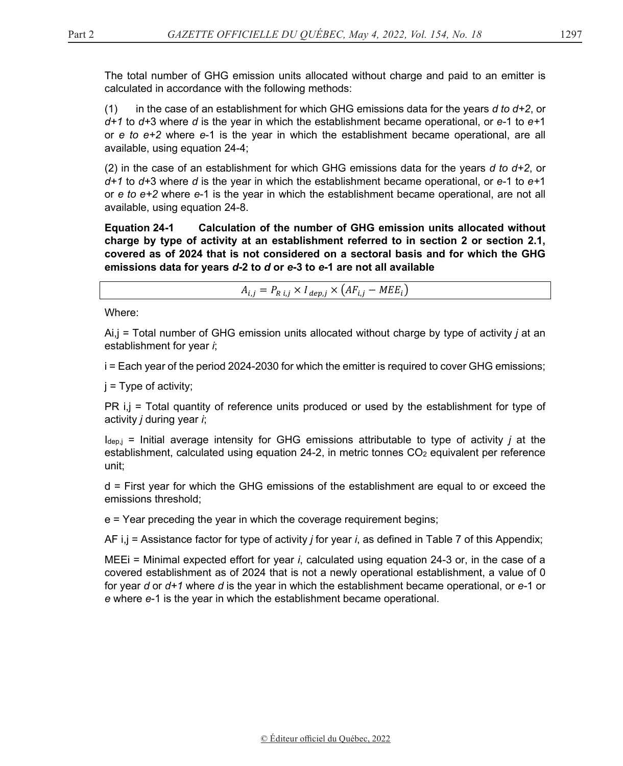The total number of GHG emission units allocated without charge and paid to an emitter is calculated in accordance with the following methods:

(1) in the case of an establishment for which GHG emissions data for the years *d to d+2*, or *d+1* to *d*+3 where *d* is the year in which the establishment became operational, or *e*-1 to *e*+1 or *e to e+2* where *e*-1 is the year in which the establishment became operational, are all available, using equation 24-4;

(2) in the case of an establishment for which GHG emissions data for the years *d to d+2*, or *d+1* to *d*+3 where *d* is the year in which the establishment became operational, or *e*-1 to *e*+1 or *e to e+2* where *e*-1 is the year in which the establishment became operational, are not all available, using equation 24-8.

**Equation 24-1 Calculation of the number of GHG emission units allocated without charge by type of activity at an establishment referred to in section 2 or section 2.1, covered as of 2024 that is not considered on a sectoral basis and for which the GHG emissions data for years *d*-2 to *d* or *e*-3 to *e*-1 are not all available**

$$A_{i,j} = P_{R\ i,j} \times I_{dep,j} \times \left(AF_{i,j} - MEE_i\right)$$

Where:

$A_{i,j}$ = Total number of GHG emission units allocated without charge by type of activity *j* at an establishment for year *i*;

i = Each year of the period 2024-2030 for which the emitter is required to cover GHG emissions;

j = Type of activity;

$P_{R\ i,j}$ = Total quantity of reference units produced or used by the establishment for type of activity *j* during year *i*;

$I_{dep,j}$ = Initial average intensity for GHG emissions attributable to type of activity *j* at the establishment, calculated using equation 24-2, in metric tonnes $CO_2$ equivalent per reference unit;

d = First year for which the GHG emissions of the establishment are equal to or exceed the emissions threshold;

e = Year preceding the year in which the coverage requirement begins;

$AF_{i,j}$ = Assistance factor for type of activity *j* for year *i*, as defined in Table 7 of this Appendix;

$MEE_i$ = Minimal expected effort for year *i*, calculated using equation 24-3 or, in the case of a covered establishment as of 2024 that is not a newly operational establishment, a value of 0 for year *d* or *d+1* where *d* is the year in which the establishment became operational, or *e*-1 or *e* where *e*-1 is the year in which the establishment became operational.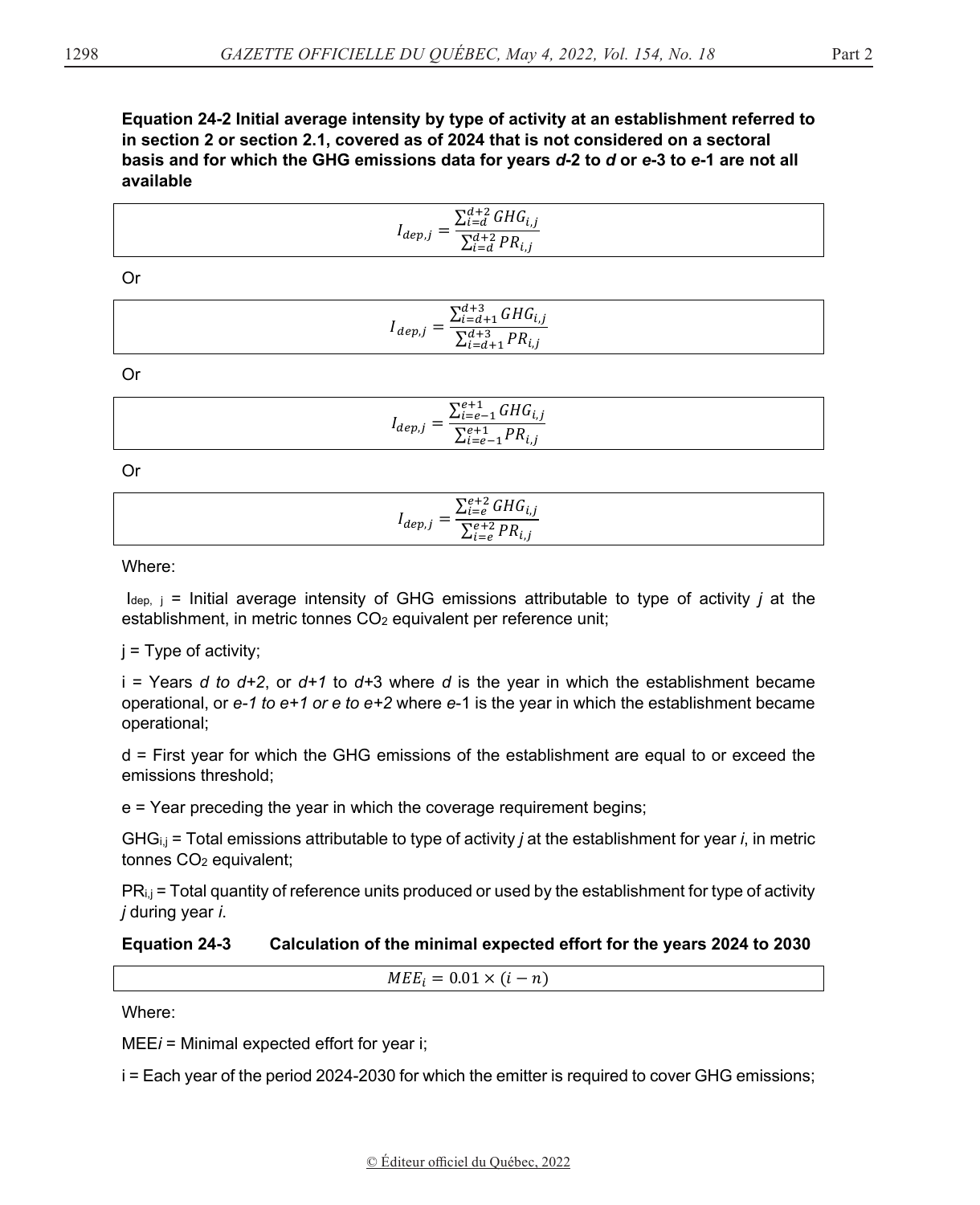**Equation 24-2 Initial average intensity by type of activity at an establishment referred to in section 2 or section 2.1, covered as of 2024 that is not considered on a sectoral basis and for which the GHG emissions data for years *d*-2 to *d* or *e*-3 to *e*-1 are not all available**

$$I_{dep,j} = \frac{\sum_{i=d}^{d+2} GHG_{i,j}}{\sum_{i=d}^{d+2} PR_{i,j}}$$

Or

$$I_{dep,j} = \frac{\sum_{i=d+1}^{d+3} GHG_{i,j}}{\sum_{i=d+1}^{d+3} PR_{i,j}}$$

Or

$$I_{dep,j} = \frac{\sum_{i=e-1}^{e+1} GHG_{i,j}}{\sum_{i=e-1}^{e+1} PR_{i,j}}$$

Or

$$I_{dep,j} = \frac{\sum_{i=e}^{e+2} GHG_{i,j}}{\sum_{i=e}^{e+2} PR_{i,j}}$$

Where:

$I_{dep,j}$ = Initial average intensity of GHG emissions attributable to type of activity *j* at the establishment, in metric tonnes $CO_2$ equivalent per reference unit;

j = Type of activity;

i = Years *d to d+2*, or *d+1* to *d*+3 where *d* is the year in which the establishment became operational, or *e-1 to e+1 or e to e+2* where *e*-1 is the year in which the establishment became operational;

d = First year for which the GHG emissions of the establishment are equal to or exceed the emissions threshold;

e = Year preceding the year in which the coverage requirement begins;

$GHG_{i,j}$ = Total emissions attributable to type of activity *j* at the establishment for year *i*, in metric tonnes $CO_2$ equivalent;

$PR_{i,j}$ = Total quantity of reference units produced or used by the establishment for type of activity *j* during year *i*.

**Equation 24-3 Calculation of the minimal expected effort for the years 2024 to 2030**

$$MEE_i = 0.01 \times (i - n)$$

Where:

$MEE_i$ = Minimal expected effort for year i;

i = Each year of the period 2024-2030 for which the emitter is required to cover GHG emissions;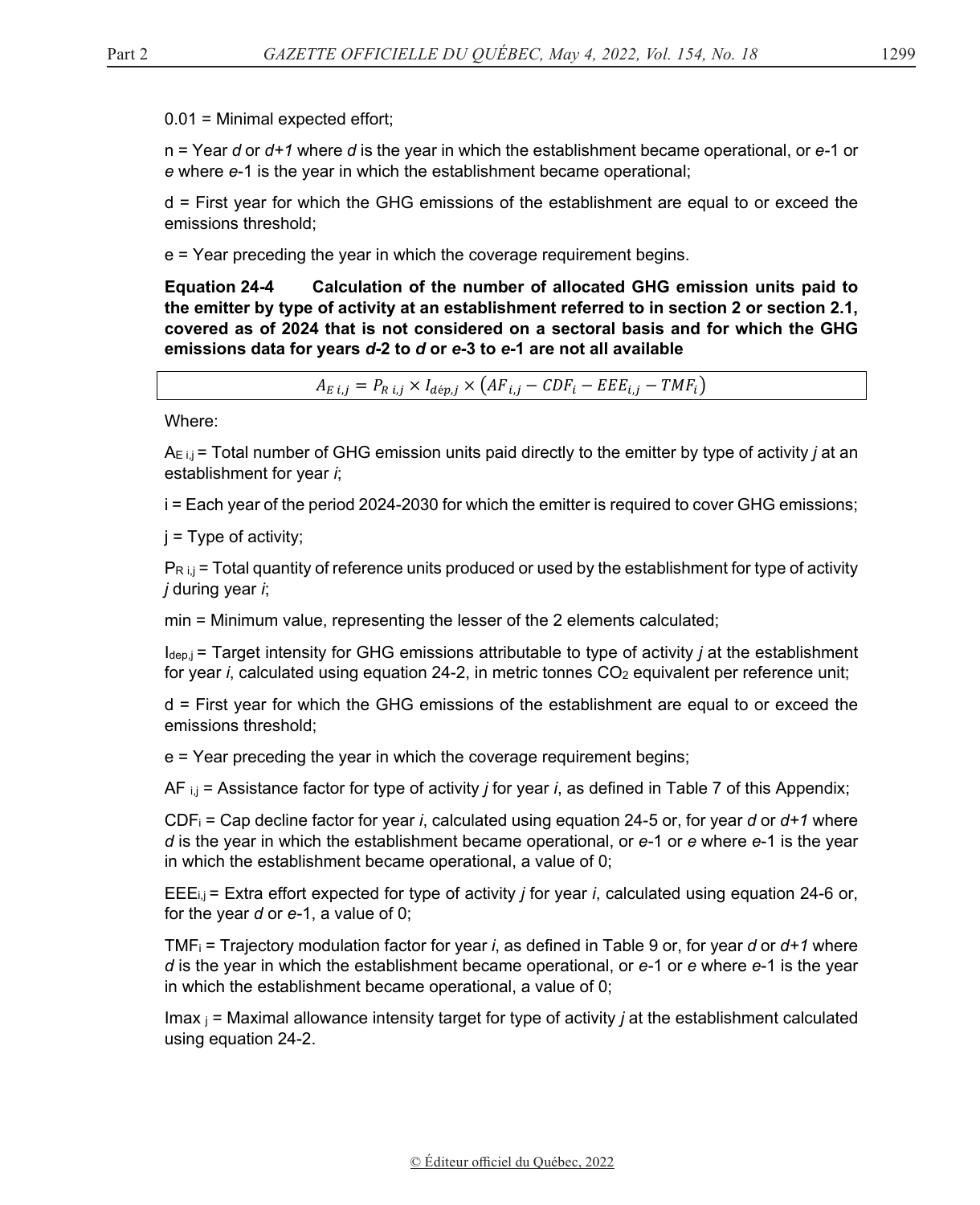0.01 = Minimal expected effort;

n = Year *d* or *d+1* where *d* is the year in which the establishment became operational, or *e*-1 or *e* where *e*-1 is the year in which the establishment became operational;

d = First year for which the GHG emissions of the establishment are equal to or exceed the emissions threshold;

e = Year preceding the year in which the coverage requirement begins.

**Equation 24-4 Calculation of the number of allocated GHG emission units paid to the emitter by type of activity at an establishment referred to in section 2 or section 2.1, covered as of 2024 that is not considered on a sectoral basis and for which the GHG emissions data for years *d*-2 to *d* or *e*-3 to *e*-1 are not all available**

$$A_{E\,i,j} = P_{R\,i,j} \times I_{dép,j} \times \left(AF_{i,j} - CDF_i - EEE_{i,j} - TMF_i\right)$$

Where:

$A_{E\,i,j}$ = Total number of GHG emission units paid directly to the emitter by type of activity *j* at an establishment for year *i*;

i = Each year of the period 2024-2030 for which the emitter is required to cover GHG emissions;

j = Type of activity;

$P_{R\,i,j}$ = Total quantity of reference units produced or used by the establishment for type of activity *j* during year *i*;

min = Minimum value, representing the lesser of the 2 elements calculated;

$I_{dep,j}$ = Target intensity for GHG emissions attributable to type of activity *j* at the establishment for year *i*, calculated using equation 24-2, in metric tonnes $CO_2$ equivalent per reference unit;

d = First year for which the GHG emissions of the establishment are equal to or exceed the emissions threshold;

e = Year preceding the year in which the coverage requirement begins;

$AF_{i,j}$ = Assistance factor for type of activity *j* for year *i*, as defined in Table 7 of this Appendix;

$CDF_i$ = Cap decline factor for year *i*, calculated using equation 24-5 or, for year *d* or *d+1* where *d* is the year in which the establishment became operational, or *e*-1 or *e* where *e*-1 is the year in which the establishment became operational, a value of 0;

$EEE_{i,j}$ = Extra effort expected for type of activity *j* for year *i*, calculated using equation 24-6 or, for the year *d* or *e*-1, a value of 0;

$TMF_i$ = Trajectory modulation factor for year *i*, as defined in Table 9 or, for year *d* or *d+1* where *d* is the year in which the establishment became operational, or *e*-1 or *e* where *e*-1 is the year in which the establishment became operational, a value of 0;

$Imax_j$ = Maximal allowance intensity target for type of activity *j* at the establishment calculated using equation 24-2.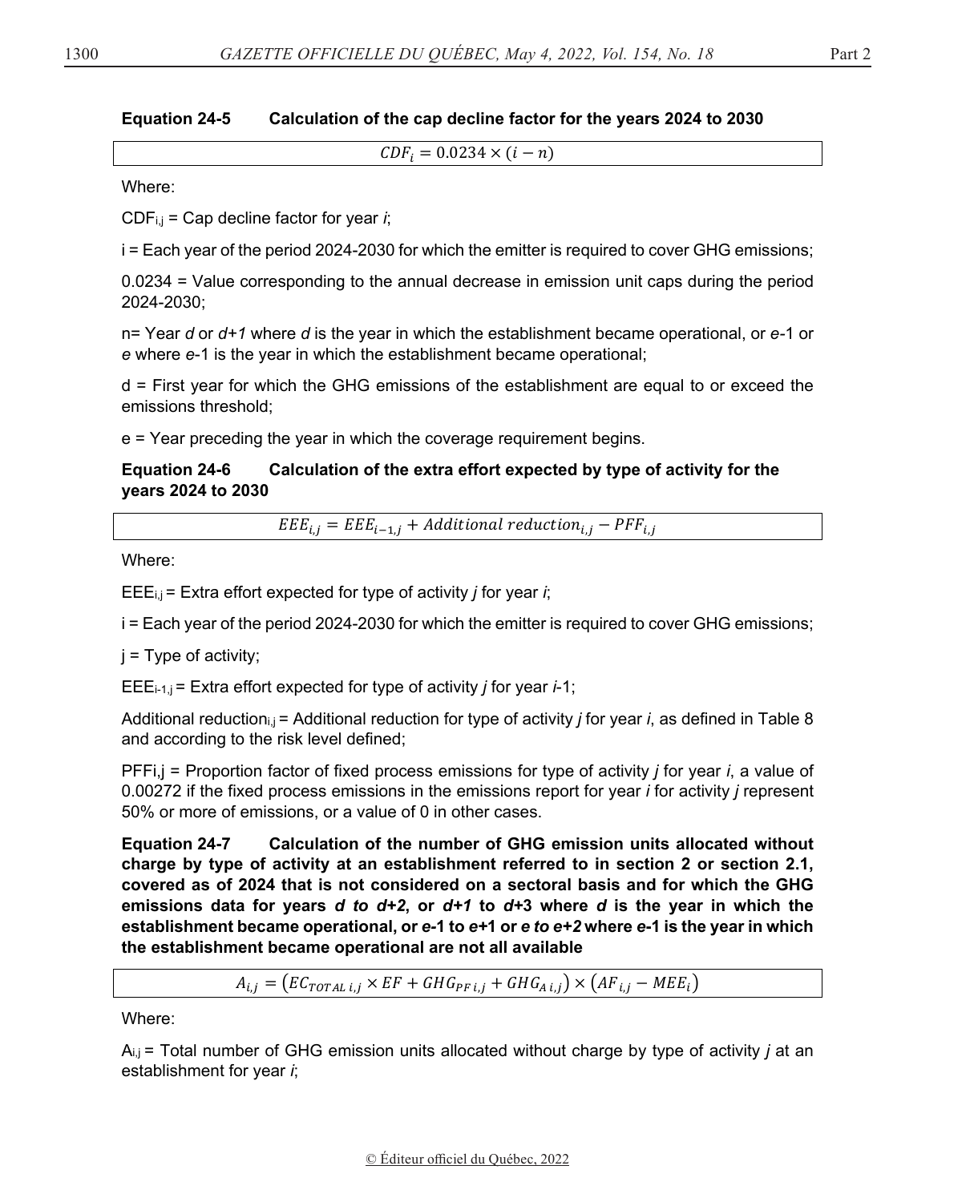**Equation 24-5 Calculation of the cap decline factor for the years 2024 to 2030**

$$CDF_i = 0.0234 \times (i - n)$$

Where:

$CDF_{i,j}$ = Cap decline factor for year *i*;

i = Each year of the period 2024-2030 for which the emitter is required to cover GHG emissions;

0.0234 = Value corresponding to the annual decrease in emission unit caps during the period 2024-2030;

n= Year *d* or *d+1* where *d* is the year in which the establishment became operational, or *e*-1 or *e* where *e*-1 is the year in which the establishment became operational;

d = First year for which the GHG emissions of the establishment are equal to or exceed the emissions threshold;

e = Year preceding the year in which the coverage requirement begins.

**Equation 24-6 Calculation of the extra effort expected by type of activity for the years 2024 to 2030**

$$EEE_{i,j} = EEE_{i-1,j} + Additional\ reduction_{i,j} - PFF_{i,j}$$

Where:

$EEE_{i,j}$ = Extra effort expected for type of activity *j* for year *i*;

i = Each year of the period 2024-2030 for which the emitter is required to cover GHG emissions;

j = Type of activity;

$EEE_{i-1,j}$ = Extra effort expected for type of activity *j* for year *i*-1;

$Additional\ reduction_{i,j}$ = Additional reduction for type of activity *j* for year *i*, as defined in Table 8 and according to the risk level defined;

$PFF_{i,j}$ = Proportion factor of fixed process emissions for type of activity *j* for year *i*, a value of 0.00272 if the fixed process emissions in the emissions report for year *i* for activity *j* represent 50% or more of emissions, or a value of 0 in other cases.

**Equation 24-7 Calculation of the number of GHG emission units allocated without charge by type of activity at an establishment referred to in section 2 or section 2.1, covered as of 2024 that is not considered on a sectoral basis and for which the GHG emissions data for years *d to d+2*, or *d+1* to *d*+3 where *d* is the year in which the establishment became operational, or *e*-1 to *e*+1 or *e to e+2* where *e*-1 is the year in which the establishment became operational are not all available**

$$A_{i,j} = (EC_{TOTAL\ i,j} \times EF + GHG_{PF\ i,j} + GHG_{A\ i,j}) \times (AF_{i,j} - MEE_i)$$

Where:

$A_{i,j}$ = Total number of GHG emission units allocated without charge by type of activity *j* at an establishment for year *i*;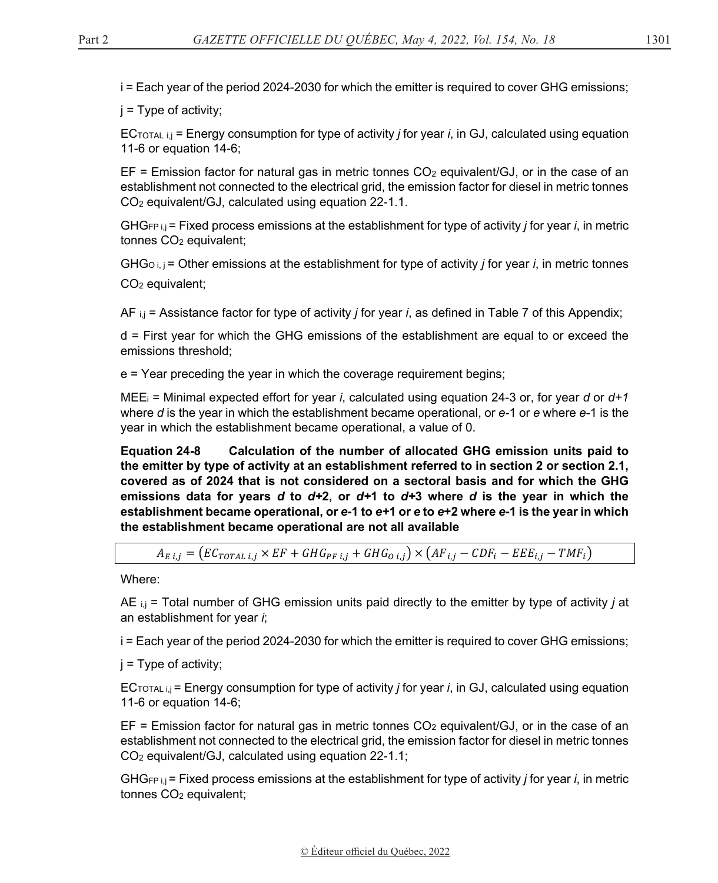i = Each year of the period 2024-2030 for which the emitter is required to cover GHG emissions;

j = Type of activity;

$EC_{TOTAL\ i,j}$ = Energy consumption for type of activity *j* for year *i*, in GJ, calculated using equation 11-6 or equation 14-6;

EF = Emission factor for natural gas in metric tonnes $CO_2$ equivalent/GJ, or in the case of an establishment not connected to the electrical grid, the emission factor for diesel in metric tonnes $CO_2$ equivalent/GJ, calculated using equation 22-1.1.

$GHG_{FP\ i,j}$ = Fixed process emissions at the establishment for type of activity *j* for year *i*, in metric tonnes $CO_2$ equivalent;

$GHG_{O\ i,j}$ = Other emissions at the establishment for type of activity *j* for year *i*, in metric tonnes $CO_2$ equivalent;

$AF_{i,j}$ = Assistance factor for type of activity *j* for year *i*, as defined in Table 7 of this Appendix;

d = First year for which the GHG emissions of the establishment are equal to or exceed the emissions threshold;

e = Year preceding the year in which the coverage requirement begins;

$MEE_i$ = Minimal expected effort for year *i*, calculated using equation 24-3 or, for year *d* or *d+1* where *d* is the year in which the establishment became operational, or *e*-1 or *e* where *e*-1 is the year in which the establishment became operational, a value of 0.

**Equation 24-8 Calculation of the number of allocated GHG emission units paid to the emitter by type of activity at an establishment referred to in section 2 or section 2.1, covered as of 2024 that is not considered on a sectoral basis and for which the GHG emissions data for years *d* to *d*+2, or *d*+1 to *d*+3 where *d* is the year in which the establishment became operational, or *e*-1 to *e*+1 or *e* to *e*+2 where *e*-1 is the year in which the establishment became operational are not all available**

$$A_{E\ i,j} = \left(EC_{TOTAL\ i,j} \times EF + GHG_{PF\ i,j} + GHG_{O\ i,j}\right) \times \left(AF_{i,j} - CDF_i - EEE_{i,j} - TMF_i\right)$$

Where:

$AE_{i,j}$ = Total number of GHG emission units paid directly to the emitter by type of activity *j* at an establishment for year *i*;

i = Each year of the period 2024-2030 for which the emitter is required to cover GHG emissions;

j = Type of activity;

$EC_{TOTAL\ i,j}$ = Energy consumption for type of activity *j* for year *i*, in GJ, calculated using equation 11-6 or equation 14-6;

EF = Emission factor for natural gas in metric tonnes $CO_2$ equivalent/GJ, or in the case of an establishment not connected to the electrical grid, the emission factor for diesel in metric tonnes $CO_2$ equivalent/GJ, calculated using equation 22-1.1;

$GHG_{FP\ i,j}$ = Fixed process emissions at the establishment for type of activity *j* for year *i*, in metric tonnes $CO_2$ equivalent;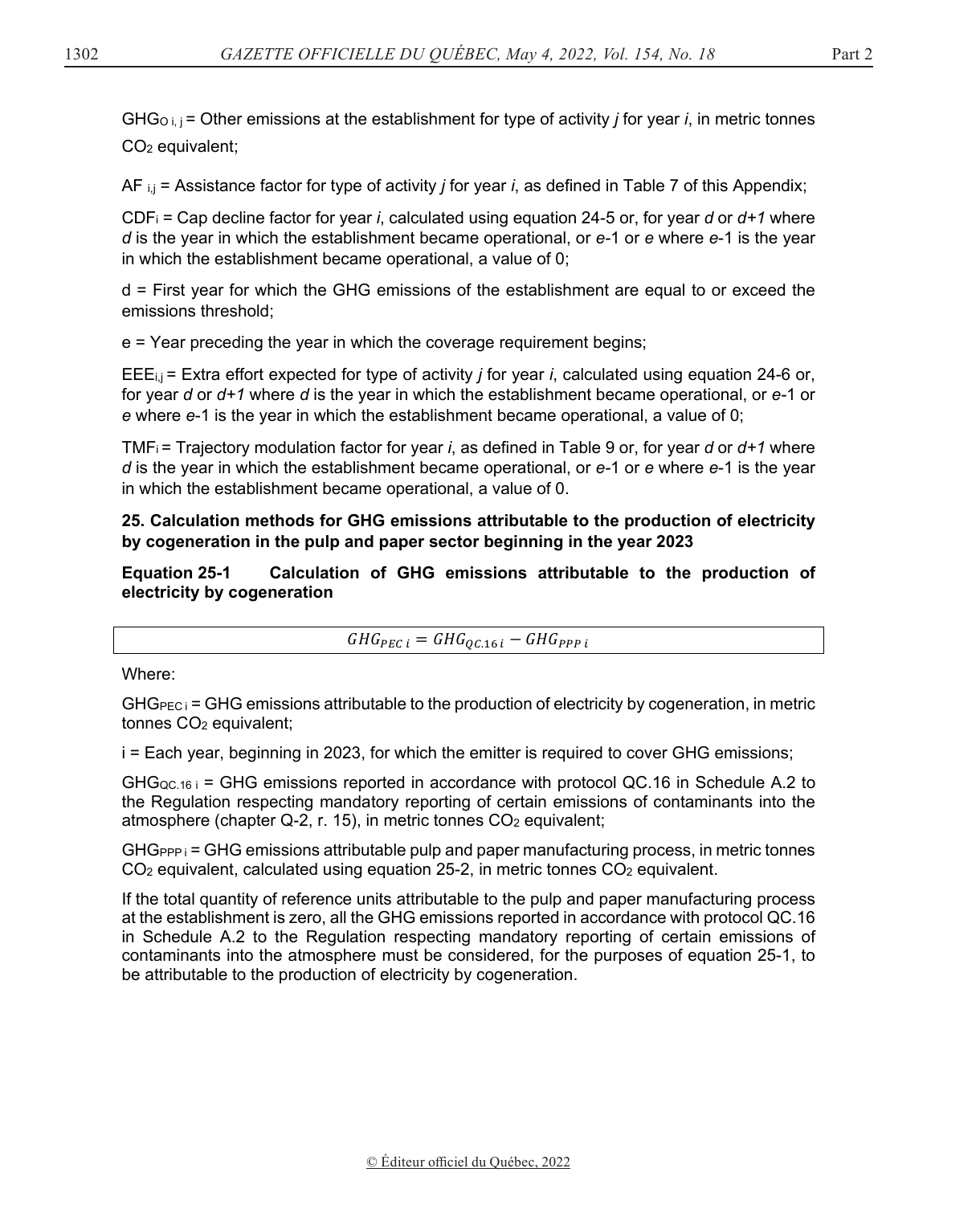$GHG_{O\ i,\ j}$ = Other emissions at the establishment for type of activity *j* for year *i*, in metric tonnes $CO_2$ equivalent;

AF $_{i,j}$ = Assistance factor for type of activity *j* for year *i*, as defined in Table 7 of this Appendix;

$CDF_i$ = Cap decline factor for year *i*, calculated using equation 24-5 or, for year *d* or *d+1* where *d* is the year in which the establishment became operational, or *e*-1 or *e* where *e*-1 is the year in which the establishment became operational, a value of 0;

d = First year for which the GHG emissions of the establishment are equal to or exceed the emissions threshold;

e = Year preceding the year in which the coverage requirement begins;

$EEE_{i,j}$ = Extra effort expected for type of activity *j* for year *i*, calculated using equation 24-6 or, for year *d* or *d+1* where *d* is the year in which the establishment became operational, or *e*-1 or *e* where *e*-1 is the year in which the establishment became operational, a value of 0;

$TMF_i$ = Trajectory modulation factor for year *i*, as defined in Table 9 or, for year *d* or *d+1* where *d* is the year in which the establishment became operational, or *e*-1 or *e* where *e*-1 is the year in which the establishment became operational, a value of 0.

**25. Calculation methods for GHG emissions attributable to the production of electricity by cogeneration in the pulp and paper sector beginning in the year 2023**

**Equation 25-1 Calculation of GHG emissions attributable to the production of electricity by cogeneration**

$$GHG_{PEC\ i} = GHG_{QC.16\ i} - GHG_{PPP\ i}$$

Where:

$GHG_{PEC\ i}$ = GHG emissions attributable to the production of electricity by cogeneration, in metric tonnes $CO_2$ equivalent;

i = Each year, beginning in 2023, for which the emitter is required to cover GHG emissions;

$GHG_{QC.16\ i}$ = GHG emissions reported in accordance with protocol QC.16 in Schedule A.2 to the Regulation respecting mandatory reporting of certain emissions of contaminants into the atmosphere (chapter Q-2, r. 15), in metric tonnes $CO_2$ equivalent;

$GHG_{PPP\ i}$ = GHG emissions attributable pulp and paper manufacturing process, in metric tonnes $CO_2$ equivalent, calculated using equation 25-2, in metric tonnes $CO_2$ equivalent.

If the total quantity of reference units attributable to the pulp and paper manufacturing process at the establishment is zero, all the GHG emissions reported in accordance with protocol QC.16 in Schedule A.2 to the Regulation respecting mandatory reporting of certain emissions of contaminants into the atmosphere must be considered, for the purposes of equation 25-1, to be attributable to the production of electricity by cogeneration.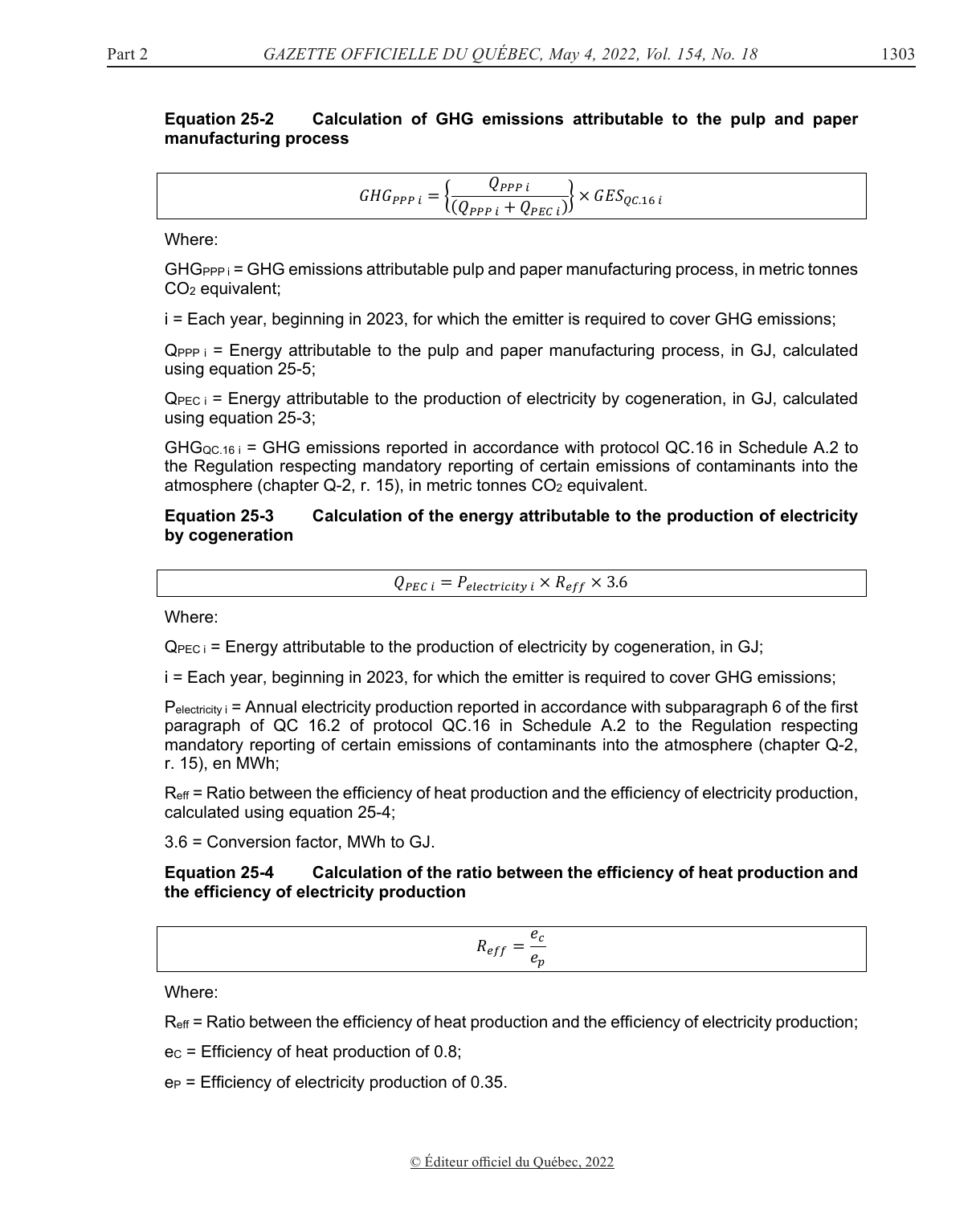**Equation 25-2 Calculation of GHG emissions attributable to the pulp and paper manufacturing process**

$$GHG_{PPP\,i} = \left\{\frac{Q_{PPP\,i}}{(Q_{PPP\,i} + Q_{PEC\,i})}\right\} \times GES_{QC.16\,i}$$

Where:

$GHG_{PPP\,i}$ = GHG emissions attributable pulp and paper manufacturing process, in metric tonnes $CO_2$ equivalent;

i = Each year, beginning in 2023, for which the emitter is required to cover GHG emissions;

$Q_{PPP\,i}$ = Energy attributable to the pulp and paper manufacturing process, in GJ, calculated using equation 25-5;

$Q_{PEC\,i}$ = Energy attributable to the production of electricity by cogeneration, in GJ, calculated using equation 25-3;

$GHG_{QC.16\,i}$ = GHG emissions reported in accordance with protocol QC.16 in Schedule A.2 to the Regulation respecting mandatory reporting of certain emissions of contaminants into the atmosphere (chapter Q-2, r. 15), in metric tonnes $CO_2$ equivalent.

**Equation 25-3 Calculation of the energy attributable to the production of electricity by cogeneration**

$$Q_{PEC\,i} = P_{electricity\,i} \times R_{eff} \times 3.6$$

Where:

$Q_{PEC\,i}$ = Energy attributable to the production of electricity by cogeneration, in GJ;

i = Each year, beginning in 2023, for which the emitter is required to cover GHG emissions;

$P_{electricity\,i}$ = Annual electricity production reported in accordance with subparagraph 6 of the first paragraph of QC 16.2 of protocol QC.16 in Schedule A.2 to the Regulation respecting mandatory reporting of certain emissions of contaminants into the atmosphere (chapter Q-2, r. 15), en MWh;

$R_{eff}$ = Ratio between the efficiency of heat production and the efficiency of electricity production, calculated using equation 25-4;

3.6 = Conversion factor, MWh to GJ.

**Equation 25-4 Calculation of the ratio between the efficiency of heat production and the efficiency of electricity production**

$$R_{eff} = \frac{e_c}{e_p}$$

Where:

$R_{eff}$ = Ratio between the efficiency of heat production and the efficiency of electricity production;

$e_C$ = Efficiency of heat production of 0.8;

$e_P$ = Efficiency of electricity production of 0.35.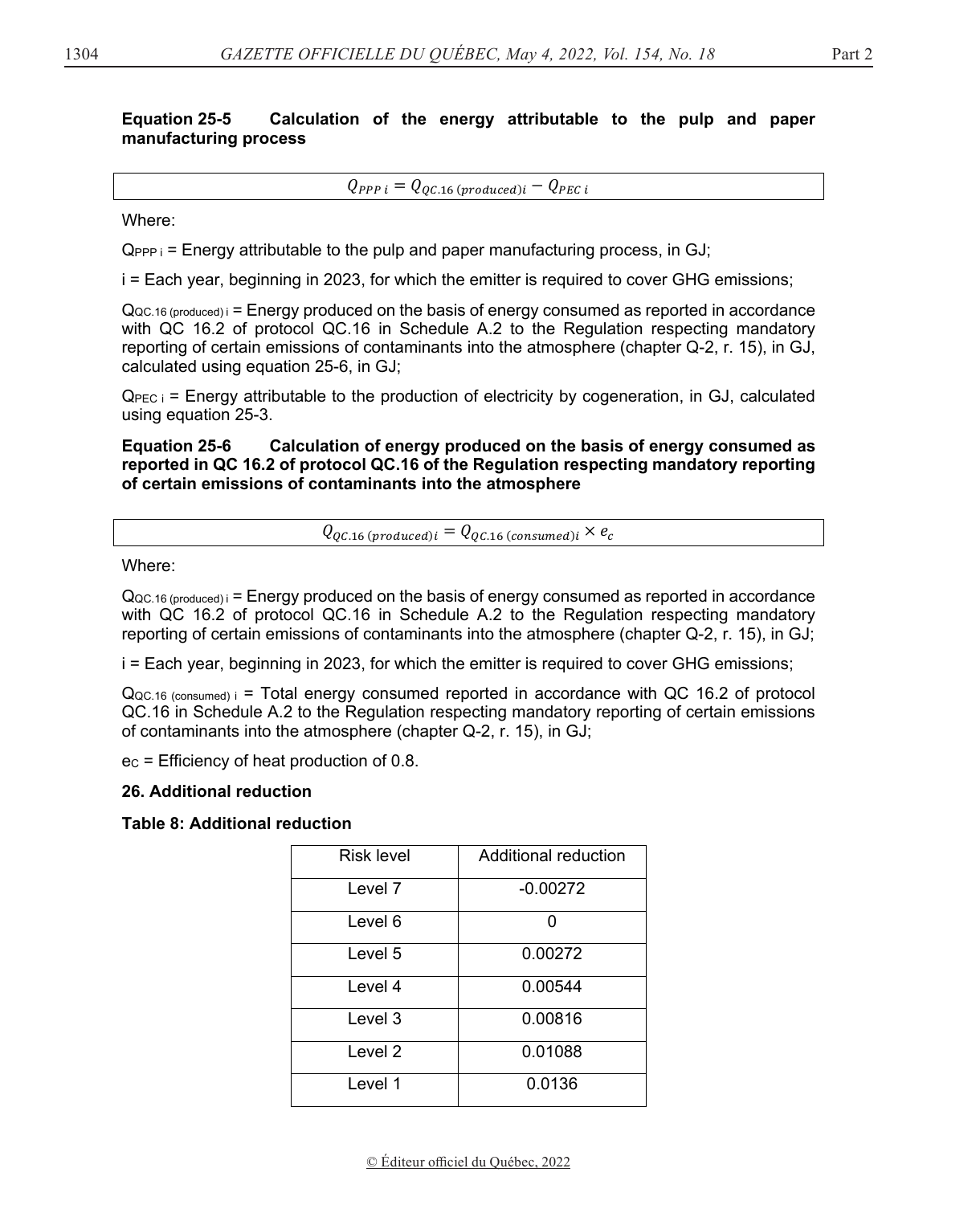**Equation 25-5 Calculation of the energy attributable to the pulp and paper manufacturing process**

$$Q_{PPP\,i} = Q_{QC.16\,(produced)i} - Q_{PEC\,i}$$

Where:

$Q_{PPP\,i}$ = Energy attributable to the pulp and paper manufacturing process, in GJ;

i = Each year, beginning in 2023, for which the emitter is required to cover GHG emissions;

$Q_{QC.16\,(produced)\,i}$ = Energy produced on the basis of energy consumed as reported in accordance with QC 16.2 of protocol QC.16 in Schedule A.2 to the Regulation respecting mandatory reporting of certain emissions of contaminants into the atmosphere (chapter Q-2, r. 15), in GJ, calculated using equation 25-6, in GJ;

$Q_{PEC\,i}$ = Energy attributable to the production of electricity by cogeneration, in GJ, calculated using equation 25-3.

**Equation 25-6 Calculation of energy produced on the basis of energy consumed as reported in QC 16.2 of protocol QC.16 of the Regulation respecting mandatory reporting of certain emissions of contaminants into the atmosphere**

$$Q_{QC.16\,(produced)i} = Q_{QC.16\,(consumed)i} \times e_c$$

Where:

$Q_{QC.16\,(produced)\,i}$ = Energy produced on the basis of energy consumed as reported in accordance with QC 16.2 of protocol QC.16 in Schedule A.2 to the Regulation respecting mandatory reporting of certain emissions of contaminants into the atmosphere (chapter Q-2, r. 15), in GJ;

i = Each year, beginning in 2023, for which the emitter is required to cover GHG emissions;

$Q_{QC.16\,(consumed)\,i}$ = Total energy consumed reported in accordance with QC 16.2 of protocol QC.16 in Schedule A.2 to the Regulation respecting mandatory reporting of certain emissions of contaminants into the atmosphere (chapter Q-2, r. 15), in GJ;

$e_C$ = Efficiency of heat production of 0.8.

**26. Additional reduction**

**Table 8: Additional reduction**

| Risk level | Additional reduction |
|---|---|
| Level 7 | -0.00272 |
| Level 6 | 0 |
| Level 5 | 0.00272 |
| Level 4 | 0.00544 |
| Level 3 | 0.00816 |
| Level 2 | 0.01088 |
| Level 1 | 0.0136 |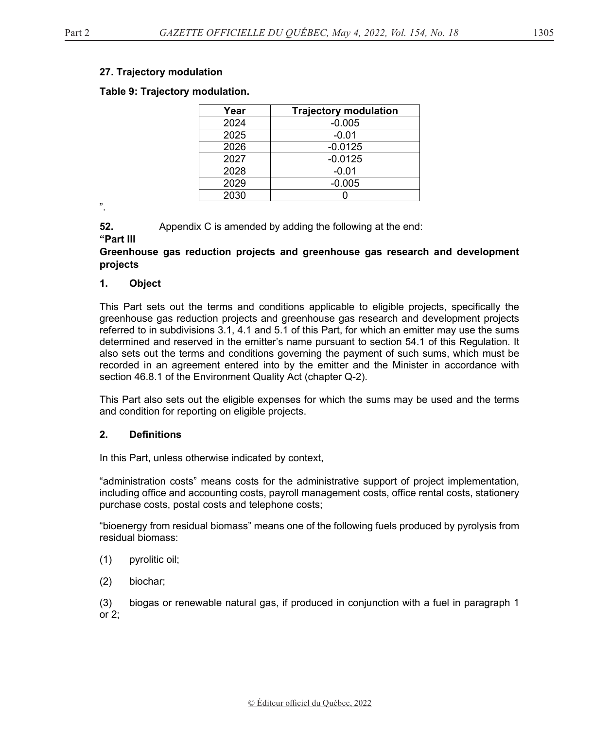**27. Trajectory modulation**

**Table 9: Trajectory modulation.**

| Year | Trajectory modulation |
|---|---|
| 2024 | -0.005 |
| 2025 | -0.01 |
| 2026 | -0.0125 |
| 2027 | -0.0125 |
| 2028 | -0.01 |
| 2029 | -0.005 |
| 2030 | 0 |

".

**52.** Appendix C is amended by adding the following at the end:

**"Part III**

**Greenhouse gas reduction projects and greenhouse gas research and development projects**

**1. Object**

This Part sets out the terms and conditions applicable to eligible projects, specifically the greenhouse gas reduction projects and greenhouse gas research and development projects referred to in subdivisions 3.1, 4.1 and 5.1 of this Part, for which an emitter may use the sums determined and reserved in the emitter's name pursuant to section 54.1 of this Regulation. It also sets out the terms and conditions governing the payment of such sums, which must be recorded in an agreement entered into by the emitter and the Minister in accordance with section 46.8.1 of the Environment Quality Act (chapter Q-2).

This Part also sets out the eligible expenses for which the sums may be used and the terms and condition for reporting on eligible projects.

**2. Definitions**

In this Part, unless otherwise indicated by context,

"administration costs" means costs for the administrative support of project implementation, including office and accounting costs, payroll management costs, office rental costs, stationery purchase costs, postal costs and telephone costs;

"bioenergy from residual biomass" means one of the following fuels produced by pyrolysis from residual biomass:

(1) pyrolitic oil;

(2) biochar;

(3) biogas or renewable natural gas, if produced in conjunction with a fuel in paragraph 1 or 2;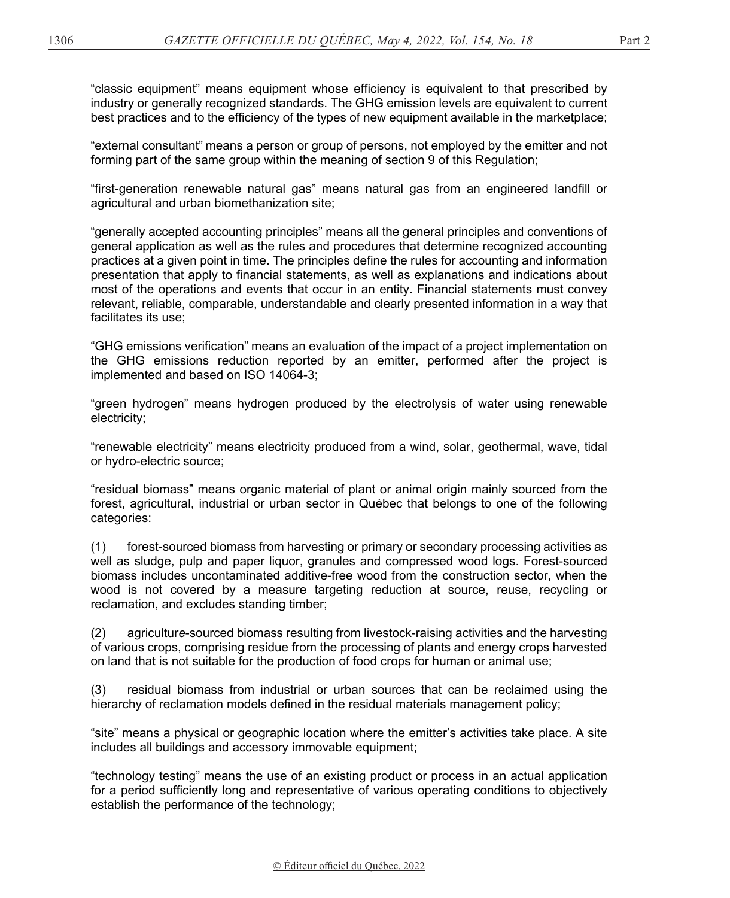"classic equipment" means equipment whose efficiency is equivalent to that prescribed by industry or generally recognized standards. The GHG emission levels are equivalent to current best practices and to the efficiency of the types of new equipment available in the marketplace;

"external consultant" means a person or group of persons, not employed by the emitter and not forming part of the same group within the meaning of section 9 of this Regulation;

"first-generation renewable natural gas" means natural gas from an engineered landfill or agricultural and urban biomethanization site;

"generally accepted accounting principles" means all the general principles and conventions of general application as well as the rules and procedures that determine recognized accounting practices at a given point in time. The principles define the rules for accounting and information presentation that apply to financial statements, as well as explanations and indications about most of the operations and events that occur in an entity. Financial statements must convey relevant, reliable, comparable, understandable and clearly presented information in a way that facilitates its use;

"GHG emissions verification" means an evaluation of the impact of a project implementation on the GHG emissions reduction reported by an emitter, performed after the project is implemented and based on ISO 14064-3;

"green hydrogen" means hydrogen produced by the electrolysis of water using renewable electricity;

"renewable electricity" means electricity produced from a wind, solar, geothermal, wave, tidal or hydro-electric source;

"residual biomass" means organic material of plant or animal origin mainly sourced from the forest, agricultural, industrial or urban sector in Québec that belongs to one of the following categories:

(1) forest-sourced biomass from harvesting or primary or secondary processing activities as well as sludge, pulp and paper liquor, granules and compressed wood logs. Forest-sourced biomass includes uncontaminated additive-free wood from the construction sector, when the wood is not covered by a measure targeting reduction at source, reuse, recycling or reclamation, and excludes standing timber;

(2) agriculture-sourced biomass resulting from livestock-raising activities and the harvesting of various crops, comprising residue from the processing of plants and energy crops harvested on land that is not suitable for the production of food crops for human or animal use;

(3) residual biomass from industrial or urban sources that can be reclaimed using the hierarchy of reclamation models defined in the residual materials management policy;

"site" means a physical or geographic location where the emitter's activities take place. A site includes all buildings and accessory immovable equipment;

"technology testing" means the use of an existing product or process in an actual application for a period sufficiently long and representative of various operating conditions to objectively establish the performance of the technology;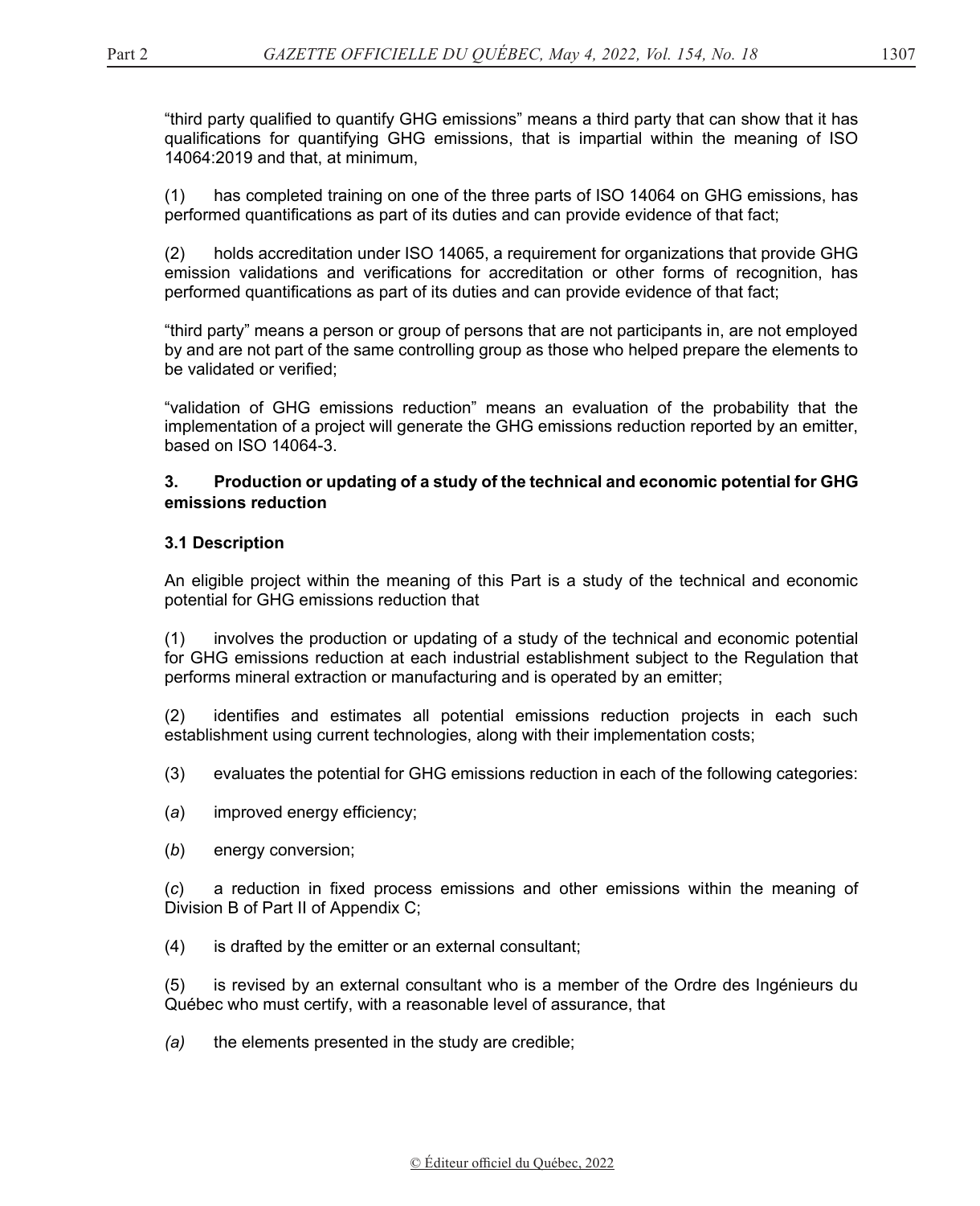"third party qualified to quantify GHG emissions" means a third party that can show that it has qualifications for quantifying GHG emissions, that is impartial within the meaning of ISO 14064:2019 and that, at minimum,

(1) has completed training on one of the three parts of ISO 14064 on GHG emissions, has performed quantifications as part of its duties and can provide evidence of that fact;

(2) holds accreditation under ISO 14065, a requirement for organizations that provide GHG emission validations and verifications for accreditation or other forms of recognition, has performed quantifications as part of its duties and can provide evidence of that fact;

"third party" means a person or group of persons that are not participants in, are not employed by and are not part of the same controlling group as those who helped prepare the elements to be validated or verified;

"validation of GHG emissions reduction" means an evaluation of the probability that the implementation of a project will generate the GHG emissions reduction reported by an emitter, based on ISO 14064-3.

**3. Production or updating of a study of the technical and economic potential for GHG emissions reduction**

**3.1 Description**

An eligible project within the meaning of this Part is a study of the technical and economic potential for GHG emissions reduction that

(1) involves the production or updating of a study of the technical and economic potential for GHG emissions reduction at each industrial establishment subject to the Regulation that performs mineral extraction or manufacturing and is operated by an emitter;

(2) identifies and estimates all potential emissions reduction projects in each such establishment using current technologies, along with their implementation costs;

(3) evaluates the potential for GHG emissions reduction in each of the following categories:

(*a*) improved energy efficiency;

(*b*) energy conversion;

(*c*) a reduction in fixed process emissions and other emissions within the meaning of Division B of Part II of Appendix C;

(4) is drafted by the emitter or an external consultant;

(5) is revised by an external consultant who is a member of the Ordre des Ingénieurs du Québec who must certify, with a reasonable level of assurance, that

*(a)* the elements presented in the study are credible;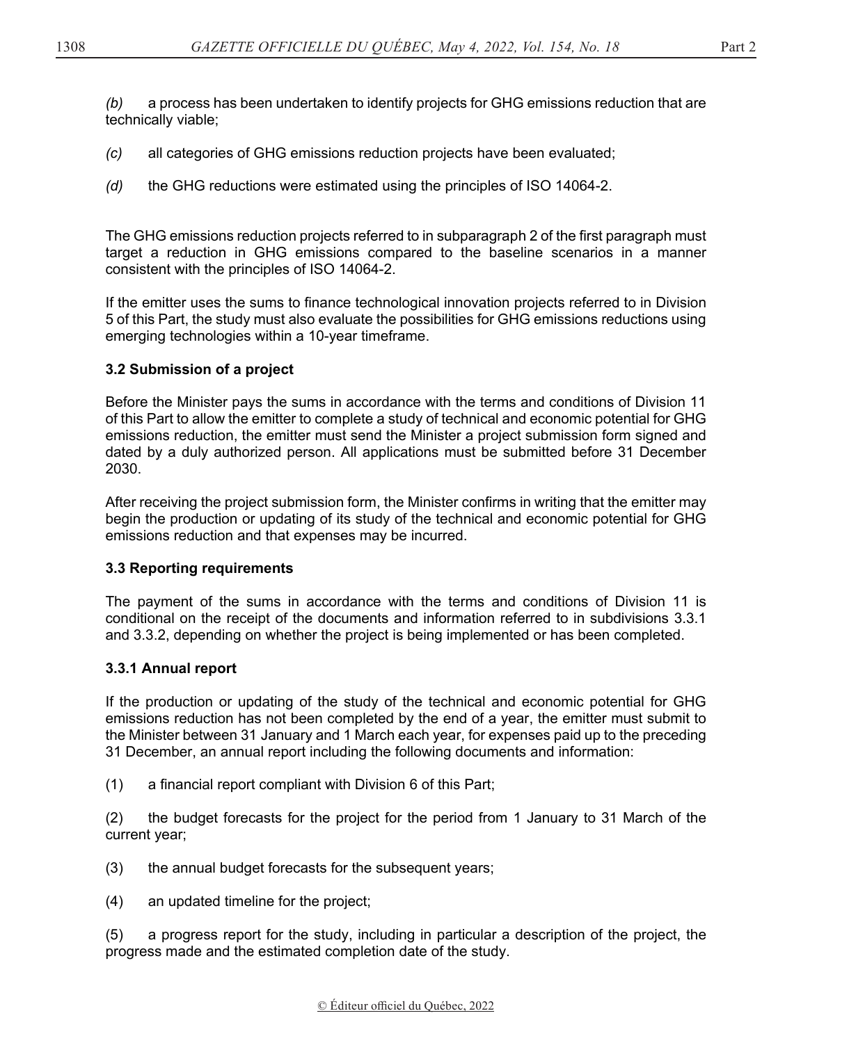*(b)* a process has been undertaken to identify projects for GHG emissions reduction that are technically viable;

*(c)* all categories of GHG emissions reduction projects have been evaluated;

*(d)* the GHG reductions were estimated using the principles of ISO 14064-2.

The GHG emissions reduction projects referred to in subparagraph 2 of the first paragraph must target a reduction in GHG emissions compared to the baseline scenarios in a manner consistent with the principles of ISO 14064-2.

If the emitter uses the sums to finance technological innovation projects referred to in Division 5 of this Part, the study must also evaluate the possibilities for GHG emissions reductions using emerging technologies within a 10-year timeframe.

### 3.2 Submission of a project

Before the Minister pays the sums in accordance with the terms and conditions of Division 11 of this Part to allow the emitter to complete a study of technical and economic potential for GHG emissions reduction, the emitter must send the Minister a project submission form signed and dated by a duly authorized person. All applications must be submitted before 31 December 2030.

After receiving the project submission form, the Minister confirms in writing that the emitter may begin the production or updating of its study of the technical and economic potential for GHG emissions reduction and that expenses may be incurred.

### 3.3 Reporting requirements

The payment of the sums in accordance with the terms and conditions of Division 11 is conditional on the receipt of the documents and information referred to in subdivisions 3.3.1 and 3.3.2, depending on whether the project is being implemented or has been completed.

#### 3.3.1 Annual report

If the production or updating of the study of the technical and economic potential for GHG emissions reduction has not been completed by the end of a year, the emitter must submit to the Minister between 31 January and 1 March each year, for expenses paid up to the preceding 31 December, an annual report including the following documents and information:

(1) a financial report compliant with Division 6 of this Part;

(2) the budget forecasts for the project for the period from 1 January to 31 March of the current year;

(3) the annual budget forecasts for the subsequent years;

(4) an updated timeline for the project;

(5) a progress report for the study, including in particular a description of the project, the progress made and the estimated completion date of the study.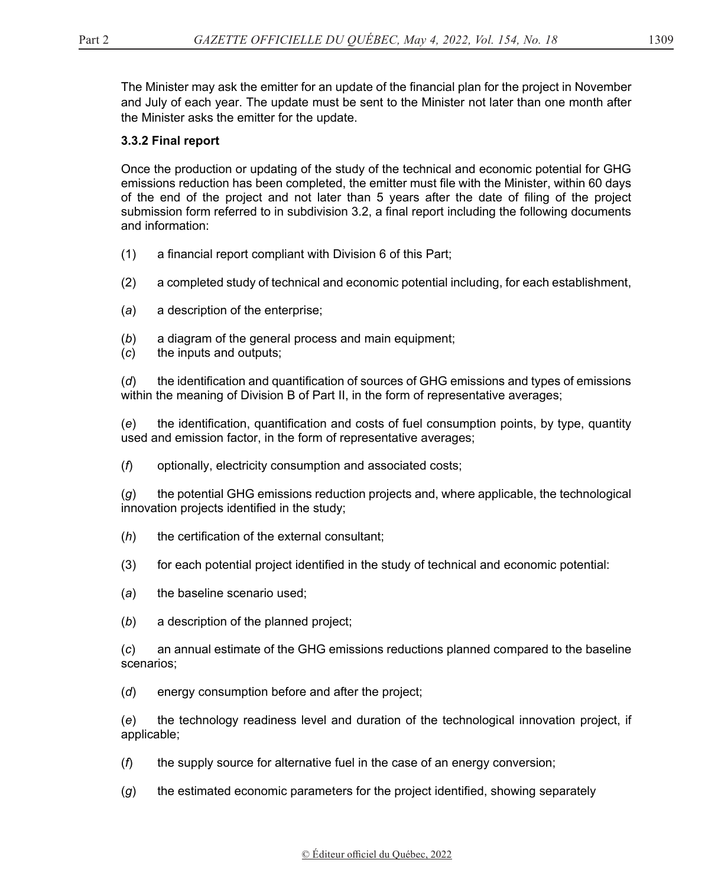The Minister may ask the emitter for an update of the financial plan for the project in November and July of each year. The update must be sent to the Minister not later than one month after the Minister asks the emitter for the update.

**3.3.2 Final report**

Once the production or updating of the study of the technical and economic potential for GHG emissions reduction has been completed, the emitter must file with the Minister, within 60 days of the end of the project and not later than 5 years after the date of filing of the project submission form referred to in subdivision 3.2, a final report including the following documents and information:

(1) a financial report compliant with Division 6 of this Part;

(2) a completed study of technical and economic potential including, for each establishment,

(*a*) a description of the enterprise;

(*b*) a diagram of the general process and main equipment;

(*c*) the inputs and outputs;

(*d*) the identification and quantification of sources of GHG emissions and types of emissions within the meaning of Division B of Part II, in the form of representative averages;

(*e*) the identification, quantification and costs of fuel consumption points, by type, quantity used and emission factor, in the form of representative averages;

(*f*) optionally, electricity consumption and associated costs;

(*g*) the potential GHG emissions reduction projects and, where applicable, the technological innovation projects identified in the study;

(*h*) the certification of the external consultant;

(3) for each potential project identified in the study of technical and economic potential:

(*a*) the baseline scenario used;

(*b*) a description of the planned project;

(*c*) an annual estimate of the GHG emissions reductions planned compared to the baseline scenarios;

(*d*) energy consumption before and after the project;

(*e*) the technology readiness level and duration of the technological innovation project, if applicable;

(*f*) the supply source for alternative fuel in the case of an energy conversion;

(*g*) the estimated economic parameters for the project identified, showing separately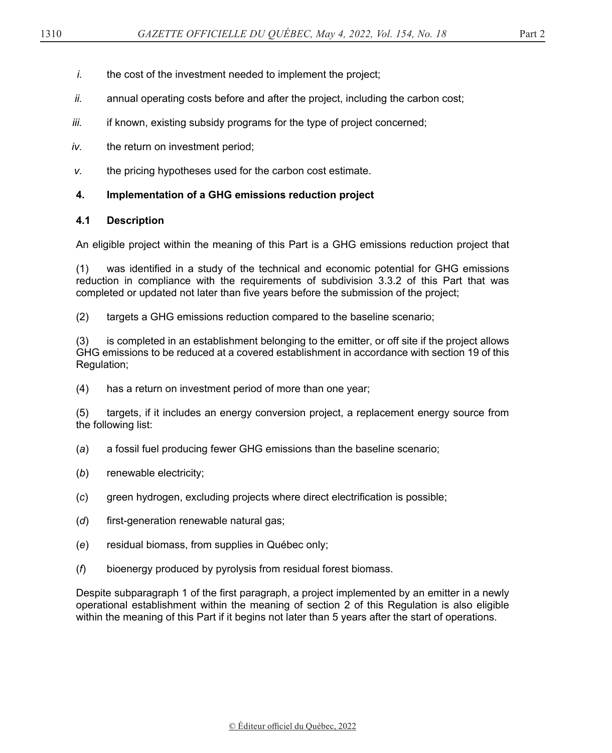*i.* the cost of the investment needed to implement the project;

*ii.* annual operating costs before and after the project, including the carbon cost;

*iii.* if known, existing subsidy programs for the type of project concerned;

*iv.* the return on investment period;

*v.* the pricing hypotheses used for the carbon cost estimate.

**4. Implementation of a GHG emissions reduction project**

**4.1 Description**

An eligible project within the meaning of this Part is a GHG emissions reduction project that

(1) was identified in a study of the technical and economic potential for GHG emissions reduction in compliance with the requirements of subdivision 3.3.2 of this Part that was completed or updated not later than five years before the submission of the project;

(2) targets a GHG emissions reduction compared to the baseline scenario;

(3) is completed in an establishment belonging to the emitter, or off site if the project allows GHG emissions to be reduced at a covered establishment in accordance with section 19 of this Regulation;

(4) has a return on investment period of more than one year;

(5) targets, if it includes an energy conversion project, a replacement energy source from the following list:

(*a*) a fossil fuel producing fewer GHG emissions than the baseline scenario;

(*b*) renewable electricity;

(*c*) green hydrogen, excluding projects where direct electrification is possible;

(*d*) first-generation renewable natural gas;

(*e*) residual biomass, from supplies in Québec only;

(*f*) bioenergy produced by pyrolysis from residual forest biomass.

Despite subparagraph 1 of the first paragraph, a project implemented by an emitter in a newly operational establishment within the meaning of section 2 of this Regulation is also eligible within the meaning of this Part if it begins not later than 5 years after the start of operations.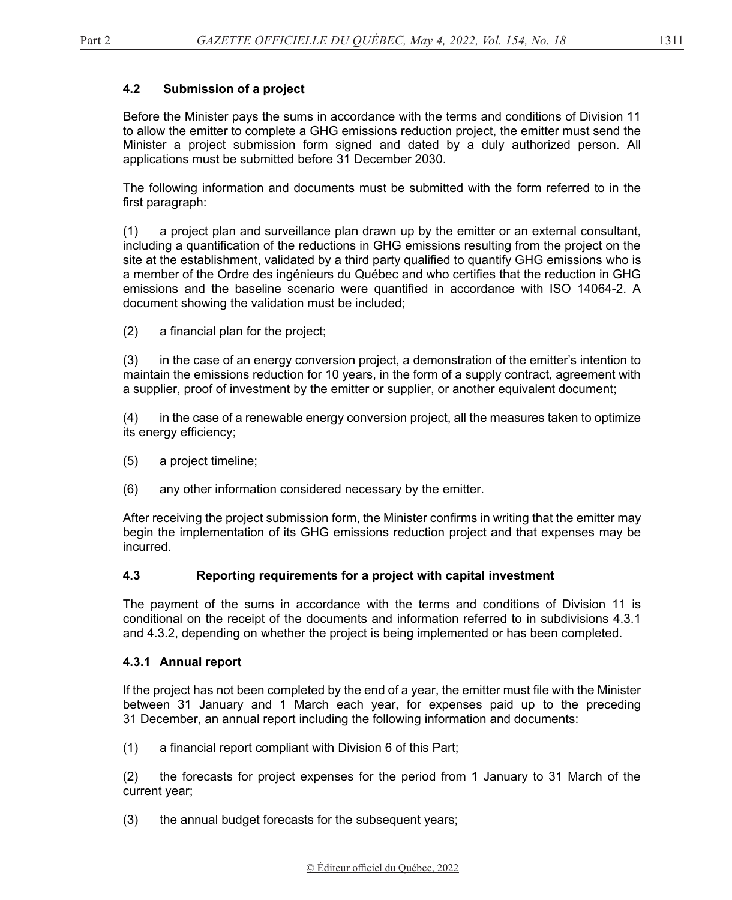### 4.2 Submission of a project

Before the Minister pays the sums in accordance with the terms and conditions of Division 11 to allow the emitter to complete a GHG emissions reduction project, the emitter must send the Minister a project submission form signed and dated by a duly authorized person. All applications must be submitted before 31 December 2030.

The following information and documents must be submitted with the form referred to in the first paragraph:

(1) a project plan and surveillance plan drawn up by the emitter or an external consultant, including a quantification of the reductions in GHG emissions resulting from the project on the site at the establishment, validated by a third party qualified to quantify GHG emissions who is a member of the Ordre des ingénieurs du Québec and who certifies that the reduction in GHG emissions and the baseline scenario were quantified in accordance with ISO 14064-2. A document showing the validation must be included;

(2) a financial plan for the project;

(3) in the case of an energy conversion project, a demonstration of the emitter's intention to maintain the emissions reduction for 10 years, in the form of a supply contract, agreement with a supplier, proof of investment by the emitter or supplier, or another equivalent document;

(4) in the case of a renewable energy conversion project, all the measures taken to optimize its energy efficiency;

(5) a project timeline;

(6) any other information considered necessary by the emitter.

After receiving the project submission form, the Minister confirms in writing that the emitter may begin the implementation of its GHG emissions reduction project and that expenses may be incurred.

### 4.3 Reporting requirements for a project with capital investment

The payment of the sums in accordance with the terms and conditions of Division 11 is conditional on the receipt of the documents and information referred to in subdivisions 4.3.1 and 4.3.2, depending on whether the project is being implemented or has been completed.

#### 4.3.1 Annual report

If the project has not been completed by the end of a year, the emitter must file with the Minister between 31 January and 1 March each year, for expenses paid up to the preceding 31 December, an annual report including the following information and documents:

(1) a financial report compliant with Division 6 of this Part;

(2) the forecasts for project expenses for the period from 1 January to 31 March of the current year;

(3) the annual budget forecasts for the subsequent years;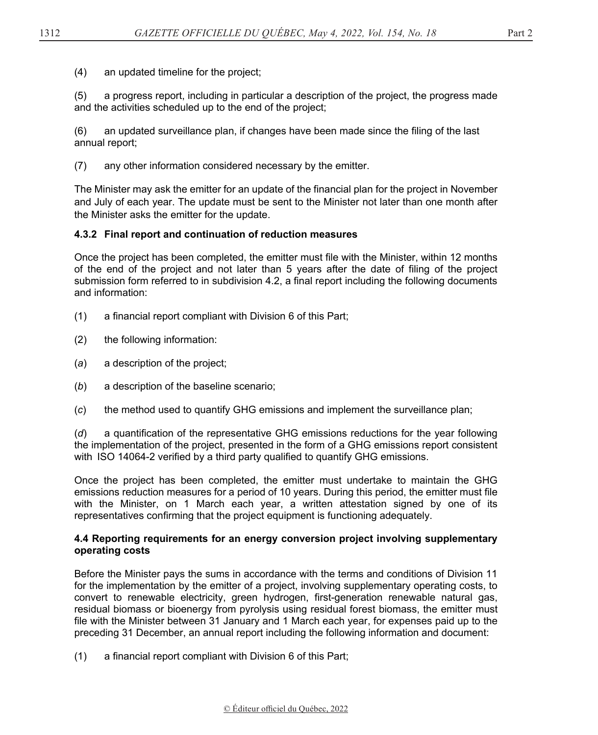(4) an updated timeline for the project;

(5) a progress report, including in particular a description of the project, the progress made and the activities scheduled up to the end of the project;

(6) an updated surveillance plan, if changes have been made since the filing of the last annual report;

(7) any other information considered necessary by the emitter.

The Minister may ask the emitter for an update of the financial plan for the project in November and July of each year. The update must be sent to the Minister not later than one month after the Minister asks the emitter for the update.

#### 4.3.2 Final report and continuation of reduction measures

Once the project has been completed, the emitter must file with the Minister, within 12 months of the end of the project and not later than 5 years after the date of filing of the project submission form referred to in subdivision 4.2, a final report including the following documents and information:

(1) a financial report compliant with Division 6 of this Part;

(2) the following information:

(*a*) a description of the project;

(*b*) a description of the baseline scenario;

(*c*) the method used to quantify GHG emissions and implement the surveillance plan;

(*d*) a quantification of the representative GHG emissions reductions for the year following the implementation of the project, presented in the form of a GHG emissions report consistent with ISO 14064-2 verified by a third party qualified to quantify GHG emissions.

Once the project has been completed, the emitter must undertake to maintain the GHG emissions reduction measures for a period of 10 years. During this period, the emitter must file with the Minister, on 1 March each year, a written attestation signed by one of its representatives confirming that the project equipment is functioning adequately.

#### 4.4 Reporting requirements for an energy conversion project involving supplementary operating costs

Before the Minister pays the sums in accordance with the terms and conditions of Division 11 for the implementation by the emitter of a project, involving supplementary operating costs, to convert to renewable electricity, green hydrogen, first-generation renewable natural gas, residual biomass or bioenergy from pyrolysis using residual forest biomass, the emitter must file with the Minister between 31 January and 1 March each year, for expenses paid up to the preceding 31 December, an annual report including the following information and document:

(1) a financial report compliant with Division 6 of this Part;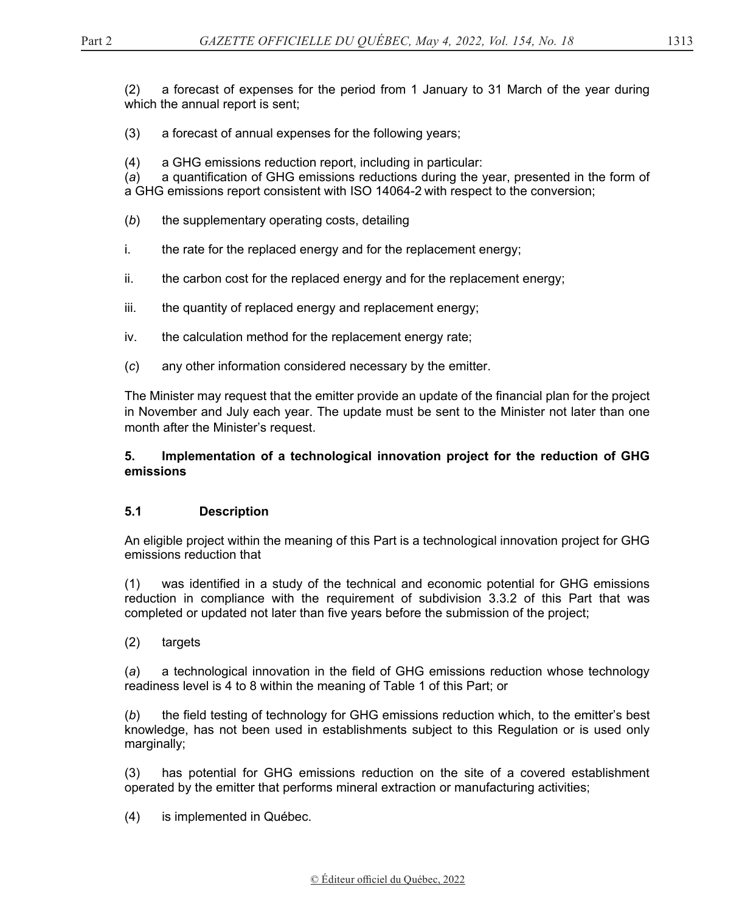(2) a forecast of expenses for the period from 1 January to 31 March of the year during which the annual report is sent;

(3) a forecast of annual expenses for the following years;

(4) a GHG emissions reduction report, including in particular:
(*a*) a quantification of GHG emissions reductions during the year, presented in the form of a GHG emissions report consistent with ISO 14064-2 with respect to the conversion;

(*b*) the supplementary operating costs, detailing

i. the rate for the replaced energy and for the replacement energy;

ii. the carbon cost for the replaced energy and for the replacement energy;

iii. the quantity of replaced energy and replacement energy;

iv. the calculation method for the replacement energy rate;

(*c*) any other information considered necessary by the emitter.

The Minister may request that the emitter provide an update of the financial plan for the project in November and July each year. The update must be sent to the Minister not later than one month after the Minister's request.

**5. Implementation of a technological innovation project for the reduction of GHG emissions**

**5.1 Description**

An eligible project within the meaning of this Part is a technological innovation project for GHG emissions reduction that

(1) was identified in a study of the technical and economic potential for GHG emissions reduction in compliance with the requirement of subdivision 3.3.2 of this Part that was completed or updated not later than five years before the submission of the project;

(2) targets

(*a*) a technological innovation in the field of GHG emissions reduction whose technology readiness level is 4 to 8 within the meaning of Table 1 of this Part; or

(*b*) the field testing of technology for GHG emissions reduction which, to the emitter's best knowledge, has not been used in establishments subject to this Regulation or is used only marginally;

(3) has potential for GHG emissions reduction on the site of a covered establishment operated by the emitter that performs mineral extraction or manufacturing activities;

(4) is implemented in Québec.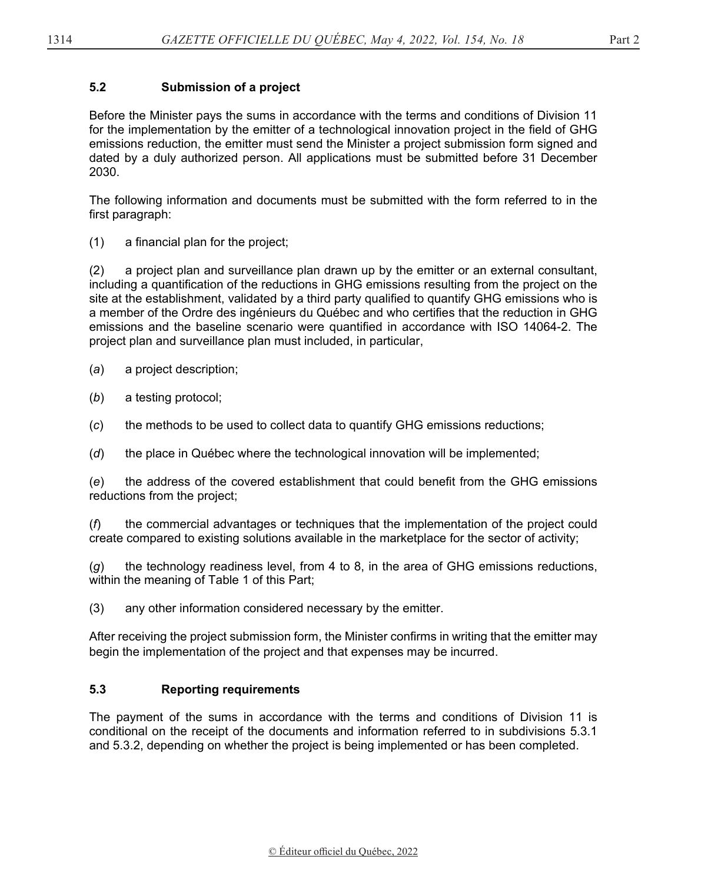### 5.2 Submission of a project

Before the Minister pays the sums in accordance with the terms and conditions of Division 11 for the implementation by the emitter of a technological innovation project in the field of GHG emissions reduction, the emitter must send the Minister a project submission form signed and dated by a duly authorized person. All applications must be submitted before 31 December 2030.

The following information and documents must be submitted with the form referred to in the first paragraph:

(1) a financial plan for the project;

(2) a project plan and surveillance plan drawn up by the emitter or an external consultant, including a quantification of the reductions in GHG emissions resulting from the project on the site at the establishment, validated by a third party qualified to quantify GHG emissions who is a member of the Ordre des ingénieurs du Québec and who certifies that the reduction in GHG emissions and the baseline scenario were quantified in accordance with ISO 14064-2. The project plan and surveillance plan must included, in particular,

(*a*) a project description;

(*b*) a testing protocol;

(*c*) the methods to be used to collect data to quantify GHG emissions reductions;

(*d*) the place in Québec where the technological innovation will be implemented;

(*e*) the address of the covered establishment that could benefit from the GHG emissions reductions from the project;

(*f*) the commercial advantages or techniques that the implementation of the project could create compared to existing solutions available in the marketplace for the sector of activity;

(*g*) the technology readiness level, from 4 to 8, in the area of GHG emissions reductions, within the meaning of Table 1 of this Part;

(3) any other information considered necessary by the emitter.

After receiving the project submission form, the Minister confirms in writing that the emitter may begin the implementation of the project and that expenses may be incurred.

### 5.3 Reporting requirements

The payment of the sums in accordance with the terms and conditions of Division 11 is conditional on the receipt of the documents and information referred to in subdivisions 5.3.1 and 5.3.2, depending on whether the project is being implemented or has been completed.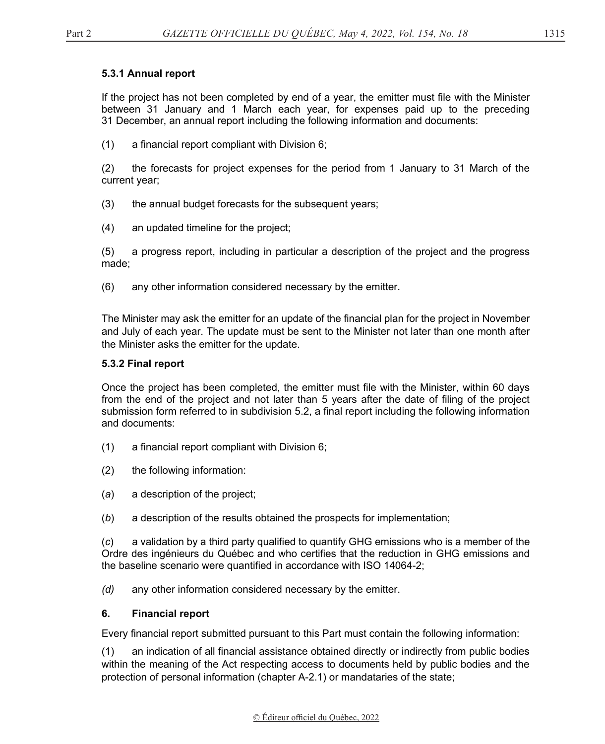#### 5.3.1 Annual report

If the project has not been completed by end of a year, the emitter must file with the Minister between 31 January and 1 March each year, for expenses paid up to the preceding 31 December, an annual report including the following information and documents:

(1) a financial report compliant with Division 6;

(2) the forecasts for project expenses for the period from 1 January to 31 March of the current year;

(3) the annual budget forecasts for the subsequent years;

(4) an updated timeline for the project;

(5) a progress report, including in particular a description of the project and the progress made;

(6) any other information considered necessary by the emitter.

The Minister may ask the emitter for an update of the financial plan for the project in November and July of each year. The update must be sent to the Minister not later than one month after the Minister asks the emitter for the update.

#### 5.3.2 Final report

Once the project has been completed, the emitter must file with the Minister, within 60 days from the end of the project and not later than 5 years after the date of filing of the project submission form referred to in subdivision 5.2, a final report including the following information and documents:

(1) a financial report compliant with Division 6;

(2) the following information:

(*a*) a description of the project;

(*b*) a description of the results obtained the prospects for implementation;

(*c*) a validation by a third party qualified to quantify GHG emissions who is a member of the Ordre des ingénieurs du Québec and who certifies that the reduction in GHG emissions and the baseline scenario were quantified in accordance with ISO 14064-2;

*(d)* any other information considered necessary by the emitter.

### 6. Financial report

Every financial report submitted pursuant to this Part must contain the following information:

(1) an indication of all financial assistance obtained directly or indirectly from public bodies within the meaning of the Act respecting access to documents held by public bodies and the protection of personal information (chapter A-2.1) or mandataries of the state;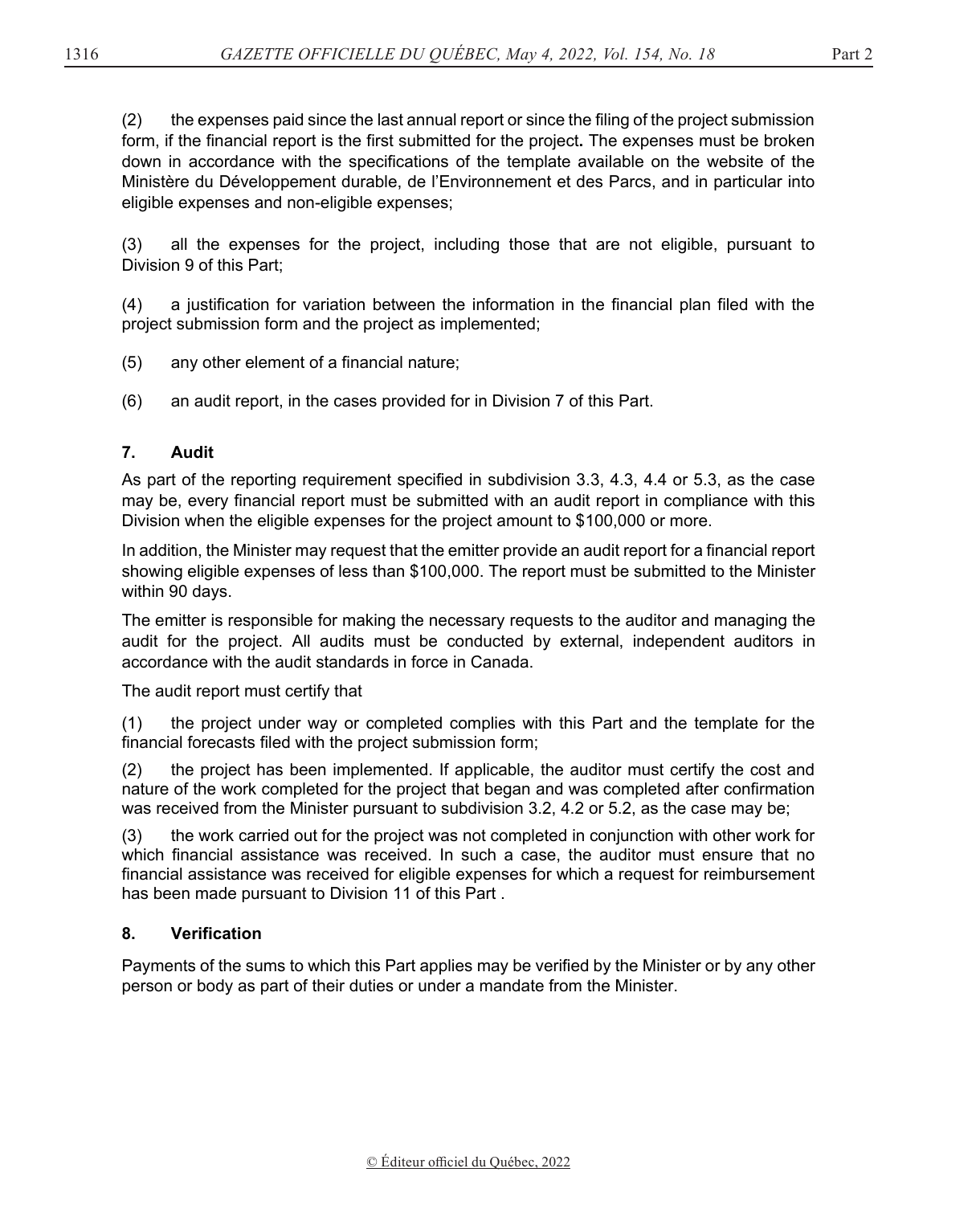(2) the expenses paid since the last annual report or since the filing of the project submission form, if the financial report is the first submitted for the project**.** The expenses must be broken down in accordance with the specifications of the template available on the website of the Ministère du Développement durable, de l'Environnement et des Parcs, and in particular into eligible expenses and non-eligible expenses;

(3) all the expenses for the project, including those that are not eligible, pursuant to Division 9 of this Part;

(4) a justification for variation between the information in the financial plan filed with the project submission form and the project as implemented;

(5) any other element of a financial nature;

(6) an audit report, in the cases provided for in Division 7 of this Part.

### 7. Audit

As part of the reporting requirement specified in subdivision 3.3, 4.3, 4.4 or 5.3, as the case may be, every financial report must be submitted with an audit report in compliance with this Division when the eligible expenses for the project amount to $100,000 or more.

In addition, the Minister may request that the emitter provide an audit report for a financial report showing eligible expenses of less than $100,000. The report must be submitted to the Minister within 90 days.

The emitter is responsible for making the necessary requests to the auditor and managing the audit for the project. All audits must be conducted by external, independent auditors in accordance with the audit standards in force in Canada.

The audit report must certify that

(1) the project under way or completed complies with this Part and the template for the financial forecasts filed with the project submission form;

(2) the project has been implemented. If applicable, the auditor must certify the cost and nature of the work completed for the project that began and was completed after confirmation was received from the Minister pursuant to subdivision 3.2, 4.2 or 5.2, as the case may be;

(3) the work carried out for the project was not completed in conjunction with other work for which financial assistance was received. In such a case, the auditor must ensure that no financial assistance was received for eligible expenses for which a request for reimbursement has been made pursuant to Division 11 of this Part .

### 8. Verification

Payments of the sums to which this Part applies may be verified by the Minister or by any other person or body as part of their duties or under a mandate from the Minister.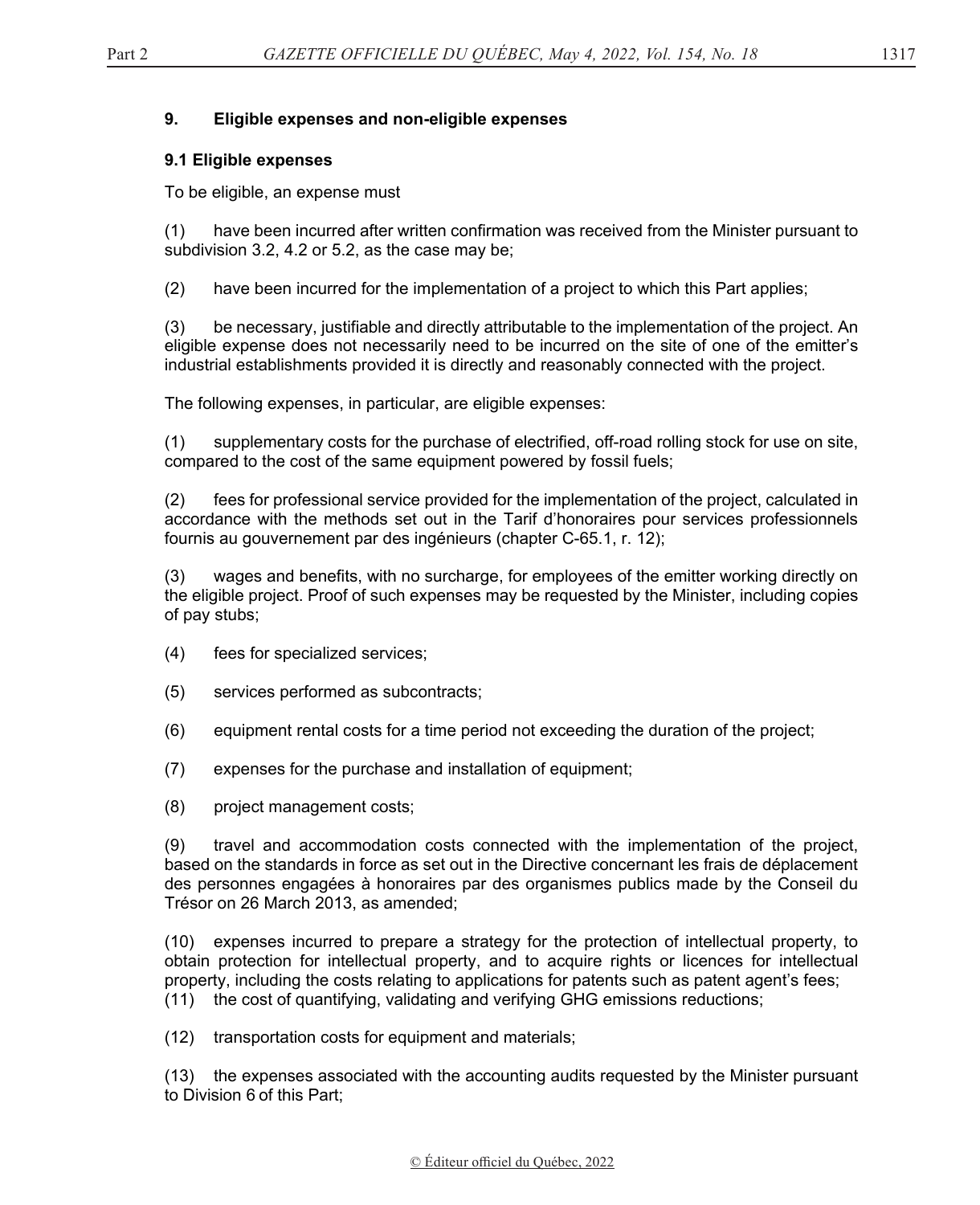## 9. Eligible expenses and non-eligible expenses

### 9.1 Eligible expenses

To be eligible, an expense must

(1) have been incurred after written confirmation was received from the Minister pursuant to subdivision 3.2, 4.2 or 5.2, as the case may be;

(2) have been incurred for the implementation of a project to which this Part applies;

(3) be necessary, justifiable and directly attributable to the implementation of the project. An eligible expense does not necessarily need to be incurred on the site of one of the emitter's industrial establishments provided it is directly and reasonably connected with the project.

The following expenses, in particular, are eligible expenses:

(1) supplementary costs for the purchase of electrified, off-road rolling stock for use on site, compared to the cost of the same equipment powered by fossil fuels;

(2) fees for professional service provided for the implementation of the project, calculated in accordance with the methods set out in the Tarif d'honoraires pour services professionnels fournis au gouvernement par des ingénieurs (chapter C-65.1, r. 12);

(3) wages and benefits, with no surcharge, for employees of the emitter working directly on the eligible project. Proof of such expenses may be requested by the Minister, including copies of pay stubs;

(4) fees for specialized services;

(5) services performed as subcontracts;

(6) equipment rental costs for a time period not exceeding the duration of the project;

(7) expenses for the purchase and installation of equipment;

(8) project management costs;

(9) travel and accommodation costs connected with the implementation of the project, based on the standards in force as set out in the Directive concernant les frais de déplacement des personnes engagées à honoraires par des organismes publics made by the Conseil du Trésor on 26 March 2013, as amended;

(10) expenses incurred to prepare a strategy for the protection of intellectual property, to obtain protection for intellectual property, and to acquire rights or licences for intellectual property, including the costs relating to applications for patents such as patent agent's fees;

(11) the cost of quantifying, validating and verifying GHG emissions reductions;

(12) transportation costs for equipment and materials;

(13) the expenses associated with the accounting audits requested by the Minister pursuant to Division 6 of this Part;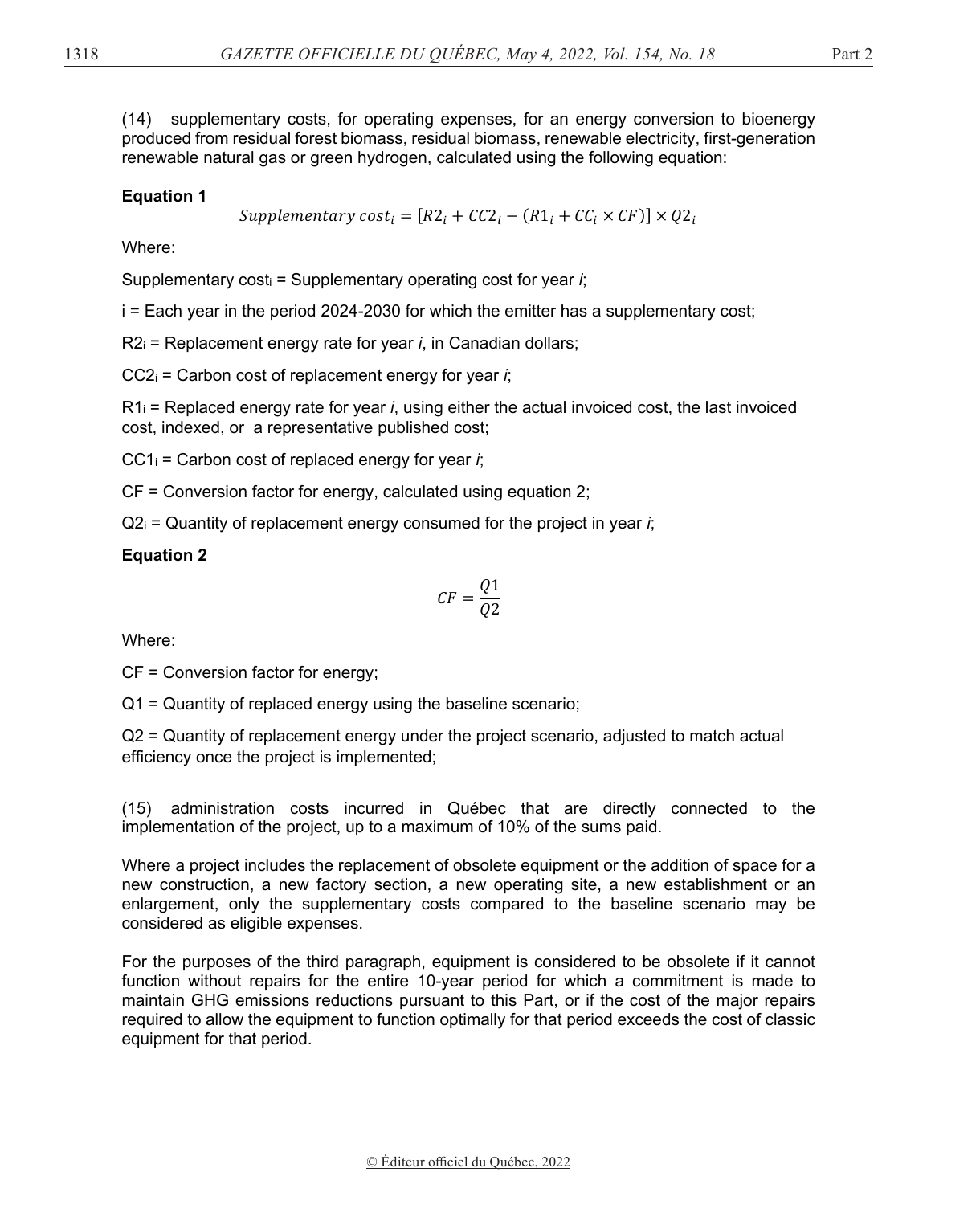(14) supplementary costs, for operating expenses, for an energy conversion to bioenergy produced from residual forest biomass, residual biomass, renewable electricity, first-generation renewable natural gas or green hydrogen, calculated using the following equation:

**Equation 1**

$$Supplementary\ cost_i = [R2_i + CC2_i - (R1_i + CC_i \times CF)] \times Q2_i$$

Where:

$\text{Supplementary cost}_i$ = Supplementary operating cost for year *i*;

i = Each year in the period 2024-2030 for which the emitter has a supplementary cost;

$R2_i$ = Replacement energy rate for year *i*, in Canadian dollars;

$CC2_i$ = Carbon cost of replacement energy for year *i*;

$R1_i$ = Replaced energy rate for year *i*, using either the actual invoiced cost, the last invoiced cost, indexed, or a representative published cost;

$CC1_i$ = Carbon cost of replaced energy for year *i*;

CF = Conversion factor for energy, calculated using equation 2;

$Q2_i$ = Quantity of replacement energy consumed for the project in year *i*;

**Equation 2**

$$CF = \frac{Q1}{Q2}$$

Where:

CF = Conversion factor for energy;

Q1 = Quantity of replaced energy using the baseline scenario;

Q2 = Quantity of replacement energy under the project scenario, adjusted to match actual efficiency once the project is implemented;

(15) administration costs incurred in Québec that are directly connected to the implementation of the project, up to a maximum of 10% of the sums paid.

Where a project includes the replacement of obsolete equipment or the addition of space for a new construction, a new factory section, a new operating site, a new establishment or an enlargement, only the supplementary costs compared to the baseline scenario may be considered as eligible expenses.

For the purposes of the third paragraph, equipment is considered to be obsolete if it cannot function without repairs for the entire 10-year period for which a commitment is made to maintain GHG emissions reductions pursuant to this Part, or if the cost of the major repairs required to allow the equipment to function optimally for that period exceeds the cost of classic equipment for that period.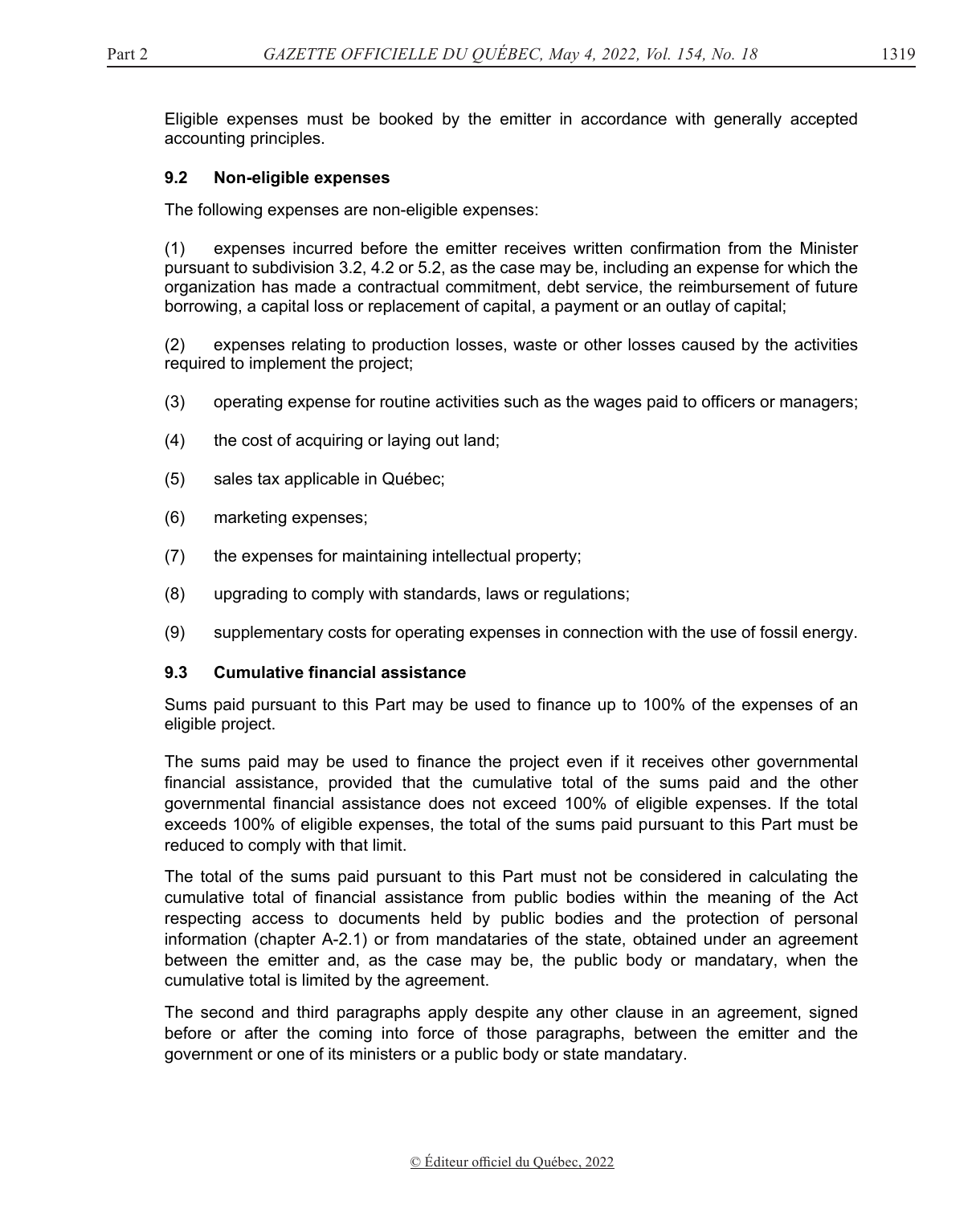Eligible expenses must be booked by the emitter in accordance with generally accepted accounting principles.

### 9.2 Non-eligible expenses

The following expenses are non-eligible expenses:

(1) expenses incurred before the emitter receives written confirmation from the Minister pursuant to subdivision 3.2, 4.2 or 5.2, as the case may be, including an expense for which the organization has made a contractual commitment, debt service, the reimbursement of future borrowing, a capital loss or replacement of capital, a payment or an outlay of capital;

(2) expenses relating to production losses, waste or other losses caused by the activities required to implement the project;

(3) operating expense for routine activities such as the wages paid to officers or managers;

(4) the cost of acquiring or laying out land;

(5) sales tax applicable in Québec;

(6) marketing expenses;

(7) the expenses for maintaining intellectual property;

(8) upgrading to comply with standards, laws or regulations;

(9) supplementary costs for operating expenses in connection with the use of fossil energy.

### 9.3 Cumulative financial assistance

Sums paid pursuant to this Part may be used to finance up to 100% of the expenses of an eligible project.

The sums paid may be used to finance the project even if it receives other governmental financial assistance, provided that the cumulative total of the sums paid and the other governmental financial assistance does not exceed 100% of eligible expenses. If the total exceeds 100% of eligible expenses, the total of the sums paid pursuant to this Part must be reduced to comply with that limit.

The total of the sums paid pursuant to this Part must not be considered in calculating the cumulative total of financial assistance from public bodies within the meaning of the Act respecting access to documents held by public bodies and the protection of personal information (chapter A-2.1) or from mandataries of the state, obtained under an agreement between the emitter and, as the case may be, the public body or mandatary, when the cumulative total is limited by the agreement.

The second and third paragraphs apply despite any other clause in an agreement, signed before or after the coming into force of those paragraphs, between the emitter and the government or one of its ministers or a public body or state mandatary.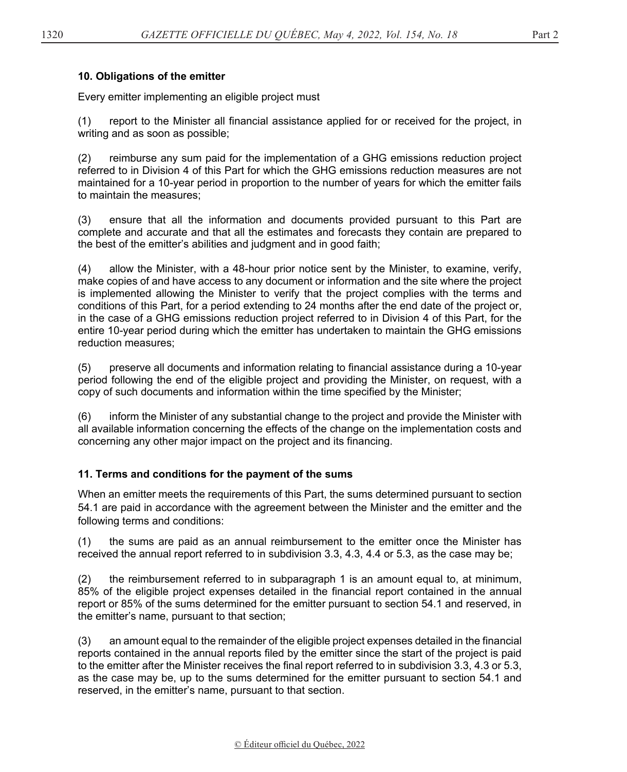### 10. Obligations of the emitter

Every emitter implementing an eligible project must

(1) report to the Minister all financial assistance applied for or received for the project, in writing and as soon as possible;

(2) reimburse any sum paid for the implementation of a GHG emissions reduction project referred to in Division 4 of this Part for which the GHG emissions reduction measures are not maintained for a 10-year period in proportion to the number of years for which the emitter fails to maintain the measures;

(3) ensure that all the information and documents provided pursuant to this Part are complete and accurate and that all the estimates and forecasts they contain are prepared to the best of the emitter's abilities and judgment and in good faith;

(4) allow the Minister, with a 48-hour prior notice sent by the Minister, to examine, verify, make copies of and have access to any document or information and the site where the project is implemented allowing the Minister to verify that the project complies with the terms and conditions of this Part, for a period extending to 24 months after the end date of the project or, in the case of a GHG emissions reduction project referred to in Division 4 of this Part, for the entire 10-year period during which the emitter has undertaken to maintain the GHG emissions reduction measures;

(5) preserve all documents and information relating to financial assistance during a 10-year period following the end of the eligible project and providing the Minister, on request, with a copy of such documents and information within the time specified by the Minister;

(6) inform the Minister of any substantial change to the project and provide the Minister with all available information concerning the effects of the change on the implementation costs and concerning any other major impact on the project and its financing.

### 11. Terms and conditions for the payment of the sums

When an emitter meets the requirements of this Part, the sums determined pursuant to section 54.1 are paid in accordance with the agreement between the Minister and the emitter and the following terms and conditions:

(1) the sums are paid as an annual reimbursement to the emitter once the Minister has received the annual report referred to in subdivision 3.3, 4.3, 4.4 or 5.3, as the case may be;

(2) the reimbursement referred to in subparagraph 1 is an amount equal to, at minimum, 85% of the eligible project expenses detailed in the financial report contained in the annual report or 85% of the sums determined for the emitter pursuant to section 54.1 and reserved, in the emitter's name, pursuant to that section;

(3) an amount equal to the remainder of the eligible project expenses detailed in the financial reports contained in the annual reports filed by the emitter since the start of the project is paid to the emitter after the Minister receives the final report referred to in subdivision 3.3, 4.3 or 5.3, as the case may be, up to the sums determined for the emitter pursuant to section 54.1 and reserved, in the emitter's name, pursuant to that section.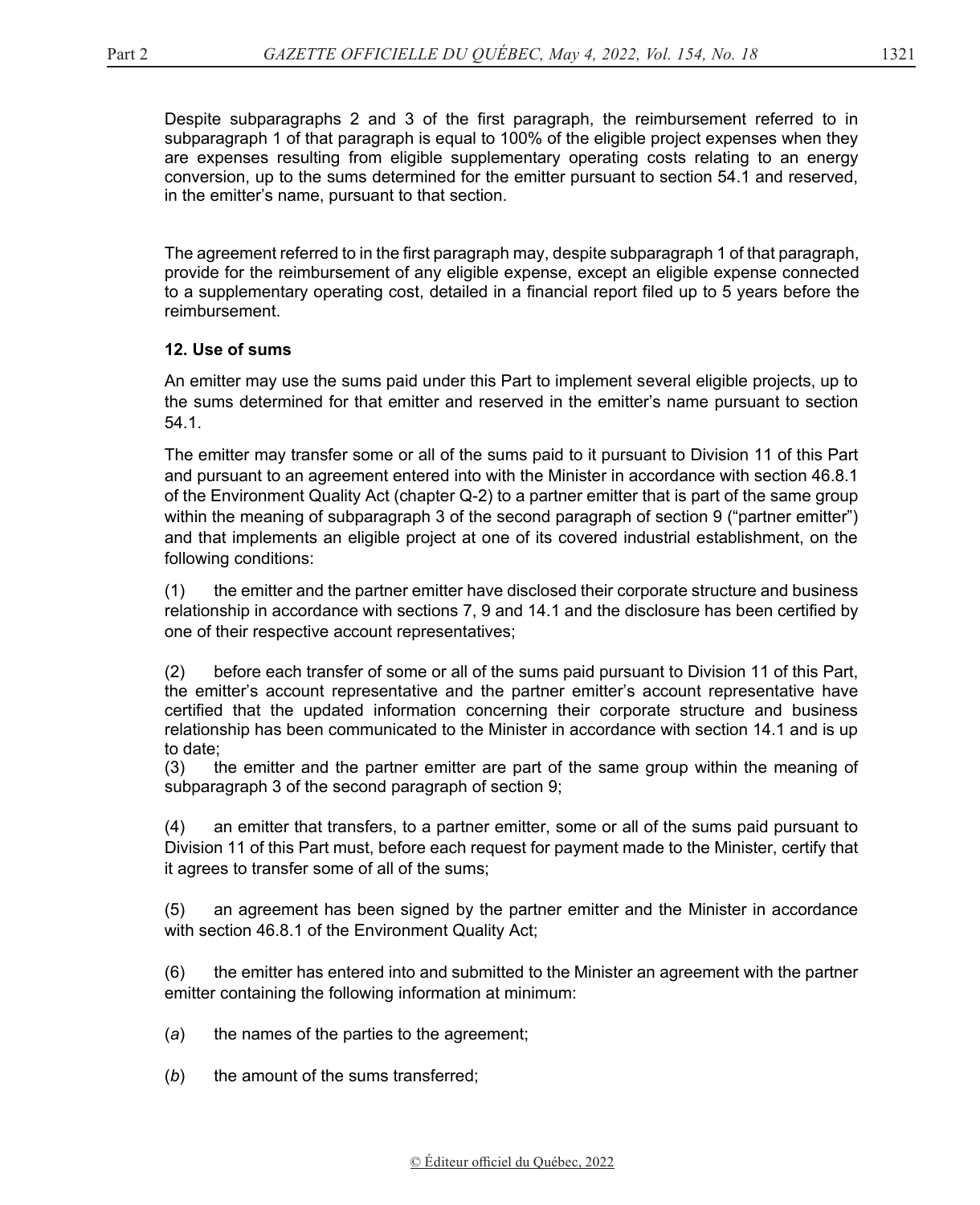Despite subparagraphs 2 and 3 of the first paragraph, the reimbursement referred to in subparagraph 1 of that paragraph is equal to 100% of the eligible project expenses when they are expenses resulting from eligible supplementary operating costs relating to an energy conversion, up to the sums determined for the emitter pursuant to section 54.1 and reserved, in the emitter's name, pursuant to that section.

The agreement referred to in the first paragraph may, despite subparagraph 1 of that paragraph, provide for the reimbursement of any eligible expense, except an eligible expense connected to a supplementary operating cost, detailed in a financial report filed up to 5 years before the reimbursement.

**12. Use of sums**

An emitter may use the sums paid under this Part to implement several eligible projects, up to the sums determined for that emitter and reserved in the emitter's name pursuant to section 54.1.

The emitter may transfer some or all of the sums paid to it pursuant to Division 11 of this Part and pursuant to an agreement entered into with the Minister in accordance with section 46.8.1 of the Environment Quality Act (chapter Q-2) to a partner emitter that is part of the same group within the meaning of subparagraph 3 of the second paragraph of section 9 ("partner emitter") and that implements an eligible project at one of its covered industrial establishment, on the following conditions:

(1) the emitter and the partner emitter have disclosed their corporate structure and business relationship in accordance with sections 7, 9 and 14.1 and the disclosure has been certified by one of their respective account representatives;

(2) before each transfer of some or all of the sums paid pursuant to Division 11 of this Part, the emitter's account representative and the partner emitter's account representative have certified that the updated information concerning their corporate structure and business relationship has been communicated to the Minister in accordance with section 14.1 and is up to date;

(3) the emitter and the partner emitter are part of the same group within the meaning of subparagraph 3 of the second paragraph of section 9;

(4) an emitter that transfers, to a partner emitter, some or all of the sums paid pursuant to Division 11 of this Part must, before each request for payment made to the Minister, certify that it agrees to transfer some of all of the sums;

(5) an agreement has been signed by the partner emitter and the Minister in accordance with section 46.8.1 of the Environment Quality Act;

(6) the emitter has entered into and submitted to the Minister an agreement with the partner emitter containing the following information at minimum:

(*a*) the names of the parties to the agreement;

(*b*) the amount of the sums transferred;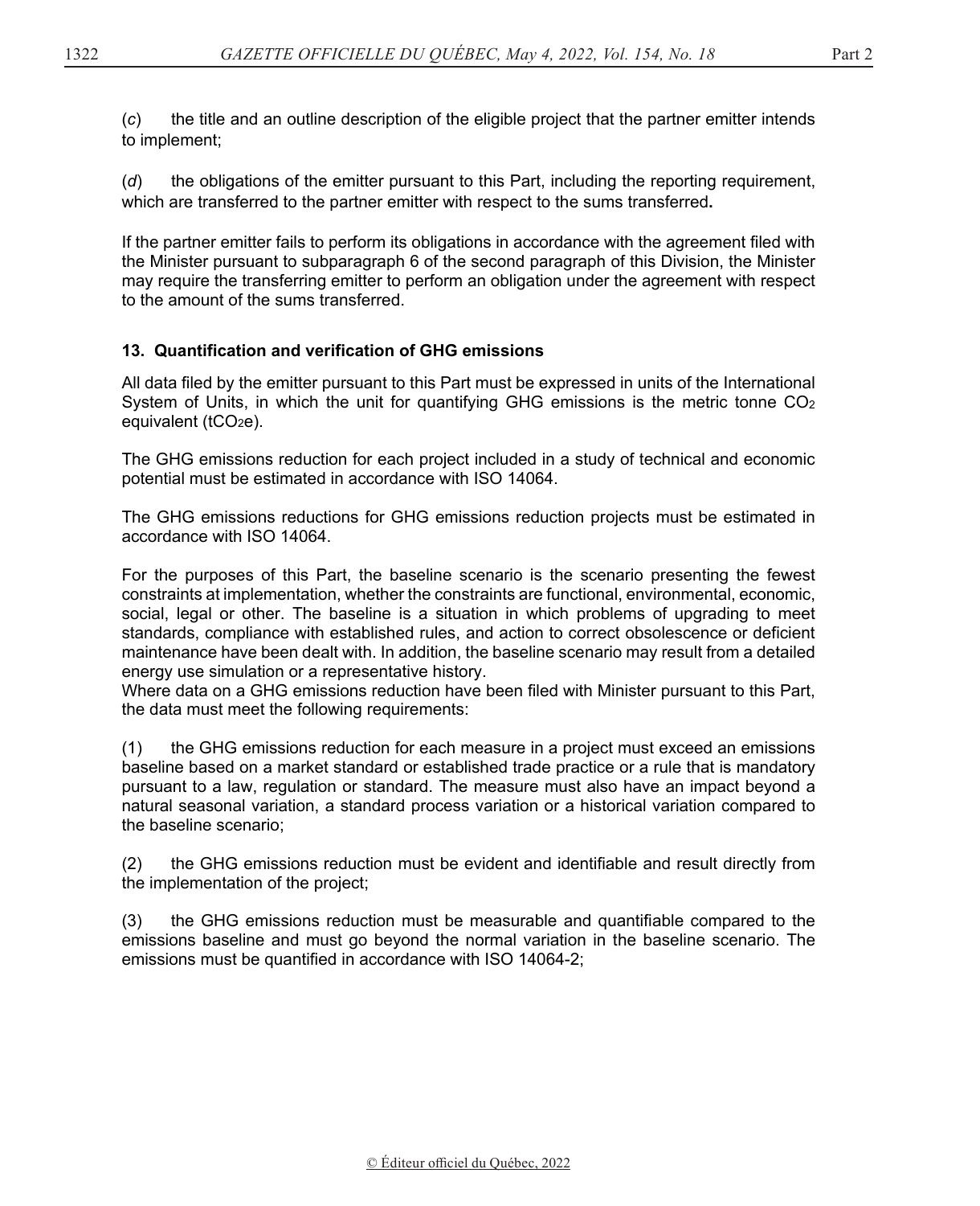(*c*) the title and an outline description of the eligible project that the partner emitter intends to implement;

(*d*) the obligations of the emitter pursuant to this Part, including the reporting requirement, which are transferred to the partner emitter with respect to the sums transferred**.**

If the partner emitter fails to perform its obligations in accordance with the agreement filed with the Minister pursuant to subparagraph 6 of the second paragraph of this Division, the Minister may require the transferring emitter to perform an obligation under the agreement with respect to the amount of the sums transferred.

### 13. Quantification and verification of GHG emissions

All data filed by the emitter pursuant to this Part must be expressed in units of the International System of Units, in which the unit for quantifying GHG emissions is the metric tonne $CO_2$ equivalent ($tCO_2e$).

The GHG emissions reduction for each project included in a study of technical and economic potential must be estimated in accordance with ISO 14064.

The GHG emissions reductions for GHG emissions reduction projects must be estimated in accordance with ISO 14064.

For the purposes of this Part, the baseline scenario is the scenario presenting the fewest constraints at implementation, whether the constraints are functional, environmental, economic, social, legal or other. The baseline is a situation in which problems of upgrading to meet standards, compliance with established rules, and action to correct obsolescence or deficient maintenance have been dealt with. In addition, the baseline scenario may result from a detailed energy use simulation or a representative history.
Where data on a GHG emissions reduction have been filed with Minister pursuant to this Part, the data must meet the following requirements:

(1) the GHG emissions reduction for each measure in a project must exceed an emissions baseline based on a market standard or established trade practice or a rule that is mandatory pursuant to a law, regulation or standard. The measure must also have an impact beyond a natural seasonal variation, a standard process variation or a historical variation compared to the baseline scenario;

(2) the GHG emissions reduction must be evident and identifiable and result directly from the implementation of the project;

(3) the GHG emissions reduction must be measurable and quantifiable compared to the emissions baseline and must go beyond the normal variation in the baseline scenario. The emissions must be quantified in accordance with ISO 14064-2;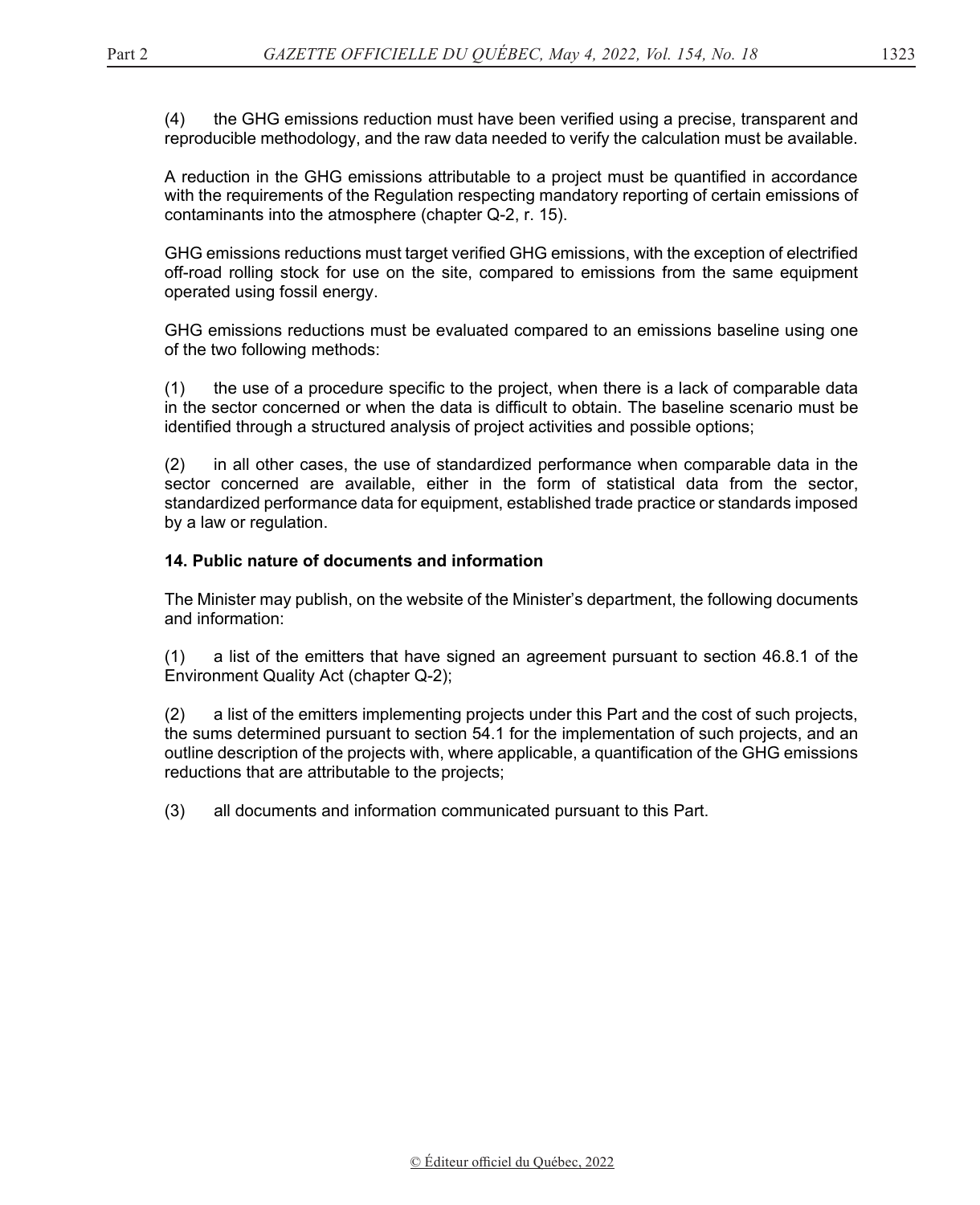(4) the GHG emissions reduction must have been verified using a precise, transparent and reproducible methodology, and the raw data needed to verify the calculation must be available.

A reduction in the GHG emissions attributable to a project must be quantified in accordance with the requirements of the Regulation respecting mandatory reporting of certain emissions of contaminants into the atmosphere (chapter Q-2, r. 15).

GHG emissions reductions must target verified GHG emissions, with the exception of electrified off-road rolling stock for use on the site, compared to emissions from the same equipment operated using fossil energy.

GHG emissions reductions must be evaluated compared to an emissions baseline using one of the two following methods:

(1) the use of a procedure specific to the project, when there is a lack of comparable data in the sector concerned or when the data is difficult to obtain. The baseline scenario must be identified through a structured analysis of project activities and possible options;

(2) in all other cases, the use of standardized performance when comparable data in the sector concerned are available, either in the form of statistical data from the sector, standardized performance data for equipment, established trade practice or standards imposed by a law or regulation.

**14. Public nature of documents and information**

The Minister may publish, on the website of the Minister's department, the following documents and information:

(1) a list of the emitters that have signed an agreement pursuant to section 46.8.1 of the Environment Quality Act (chapter Q-2);

(2) a list of the emitters implementing projects under this Part and the cost of such projects, the sums determined pursuant to section 54.1 for the implementation of such projects, and an outline description of the projects with, where applicable, a quantification of the GHG emissions reductions that are attributable to the projects;

(3) all documents and information communicated pursuant to this Part.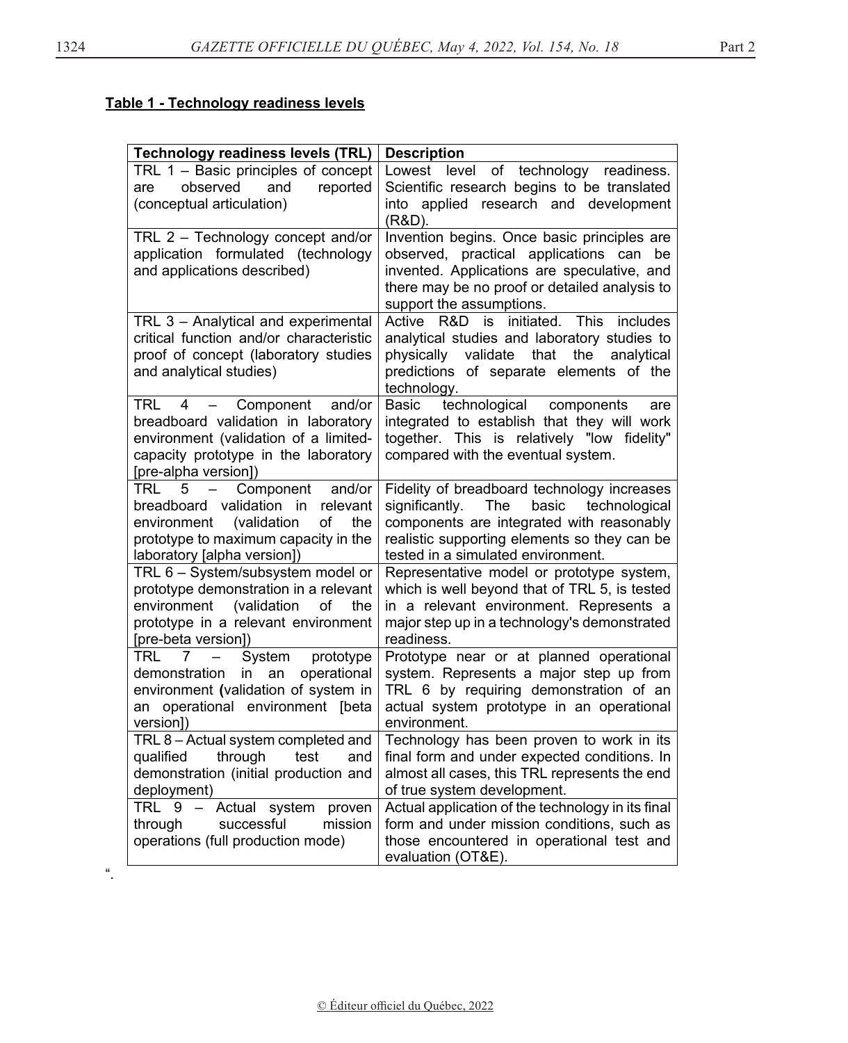**Table 1 - Technology readiness levels**

| Technology readiness levels (TRL) | Description |
|---|---|
| TRL 1 – Basic principles of concept are observed and reported (conceptual articulation) | Lowest level of technology readiness. Scientific research begins to be translated into applied research and development (R&D). |
| TRL 2 – Technology concept and/or application formulated (technology and applications described) | Invention begins. Once basic principles are observed, practical applications can be invented. Applications are speculative, and there may be no proof or detailed analysis to support the assumptions. |
| TRL 3 – Analytical and experimental critical function and/or characteristic proof of concept (laboratory studies and analytical studies) | Active R&D is initiated. This includes analytical studies and laboratory studies to physically validate that the analytical predictions of separate elements of the technology. |
| TRL 4 – Component and/or breadboard validation in laboratory environment (validation of a limited-capacity prototype in the laboratory [pre-alpha version]) | Basic technological components are integrated to establish that they will work together. This is relatively "low fidelity" compared with the eventual system. |
| TRL 5 – Component and/or breadboard validation in relevant environment (validation of the prototype to maximum capacity in the laboratory [alpha version]) | Fidelity of breadboard technology increases significantly. The basic technological components are integrated with reasonably realistic supporting elements so they can be tested in a simulated environment. |
| TRL 6 – System/subsystem model or prototype demonstration in a relevant environment (validation of the prototype in a relevant environment [pre-beta version]) | Representative model or prototype system, which is well beyond that of TRL 5, is tested in a relevant environment. Represents a major step up in a technology's demonstrated readiness. |
| TRL 7 – System prototype demonstration in an operational environment (validation of system in an operational environment [beta version]) | Prototype near or at planned operational system. Represents a major step up from TRL 6 by requiring demonstration of an actual system prototype in an operational environment. |
| TRL 8 – Actual system completed and qualified through test and demonstration (initial production and deployment) | Technology has been proven to work in its final form and under expected conditions. In almost all cases, this TRL represents the end of true system development. |
| TRL 9 – Actual system proven through successful mission operations (full production mode) | Actual application of the technology in its final form and under mission conditions, such as those encountered in operational test and evaluation (OT&E). |

".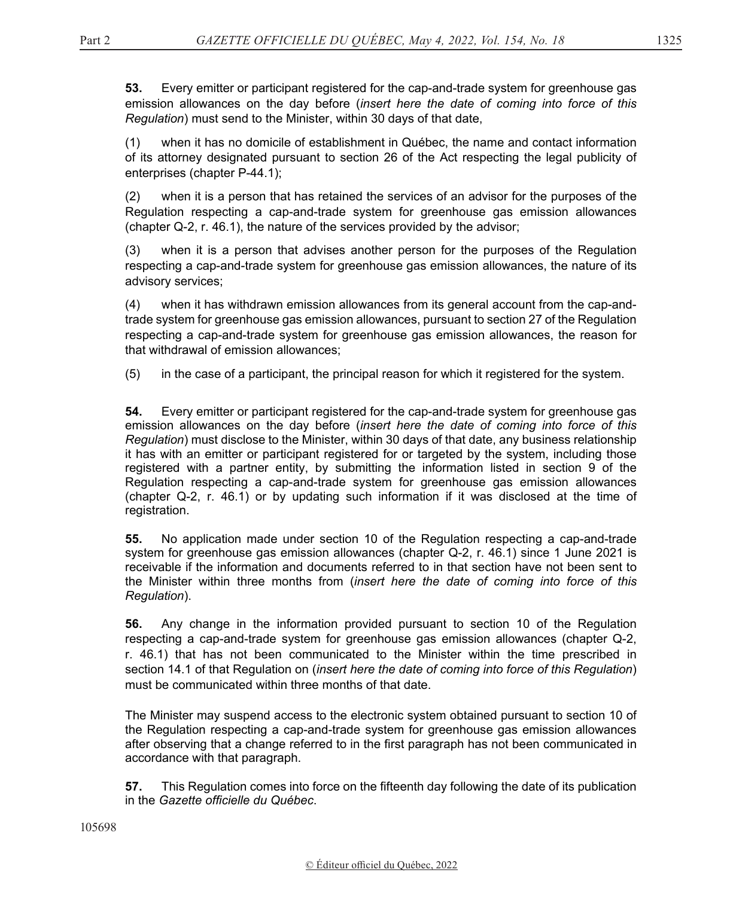**53.** Every emitter or participant registered for the cap-and-trade system for greenhouse gas emission allowances on the day before (*insert here the date of coming into force of this Regulation*) must send to the Minister, within 30 days of that date,

(1) when it has no domicile of establishment in Québec, the name and contact information of its attorney designated pursuant to section 26 of the Act respecting the legal publicity of enterprises (chapter P-44.1);

(2) when it is a person that has retained the services of an advisor for the purposes of the Regulation respecting a cap-and-trade system for greenhouse gas emission allowances (chapter Q-2, r. 46.1), the nature of the services provided by the advisor;

(3) when it is a person that advises another person for the purposes of the Regulation respecting a cap-and-trade system for greenhouse gas emission allowances, the nature of its advisory services;

(4) when it has withdrawn emission allowances from its general account from the cap-and-trade system for greenhouse gas emission allowances, pursuant to section 27 of the Regulation respecting a cap-and-trade system for greenhouse gas emission allowances, the reason for that withdrawal of emission allowances;

(5) in the case of a participant, the principal reason for which it registered for the system.

**54.** Every emitter or participant registered for the cap-and-trade system for greenhouse gas emission allowances on the day before (*insert here the date of coming into force of this Regulation*) must disclose to the Minister, within 30 days of that date, any business relationship it has with an emitter or participant registered for or targeted by the system, including those registered with a partner entity, by submitting the information listed in section 9 of the Regulation respecting a cap-and-trade system for greenhouse gas emission allowances (chapter Q-2, r. 46.1) or by updating such information if it was disclosed at the time of registration.

**55.** No application made under section 10 of the Regulation respecting a cap-and-trade system for greenhouse gas emission allowances (chapter Q-2, r. 46.1) since 1 June 2021 is receivable if the information and documents referred to in that section have not been sent to the Minister within three months from (*insert here the date of coming into force of this Regulation*).

**56.** Any change in the information provided pursuant to section 10 of the Regulation respecting a cap-and-trade system for greenhouse gas emission allowances (chapter Q-2, r. 46.1) that has not been communicated to the Minister within the time prescribed in section 14.1 of that Regulation on (*insert here the date of coming into force of this Regulation*) must be communicated within three months of that date.

The Minister may suspend access to the electronic system obtained pursuant to section 10 of the Regulation respecting a cap-and-trade system for greenhouse gas emission allowances after observing that a change referred to in the first paragraph has not been communicated in accordance with that paragraph.

**57.** This Regulation comes into force on the fifteenth day following the date of its publication in the *Gazette officielle du Québec*.

105698

© Éditeur officiel du Québec, 2022